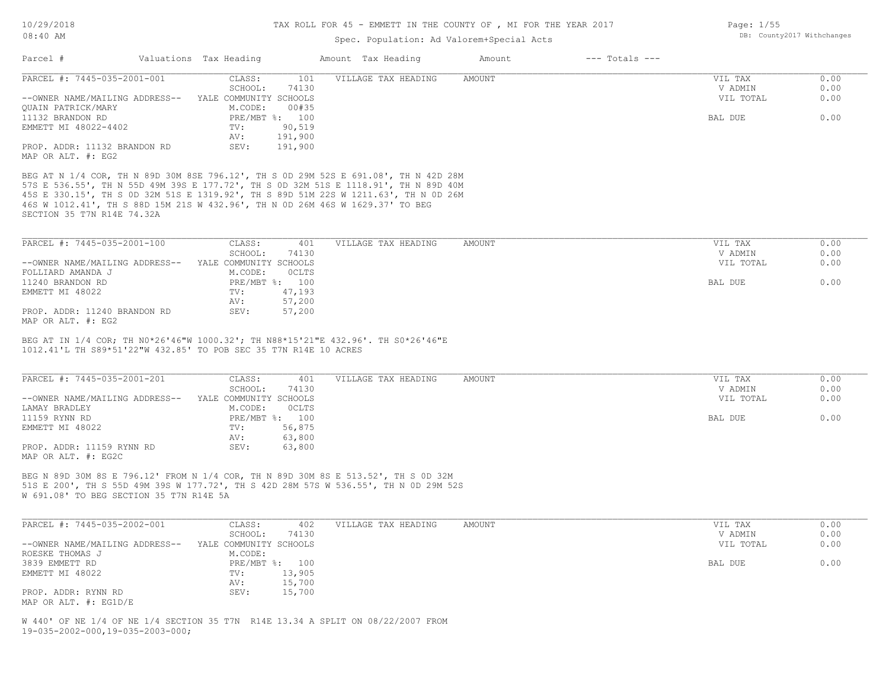# TAX ROLL FOR 45 - EMMETT IN THE COUNTY OF , MI FOR THE YEAR 2017

Spec. Population: Ad Valorem+Special Acts

10/29/2018 08:40 AM

DB: County2017 Withchanges

| Parcel # | Valuations | Tax Heading | Amount | Tax Heading | Amount | --- Totals --- |
|---|---|---|---|---|---|---|

---

**PARCEL #: 7445-035-2001-001**

| | | | | | |
|---|---|---|---|---|---|
| --OWNER NAME/MAILING ADDRESS-- | CLASS: 101 | VILLAGE TAX HEADING | AMOUNT | VIL TAX | 0.00 |
| QUAIN PATRICK/MARY | SCHOOL: 74130 | | | V ADMIN | 0.00 |
| 11132 BRANDON RD | YALE COMMUNITY SCHOOLS | | | VIL TOTAL | 0.00 |
| EMMETT MI 48022-4402 | M.CODE: 00#35 | | | | |
| | PRE/MBT %: 100 | | | BAL DUE | 0.00 |
| | TV: 90,519 | | | | |
| | AV: 191,900 | | | | |
| PROP. ADDR: 11132 BRANDON RD | SEV: 191,900 | | | | |
| MAP OR ALT. #: EG2 | | | | | |

BEG AT N 1/4 COR, TH N 89D 30M 8SE 796.12', TH S 0D 29M 52S E 691.08', TH N 42D 28M 57S E 536.55', TH N 55D 49M 39S E 177.72', TH S 0D 32M 51S E 1118.91', TH N 89D 40M 45S E 330.15', TH S 0D 32M 51S E 1319.92', TH S 89D 51M 22S W 1211.63', TH N 0D 26M 46S W 1012.41', TH S 88D 15M 21S W 432.96', TH N 0D 26M 46S W 1629.37' TO BEG SECTION 35 T7N R14E 74.32A

---

**PARCEL #: 7445-035-2001-100**

| | | | | | |
|---|---|---|---|---|---|
| --OWNER NAME/MAILING ADDRESS-- | CLASS: 401 | VILLAGE TAX HEADING | AMOUNT | VIL TAX | 0.00 |
| FOLLIARD AMANDA J | SCHOOL: 74130 | | | V ADMIN | 0.00 |
| 11240 BRANDON RD | YALE COMMUNITY SCHOOLS | | | VIL TOTAL | 0.00 |
| EMMETT MI 48022 | M.CODE: 0CLTS | | | | |
| | PRE/MBT %: 100 | | | BAL DUE | 0.00 |
| | TV: 47,193 | | | | |
| | AV: 57,200 | | | | |
| PROP. ADDR: 11240 BRANDON RD | SEV: 57,200 | | | | |
| MAP OR ALT. #: EG2 | | | | | |

BEG AT IN 1/4 COR; TH N0*26'46"W 1000.32'; TH N88*15'21"E 432.96'. TH S0*26'46"E 1012.41'L TH S89*51'22"W 432.85' TO POB SEC 35 T7N R14E 10 ACRES

---

**PARCEL #: 7445-035-2001-201**

| | | | | | |
|---|---|---|---|---|---|
| --OWNER NAME/MAILING ADDRESS-- | CLASS: 401 | VILLAGE TAX HEADING | AMOUNT | VIL TAX | 0.00 |
| LAMAY BRADLEY | SCHOOL: 74130 | | | V ADMIN | 0.00 |
| 11159 RYNN RD | YALE COMMUNITY SCHOOLS | | | VIL TOTAL | 0.00 |
| EMMETT MI 48022 | M.CODE: 0CLTS | | | | |
| | PRE/MBT %: 100 | | | BAL DUE | 0.00 |
| | TV: 56,875 | | | | |
| | AV: 63,800 | | | | |
| PROP. ADDR: 11159 RYNN RD | SEV: 63,800 | | | | |
| MAP OR ALT. #: EG2C | | | | | |

BEG N 89D 30M 8S E 796.12' FROM N 1/4 COR, TH N 89D 30M 8S E 513.52', TH S 0D 32M 51S E 200', TH S 55D 49M 39S W 177.72', TH S 42D 28M 57S W 536.55', TH N 0D 29M 52S W 691.08' TO BEG SECTION 35 T7N R14E 5A

---

**PARCEL #: 7445-035-2002-001**

| | | | | | |
|---|---|---|---|---|---|
| --OWNER NAME/MAILING ADDRESS-- | CLASS: 402 | VILLAGE TAX HEADING | AMOUNT | VIL TAX | 0.00 |
| ROESKE THOMAS J | SCHOOL: 74130 | | | V ADMIN | 0.00 |
| 3839 EMMETT RD | YALE COMMUNITY SCHOOLS | | | VIL TOTAL | 0.00 |
| EMMETT MI 48022 | M.CODE: | | | | |
| | PRE/MBT %: 100 | | | BAL DUE | 0.00 |
| | TV: 13,905 | | | | |
| | AV: 15,700 | | | | |
| PROP. ADDR: RYNN RD | SEV: 15,700 | | | | |
| MAP OR ALT. #: EG1D/E | | | | | |

W 440' OF NE 1/4 OF NE 1/4 SECTION 35 T7N R14E 13.34 A SPLIT ON 08/22/2007 FROM 19-035-2002-000,19-035-2003-000;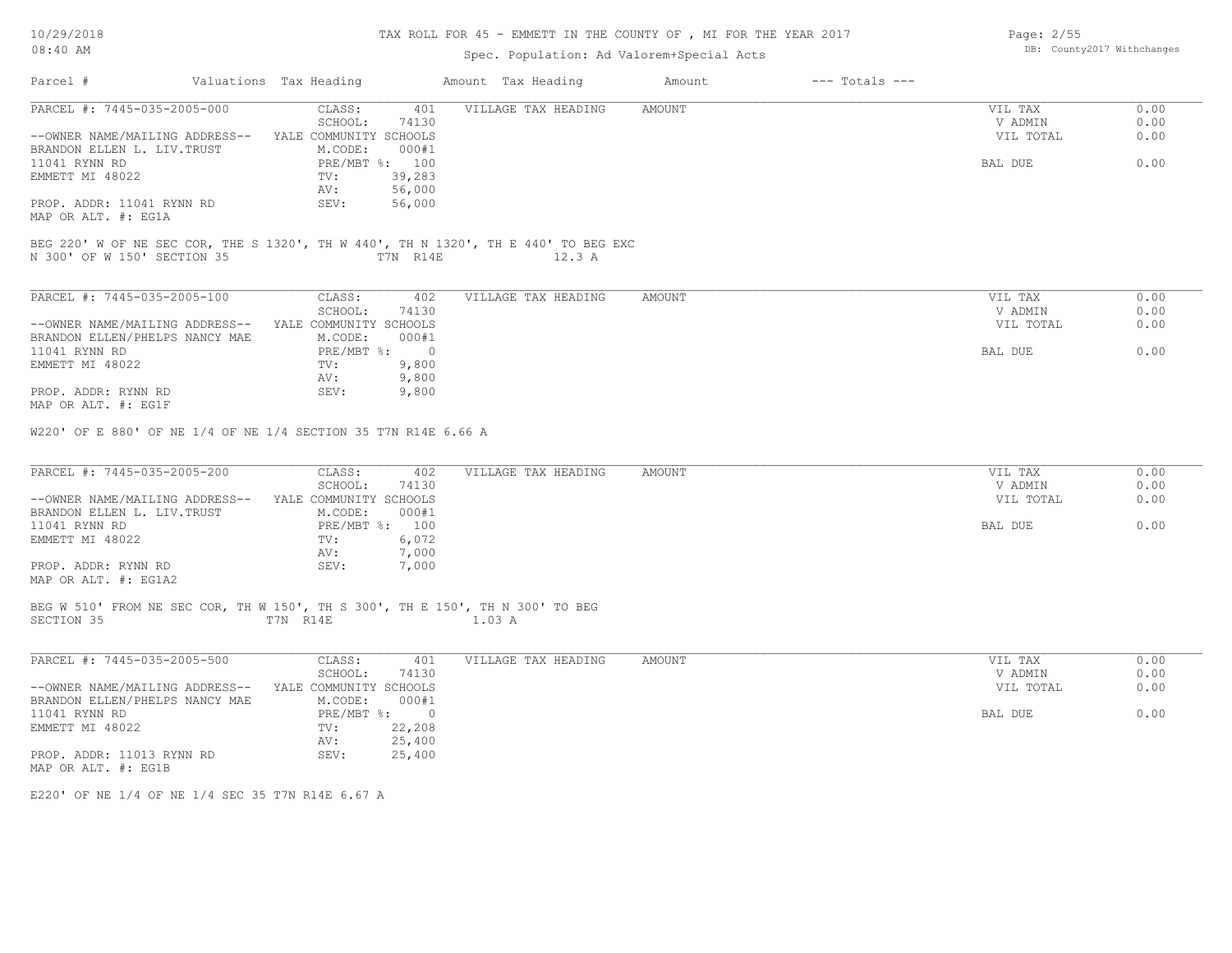TAX ROLL FOR 45 - EMMETT IN THE COUNTY OF , MI FOR THE YEAR 2017

Spec. Population: Ad Valorem+Special Acts

| Parcel # | Valuations | Tax Heading | Amount | Tax Heading | Amount | --- Totals --- |
|---|---|---|---|---|---|---|

---

PARCEL #: 7445-035-2005-000

| | | | | |
|---|---|---|---|---|
| CLASS: | 401 | VILLAGE TAX HEADING | AMOUNT | |
| SCHOOL: | 74130 | | | |
| --OWNER NAME/MAILING ADDRESS-- | YALE COMMUNITY SCHOOLS | | | |
| BRANDON ELLEN L. LIV.TRUST | M.CODE: 000#1 | | | |
| 11041 RYNN RD | PRE/MBT %: 100 | | | |
| EMMETT MI 48022 | TV: 39,283 | | | |
| | AV: 56,000 | | | |
| PROP. ADDR: 11041 RYNN RD | SEV: 56,000 | | | |
| MAP OR ALT. #: EG1A | | | | |

| | |
|---|---|
| VIL TAX | 0.00 |
| V ADMIN | 0.00 |
| VIL TOTAL | 0.00 |
| BAL DUE | 0.00 |

BEG 220' W OF NE SEC COR, THE S 1320', TH W 440', TH N 1320', TH E 440' TO BEG EXC N 300' OF W 150' SECTION 35 T7N R14E 12.3 A

---

PARCEL #: 7445-035-2005-100

| | | | | |
|---|---|---|---|---|
| CLASS: | 402 | VILLAGE TAX HEADING | AMOUNT | |
| SCHOOL: | 74130 | | | |
| --OWNER NAME/MAILING ADDRESS-- | YALE COMMUNITY SCHOOLS | | | |
| BRANDON ELLEN/PHELPS NANCY MAE | M.CODE: 000#1 | | | |
| 11041 RYNN RD | PRE/MBT %: 0 | | | |
| EMMETT MI 48022 | TV: 9,800 | | | |
| | AV: 9,800 | | | |
| PROP. ADDR: RYNN RD | SEV: 9,800 | | | |
| MAP OR ALT. #: EG1F | | | | |

| | |
|---|---|
| VIL TAX | 0.00 |
| V ADMIN | 0.00 |
| VIL TOTAL | 0.00 |
| BAL DUE | 0.00 |

W220' OF E 880' OF NE 1/4 OF NE 1/4 SECTION 35 T7N R14E 6.66 A

---

PARCEL #: 7445-035-2005-200

| | | | | |
|---|---|---|---|---|
| CLASS: | 402 | VILLAGE TAX HEADING | AMOUNT | |
| SCHOOL: | 74130 | | | |
| --OWNER NAME/MAILING ADDRESS-- | YALE COMMUNITY SCHOOLS | | | |
| BRANDON ELLEN L. LIV.TRUST | M.CODE: 000#1 | | | |
| 11041 RYNN RD | PRE/MBT %: 100 | | | |
| EMMETT MI 48022 | TV: 6,072 | | | |
| | AV: 7,000 | | | |
| PROP. ADDR: RYNN RD | SEV: 7,000 | | | |
| MAP OR ALT. #: EG1A2 | | | | |

| | |
|---|---|
| VIL TAX | 0.00 |
| V ADMIN | 0.00 |
| VIL TOTAL | 0.00 |
| BAL DUE | 0.00 |

BEG W 510' FROM NE SEC COR, TH W 150', TH S 300', TH E 150', TH N 300' TO BEG SECTION 35 T7N R14E 1.03 A

---

PARCEL #: 7445-035-2005-500

| | | | | |
|---|---|---|---|---|
| CLASS: | 401 | VILLAGE TAX HEADING | AMOUNT | |
| SCHOOL: | 74130 | | | |
| --OWNER NAME/MAILING ADDRESS-- | YALE COMMUNITY SCHOOLS | | | |
| BRANDON ELLEN/PHELPS NANCY MAE | M.CODE: 000#1 | | | |
| 11041 RYNN RD | PRE/MBT %: 0 | | | |
| EMMETT MI 48022 | TV: 22,208 | | | |
| | AV: 25,400 | | | |
| PROP. ADDR: 11013 RYNN RD | SEV: 25,400 | | | |
| MAP OR ALT. #: EG1B | | | | |

| | |
|---|---|
| VIL TAX | 0.00 |
| V ADMIN | 0.00 |
| VIL TOTAL | 0.00 |
| BAL DUE | 0.00 |

E220' OF NE 1/4 OF NE 1/4 SEC 35 T7N R14E 6.67 A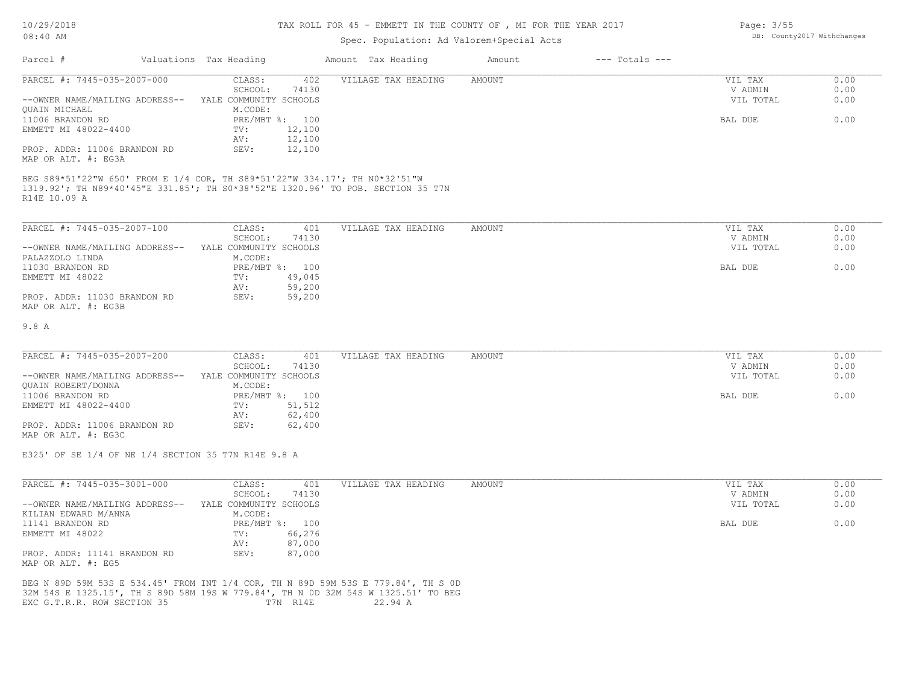# TAX ROLL FOR 45 - EMMETT IN THE COUNTY OF , MI FOR THE YEAR 2017

Spec. Population: Ad Valorem+Special Acts

10/29/2018 08:40 AM | DB: County2017 Withchanges

| Parcel # | Valuations | Tax Heading | Amount | Tax Heading | Amount | --- Totals --- |
|---|---|---|---|---|---|---|

---

**PARCEL #: 7445-035-2007-000**

| | | | | |
|---|---|---|---|---|
| --OWNER NAME/MAILING ADDRESS-- | CLASS: 402 | VILLAGE TAX HEADING | AMOUNT | VIL TAX 0.00 |
| QUAIN MICHAEL | SCHOOL: 74130 | | | V ADMIN 0.00 |
| 11006 BRANDON RD | YALE COMMUNITY SCHOOLS | | | VIL TOTAL 0.00 |
| EMMETT MI 48022-4400 | M.CODE: | | | |
| | PRE/MBT %: 100 | | | BAL DUE 0.00 |
| PROP. ADDR: 11006 BRANDON RD | TV: 12,100 | | | |
| MAP OR ALT. #: EG3A | AV: 12,100 | | | |
| | SEV: 12,100 | | | |

BEG S89*51'22"W 650' FROM E 1/4 COR, TH S89*51'22"W 334.17'; TH N0*32'51"W 1319.92'; TH N89*40'45"E 331.85'; TH S0*38'52"E 1320.96' TO POB. SECTION 35 T7N R14E 10.09 A

---

**PARCEL #: 7445-035-2007-100**

| | | | | |
|---|---|---|---|---|
| --OWNER NAME/MAILING ADDRESS-- | CLASS: 401 | VILLAGE TAX HEADING | AMOUNT | VIL TAX 0.00 |
| PALAZZOLO LINDA | SCHOOL: 74130 | | | V ADMIN 0.00 |
| 11030 BRANDON RD | YALE COMMUNITY SCHOOLS | | | VIL TOTAL 0.00 |
| EMMETT MI 48022 | M.CODE: | | | |
| | PRE/MBT %: 100 | | | BAL DUE 0.00 |
| PROP. ADDR: 11030 BRANDON RD | TV: 49,045 | | | |
| MAP OR ALT. #: EG3B | AV: 59,200 | | | |
| | SEV: 59,200 | | | |

9.8 A

---

**PARCEL #: 7445-035-2007-200**

| | | | | |
|---|---|---|---|---|
| --OWNER NAME/MAILING ADDRESS-- | CLASS: 401 | VILLAGE TAX HEADING | AMOUNT | VIL TAX 0.00 |
| QUAIN ROBERT/DONNA | SCHOOL: 74130 | | | V ADMIN 0.00 |
| 11006 BRANDON RD | YALE COMMUNITY SCHOOLS | | | VIL TOTAL 0.00 |
| EMMETT MI 48022-4400 | M.CODE: | | | |
| | PRE/MBT %: 100 | | | BAL DUE 0.00 |
| PROP. ADDR: 11006 BRANDON RD | TV: 51,512 | | | |
| MAP OR ALT. #: EG3C | AV: 62,400 | | | |
| | SEV: 62,400 | | | |

E325' OF SE 1/4 OF NE 1/4 SECTION 35 T7N R14E 9.8 A

---

**PARCEL #: 7445-035-3001-000**

| | | | | |
|---|---|---|---|---|
| --OWNER NAME/MAILING ADDRESS-- | CLASS: 401 | VILLAGE TAX HEADING | AMOUNT | VIL TAX 0.00 |
| KILIAN EDWARD M/ANNA | SCHOOL: 74130 | | | V ADMIN 0.00 |
| 11141 BRANDON RD | YALE COMMUNITY SCHOOLS | | | VIL TOTAL 0.00 |
| EMMETT MI 48022 | M.CODE: | | | |
| | PRE/MBT %: 100 | | | BAL DUE 0.00 |
| PROP. ADDR: 11141 BRANDON RD | TV: 66,276 | | | |
| MAP OR ALT. #: EG5 | AV: 87,000 | | | |
| | SEV: 87,000 | | | |

BEG N 89D 59M 53S E 534.45' FROM INT 1/4 COR, TH N 89D 59M 53S E 779.84', TH S 0D 32M 54S E 1325.15', TH S 89D 58M 19S W 779.84', TH N 0D 32M 54S W 1325.51' TO BEG EXC G.T.R.R. ROW SECTION 35 T7N R14E 22.94 A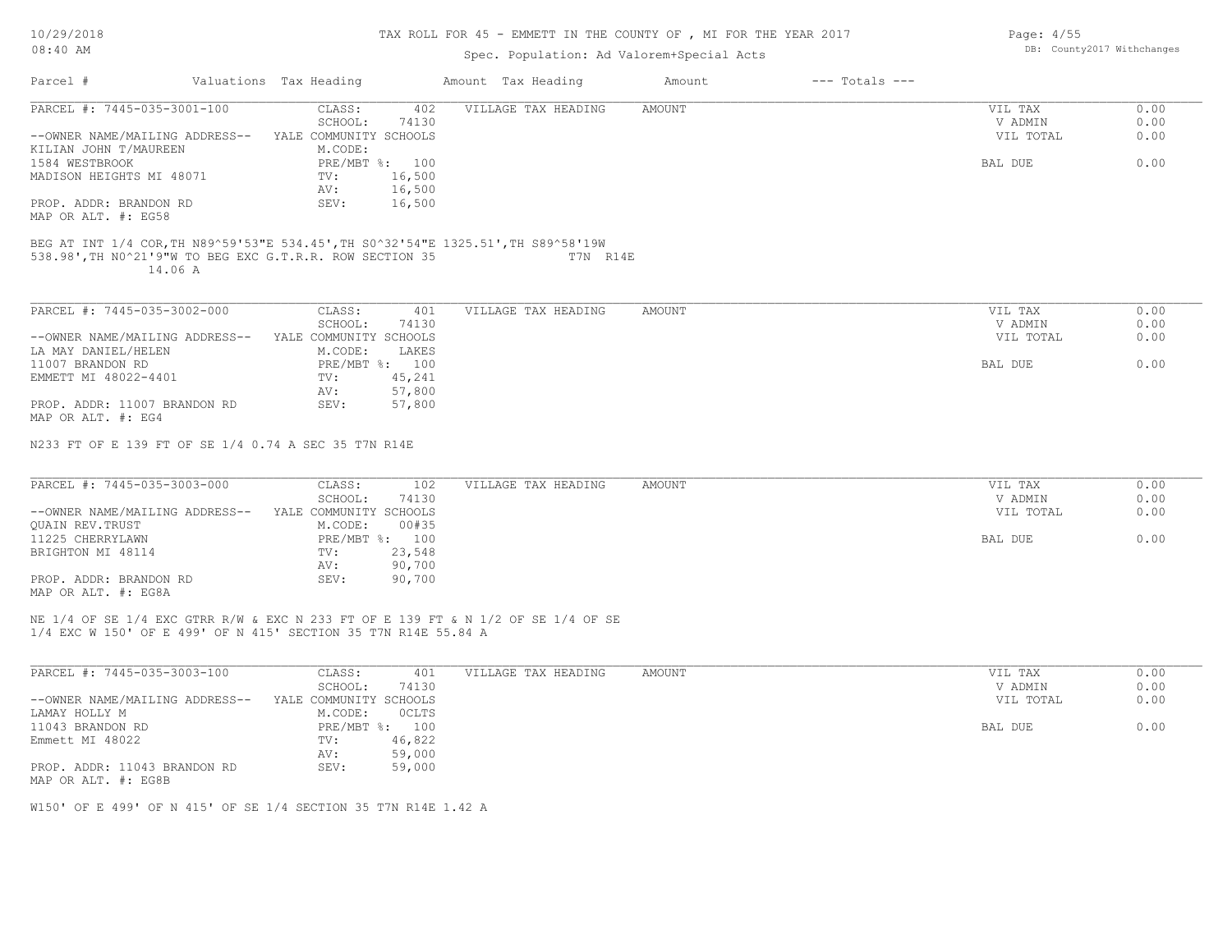# TAX ROLL FOR 45 - EMMETT IN THE COUNTY OF , MI FOR THE YEAR 2017

Spec. Population: Ad Valorem+Special Acts

| Parcel # | Valuations | Tax Heading | Amount | Tax Heading | Amount | --- Totals --- | |
|---|---|---|---|---|---|---|---|
| PARCEL #: 7445-035-3001-100 | CLASS: | 402 | VILLAGE TAX HEADING | AMOUNT | | VIL TAX | 0.00 |
| | SCHOOL: | 74130 | | | | V ADMIN | 0.00 |
| --OWNER NAME/MAILING ADDRESS-- | YALE COMMUNITY SCHOOLS | | | | | VIL TOTAL | 0.00 |
| KILIAN JOHN T/MAUREEN | M.CODE: | | | | | | |
| 1584 WESTBROOK | PRE/MBT %: | 100 | | | | BAL DUE | 0.00 |
| MADISON HEIGHTS MI 48071 | TV: | 16,500 | | | | | |
| | AV: | 16,500 | | | | | |
| PROP. ADDR: BRANDON RD | SEV: | 16,500 | | | | | |
| MAP OR ALT. #: EG58 | | | | | | | |

BEG AT INT 1/4 COR,TH N89^59'53"E 534.45',TH S0^32'54"E 1325.51',TH S89^58'19W 538.98',TH N0^21'9"W TO BEG EXC G.T.R.R. ROW SECTION 35 T7N R14E 14.06 A

| Parcel # | Valuations | Tax Heading | Amount | Tax Heading | Amount | --- Totals --- | |
|---|---|---|---|---|---|---|---|
| PARCEL #: 7445-035-3002-000 | CLASS: | 401 | VILLAGE TAX HEADING | AMOUNT | | VIL TAX | 0.00 |
| | SCHOOL: | 74130 | | | | V ADMIN | 0.00 |
| --OWNER NAME/MAILING ADDRESS-- | YALE COMMUNITY SCHOOLS | | | | | VIL TOTAL | 0.00 |
| LA MAY DANIEL/HELEN | M.CODE: | LAKES | | | | | |
| 11007 BRANDON RD | PRE/MBT %: | 100 | | | | BAL DUE | 0.00 |
| EMMETT MI 48022-4401 | TV: | 45,241 | | | | | |
| | AV: | 57,800 | | | | | |
| PROP. ADDR: 11007 BRANDON RD | SEV: | 57,800 | | | | | |
| MAP OR ALT. #: EG4 | | | | | | | |

N233 FT OF E 139 FT OF SE 1/4 0.74 A SEC 35 T7N R14E

| Parcel # | Valuations | Tax Heading | Amount | Tax Heading | Amount | --- Totals --- | |
|---|---|---|---|---|---|---|---|
| PARCEL #: 7445-035-3003-000 | CLASS: | 102 | VILLAGE TAX HEADING | AMOUNT | | VIL TAX | 0.00 |
| | SCHOOL: | 74130 | | | | V ADMIN | 0.00 |
| --OWNER NAME/MAILING ADDRESS-- | YALE COMMUNITY SCHOOLS | | | | | VIL TOTAL | 0.00 |
| QUAIN REV.TRUST | M.CODE: | 00#35 | | | | | |
| 11225 CHERRYLAWN | PRE/MBT %: | 100 | | | | BAL DUE | 0.00 |
| BRIGHTON MI 48114 | TV: | 23,548 | | | | | |
| | AV: | 90,700 | | | | | |
| PROP. ADDR: BRANDON RD | SEV: | 90,700 | | | | | |
| MAP OR ALT. #: EG8A | | | | | | | |

NE 1/4 OF SE 1/4 EXC GTRR R/W & EXC N 233 FT OF E 139 FT & N 1/2 OF SE 1/4 OF SE 1/4 EXC W 150' OF E 499' OF N 415' SECTION 35 T7N R14E 55.84 A

| Parcel # | Valuations | Tax Heading | Amount | Tax Heading | Amount | --- Totals --- | |
|---|---|---|---|---|---|---|---|
| PARCEL #: 7445-035-3003-100 | CLASS: | 401 | VILLAGE TAX HEADING | AMOUNT | | VIL TAX | 0.00 |
| | SCHOOL: | 74130 | | | | V ADMIN | 0.00 |
| --OWNER NAME/MAILING ADDRESS-- | YALE COMMUNITY SCHOOLS | | | | | VIL TOTAL | 0.00 |
| LAMAY HOLLY M | M.CODE: | OCLTS | | | | | |
| 11043 BRANDON RD | PRE/MBT %: | 100 | | | | BAL DUE | 0.00 |
| Emmett MI 48022 | TV: | 46,822 | | | | | |
| | AV: | 59,000 | | | | | |
| PROP. ADDR: 11043 BRANDON RD | SEV: | 59,000 | | | | | |
| MAP OR ALT. #: EG8B | | | | | | | |

W150' OF E 499' OF N 415' OF SE 1/4 SECTION 35 T7N R14E 1.42 A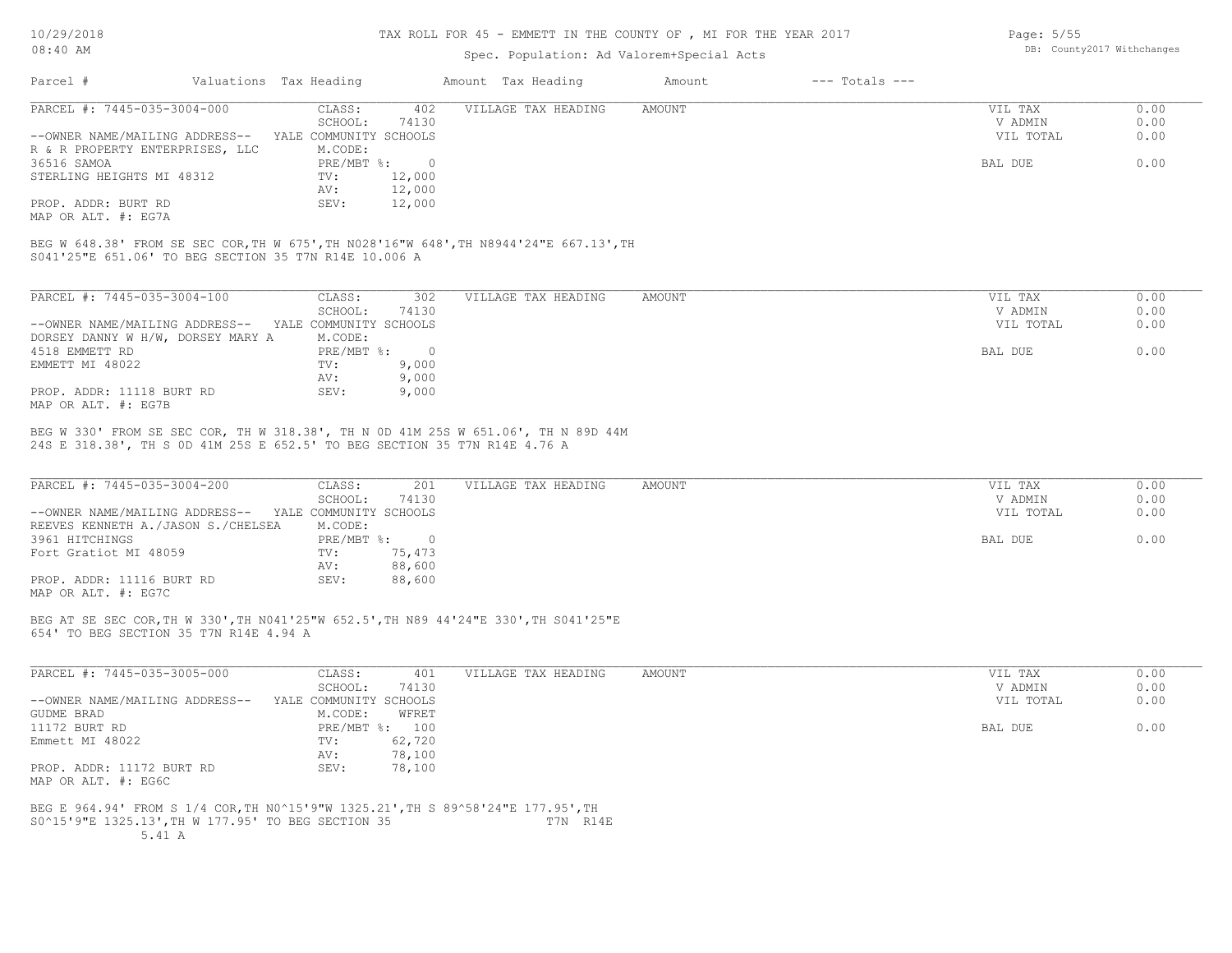# TAX ROLL FOR 45 - EMMETT IN THE COUNTY OF , MI FOR THE YEAR 2017

Spec. Population: Ad Valorem+Special Acts

| Parcel # | Valuations | Tax Heading | Amount | Tax Heading | Amount | --- Totals --- | |
|---|---|---|---|---|---|---|---|

---

**PARCEL #: 7445-035-3004-000**

| | | | | | |
|---|---|---|---|---|---|
| | CLASS: | 402 | VILLAGE TAX HEADING | AMOUNT | VIL TAX 0.00 |
| | SCHOOL: | 74130 | | | V ADMIN 0.00 |
| --OWNER NAME/MAILING ADDRESS-- | YALE COMMUNITY SCHOOLS | | | | VIL TOTAL 0.00 |
| R & R PROPERTY ENTERPRISES, LLC | M.CODE: | | | | |
| 36516 SAMOA | PRE/MBT %: | 0 | | | BAL DUE 0.00 |
| STERLING HEIGHTS MI 48312 | TV: | 12,000 | | | |
| | AV: | 12,000 | | | |
| PROP. ADDR: BURT RD | SEV: | 12,000 | | | |
| MAP OR ALT. #: EG7A | | | | | |

BEG W 648.38' FROM SE SEC COR,TH W 675',TH N028'16"W 648',TH N8944'24"E 667.13',TH S041'25"E 651.06' TO BEG SECTION 35 T7N R14E 10.006 A

---

**PARCEL #: 7445-035-3004-100**

| | | | | | |
|---|---|---|---|---|---|
| | CLASS: | 302 | VILLAGE TAX HEADING | AMOUNT | VIL TAX 0.00 |
| | SCHOOL: | 74130 | | | V ADMIN 0.00 |
| --OWNER NAME/MAILING ADDRESS-- | YALE COMMUNITY SCHOOLS | | | | VIL TOTAL 0.00 |
| DORSEY DANNY W H/W, DORSEY MARY A | M.CODE: | | | | |
| 4518 EMMETT RD | PRE/MBT %: | 0 | | | BAL DUE 0.00 |
| EMMETT MI 48022 | TV: | 9,000 | | | |
| | AV: | 9,000 | | | |
| PROP. ADDR: 11118 BURT RD | SEV: | 9,000 | | | |
| MAP OR ALT. #: EG7B | | | | | |

BEG W 330' FROM SE SEC COR, TH W 318.38', TH N 0D 41M 25S W 651.06', TH N 89D 44M 24S E 318.38', TH S 0D 41M 25S E 652.5' TO BEG SECTION 35 T7N R14E 4.76 A

---

**PARCEL #: 7445-035-3004-200**

| | | | | | |
|---|---|---|---|---|---|
| | CLASS: | 201 | VILLAGE TAX HEADING | AMOUNT | VIL TAX 0.00 |
| | SCHOOL: | 74130 | | | V ADMIN 0.00 |
| --OWNER NAME/MAILING ADDRESS-- | YALE COMMUNITY SCHOOLS | | | | VIL TOTAL 0.00 |
| REEVES KENNETH A./JASON S./CHELSEA | M.CODE: | | | | |
| 3961 HITCHINGS | PRE/MBT %: | 0 | | | BAL DUE 0.00 |
| Fort Gratiot MI 48059 | TV: | 75,473 | | | |
| | AV: | 88,600 | | | |
| PROP. ADDR: 11116 BURT RD | SEV: | 88,600 | | | |
| MAP OR ALT. #: EG7C | | | | | |

BEG AT SE SEC COR,TH W 330',TH N041'25"W 652.5',TH N89 44'24"E 330',TH S041'25"E 654' TO BEG SECTION 35 T7N R14E 4.94 A

---

**PARCEL #: 7445-035-3005-000**

| | | | | | |
|---|---|---|---|---|---|
| | CLASS: | 401 | VILLAGE TAX HEADING | AMOUNT | VIL TAX 0.00 |
| | SCHOOL: | 74130 | | | V ADMIN 0.00 |
| --OWNER NAME/MAILING ADDRESS-- | YALE COMMUNITY SCHOOLS | | | | VIL TOTAL 0.00 |
| GUDME BRAD | M.CODE: | WFRET | | | |
| 11172 BURT RD | PRE/MBT %: | 100 | | | BAL DUE 0.00 |
| Emmett MI 48022 | TV: | 62,720 | | | |
| | AV: | 78,100 | | | |
| PROP. ADDR: 11172 BURT RD | SEV: | 78,100 | | | |
| MAP OR ALT. #: EG6C | | | | | |

BEG E 964.94' FROM S 1/4 COR,TH N0^15'9"W 1325.21',TH S 89^58'24"E 177.95',TH S0^15'9"E 1325.13',TH W 177.95' TO BEG SECTION 35 T7N R14E 5.41 A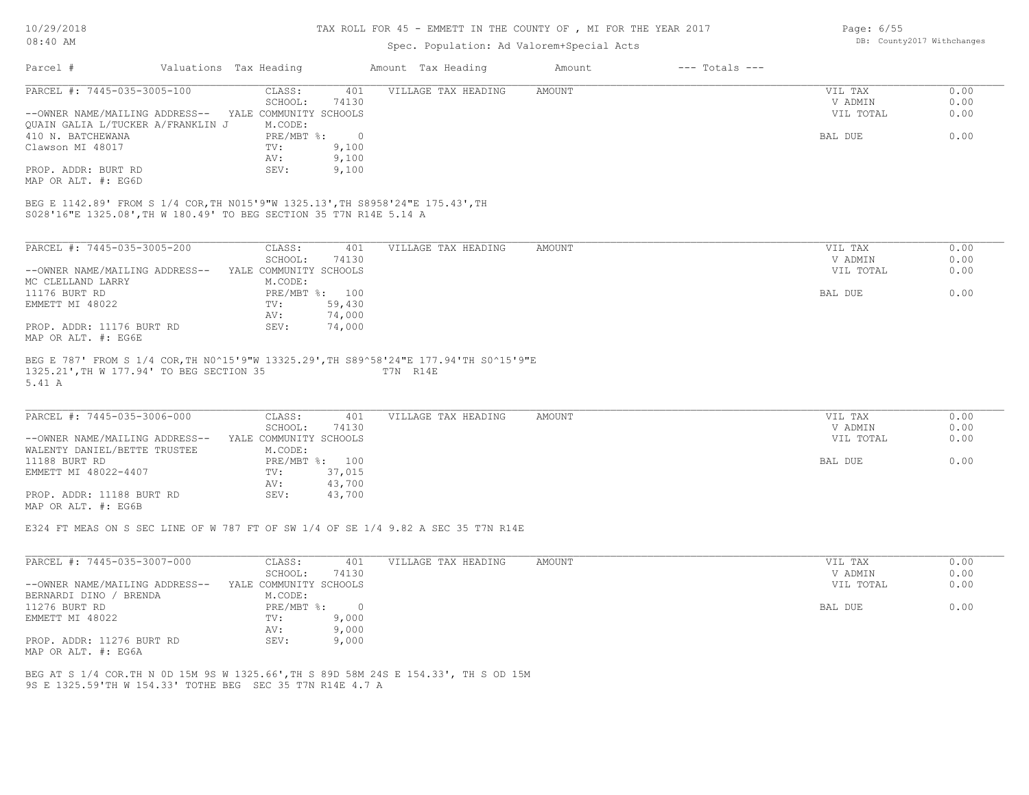TAX ROLL FOR 45 - EMMETT IN THE COUNTY OF , MI FOR THE YEAR 2017

Spec. Population: Ad Valorem+Special Acts

| Parcel # | Valuations | Tax Heading | Amount | Tax Heading | Amount | --- Totals --- |
|---|---|---|---|---|---|---|

PARCEL #: 7445-035-3005-100

CLASS: 401
SCHOOL: 74130
YALE COMMUNITY SCHOOLS
M.CODE:
PRE/MBT %: 0
TV: 9,100
AV: 9,100
SEV: 9,100

--OWNER NAME/MAILING ADDRESS--
QUAIN GALIA L/TUCKER A/FRANKLIN J
410 N. BATCHEWANA
Clawson MI 48017

PROP. ADDR: BURT RD
MAP OR ALT. #: EG6D

VILLAGE TAX HEADING AMOUNT

| | |
|---|---|
| VIL TAX | 0.00 |
| V ADMIN | 0.00 |
| VIL TOTAL | 0.00 |
| BAL DUE | 0.00 |

BEG E 1142.89' FROM S 1/4 COR,TH N015'9"W 1325.13',TH S8958'24"E 175.43',TH S028'16"E 1325.08',TH W 180.49' TO BEG SECTION 35 T7N R14E 5.14 A

---

PARCEL #: 7445-035-3005-200

CLASS: 401
SCHOOL: 74130
YALE COMMUNITY SCHOOLS
M.CODE:
PRE/MBT %: 100
TV: 59,430
AV: 74,000
SEV: 74,000

--OWNER NAME/MAILING ADDRESS--
MC CLELLAND LARRY
11176 BURT RD
EMMETT MI 48022

PROP. ADDR: 11176 BURT RD
MAP OR ALT. #: EG6E

VILLAGE TAX HEADING AMOUNT

| | |
|---|---|
| VIL TAX | 0.00 |
| V ADMIN | 0.00 |
| VIL TOTAL | 0.00 |
| BAL DUE | 0.00 |

BEG E 787' FROM S 1/4 COR,TH N0^15'9"W 13325.29',TH S89^58'24"E 177.94'TH S0^15'9"E 1325.21',TH W 177.94' TO BEG SECTION 35 T7N R14E
5.41 A

---

PARCEL #: 7445-035-3006-000

CLASS: 401
SCHOOL: 74130
YALE COMMUNITY SCHOOLS
M.CODE:
PRE/MBT %: 100
TV: 37,015
AV: 43,700
SEV: 43,700

--OWNER NAME/MAILING ADDRESS--
WALENTY DANIEL/BETTE TRUSTEE
11188 BURT RD
EMMETT MI 48022-4407

PROP. ADDR: 11188 BURT RD
MAP OR ALT. #: EG6B

VILLAGE TAX HEADING AMOUNT

| | |
|---|---|
| VIL TAX | 0.00 |
| V ADMIN | 0.00 |
| VIL TOTAL | 0.00 |
| BAL DUE | 0.00 |

E324 FT MEAS ON S SEC LINE OF W 787 FT OF SW 1/4 OF SE 1/4 9.82 A SEC 35 T7N R14E

---

PARCEL #: 7445-035-3007-000

CLASS: 401
SCHOOL: 74130
YALE COMMUNITY SCHOOLS
M.CODE:
PRE/MBT %: 0
TV: 9,000
AV: 9,000
SEV: 9,000

--OWNER NAME/MAILING ADDRESS--
BERNARDI DINO / BRENDA
11276 BURT RD
EMMETT MI 48022

PROP. ADDR: 11276 BURT RD
MAP OR ALT. #: EG6A

VILLAGE TAX HEADING AMOUNT

| | |
|---|---|
| VIL TAX | 0.00 |
| V ADMIN | 0.00 |
| VIL TOTAL | 0.00 |
| BAL DUE | 0.00 |

BEG AT S 1/4 COR.TH N 0D 15M 9S W 1325.66',TH S 89D 58M 24S E 154.33', TH S OD 15M 9S E 1325.59'TH W 154.33' TOTHE BEG SEC 35 T7N R14E 4.7 A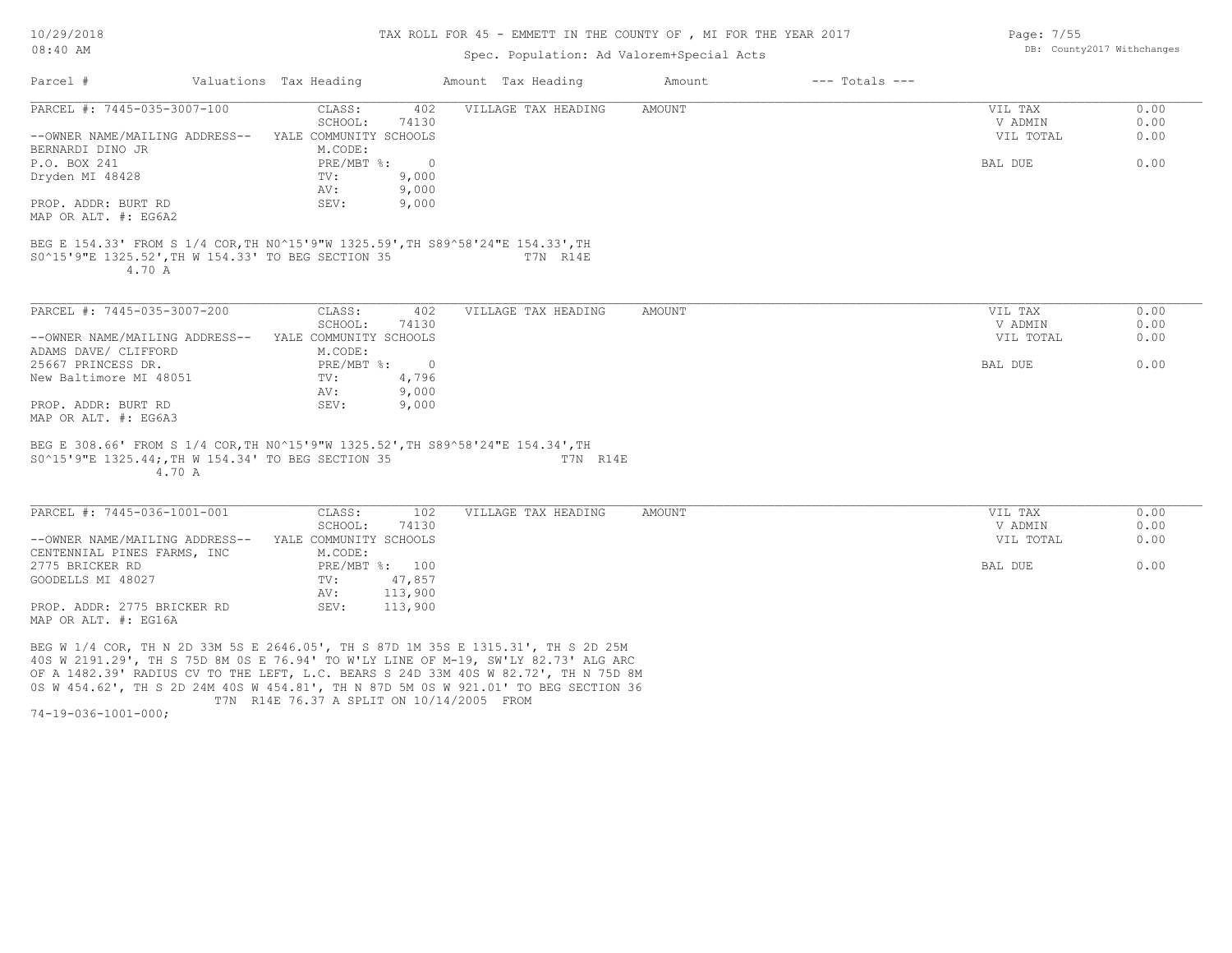# TAX ROLL FOR 45 - EMMETT IN THE COUNTY OF , MI FOR THE YEAR 2017

Spec. Population: Ad Valorem+Special Acts

DB: County2017 Withchanges

| Parcel # | Valuations | Tax Heading | Amount | Tax Heading | Amount | --- Totals --- |
|---|---|---|---|---|---|---|

---

PARCEL #: 7445-035-3007-100

CLASS: 402
SCHOOL: 74130
YALE COMMUNITY SCHOOLS
M.CODE:
PRE/MBT %: 0
TV: 9,000
AV: 9,000
SEV: 9,000

--OWNER NAME/MAILING ADDRESS--
BERNARDI DINO JR
P.O. BOX 241
Dryden MI 48428

PROP. ADDR: BURT RD
MAP OR ALT. #: EG6A2

VILLAGE TAX HEADING AMOUNT

| | |
|---|---|
| VIL TAX | 0.00 |
| V ADMIN | 0.00 |
| VIL TOTAL | 0.00 |
| BAL DUE | 0.00 |

BEG E 154.33' FROM S 1/4 COR,TH N0^15'9"W 1325.59',TH S89^58'24"E 154.33',TH S0^15'9"E 1325.52',TH W 154.33' TO BEG SECTION 35 T7N R14E 4.70 A

---

PARCEL #: 7445-035-3007-200

CLASS: 402
SCHOOL: 74130
YALE COMMUNITY SCHOOLS
M.CODE:
PRE/MBT %: 0
TV: 4,796
AV: 9,000
SEV: 9,000

--OWNER NAME/MAILING ADDRESS--
ADAMS DAVE/ CLIFFORD
25667 PRINCESS DR.
New Baltimore MI 48051

PROP. ADDR: BURT RD
MAP OR ALT. #: EG6A3

VILLAGE TAX HEADING AMOUNT

| | |
|---|---|
| VIL TAX | 0.00 |
| V ADMIN | 0.00 |
| VIL TOTAL | 0.00 |
| BAL DUE | 0.00 |

BEG E 308.66' FROM S 1/4 COR,TH N0^15'9"W 1325.52',TH S89^58'24"E 154.34',TH S0^15'9"E 1325.44;,TH W 154.34' TO BEG SECTION 35 T7N R14E 4.70 A

---

PARCEL #: 7445-036-1001-001

CLASS: 102
SCHOOL: 74130
YALE COMMUNITY SCHOOLS
M.CODE:
PRE/MBT %: 100
TV: 47,857
AV: 113,900
SEV: 113,900

--OWNER NAME/MAILING ADDRESS--
CENTENNIAL PINES FARMS, INC
2775 BRICKER RD
GOODELLS MI 48027

PROP. ADDR: 2775 BRICKER RD
MAP OR ALT. #: EG16A

VILLAGE TAX HEADING AMOUNT

| | |
|---|---|
| VIL TAX | 0.00 |
| V ADMIN | 0.00 |
| VIL TOTAL | 0.00 |
| BAL DUE | 0.00 |

BEG W 1/4 COR, TH N 2D 33M 5S E 2646.05', TH S 87D 1M 35S E 1315.31', TH S 2D 25M 40S W 2191.29', TH S 75D 8M 0S E 76.94' TO W'LY LINE OF M-19, SW'LY 82.73' ALG ARC OF A 1482.39' RADIUS CV TO THE LEFT, L.C. BEARS S 24D 33M 40S W 82.72', TH N 75D 8M 0S W 454.62', TH S 2D 24M 40S W 454.81', TH N 87D 5M 0S W 921.01' TO BEG SECTION 36 T7N R14E 76.37 A SPLIT ON 10/14/2005 FROM 74-19-036-1001-000;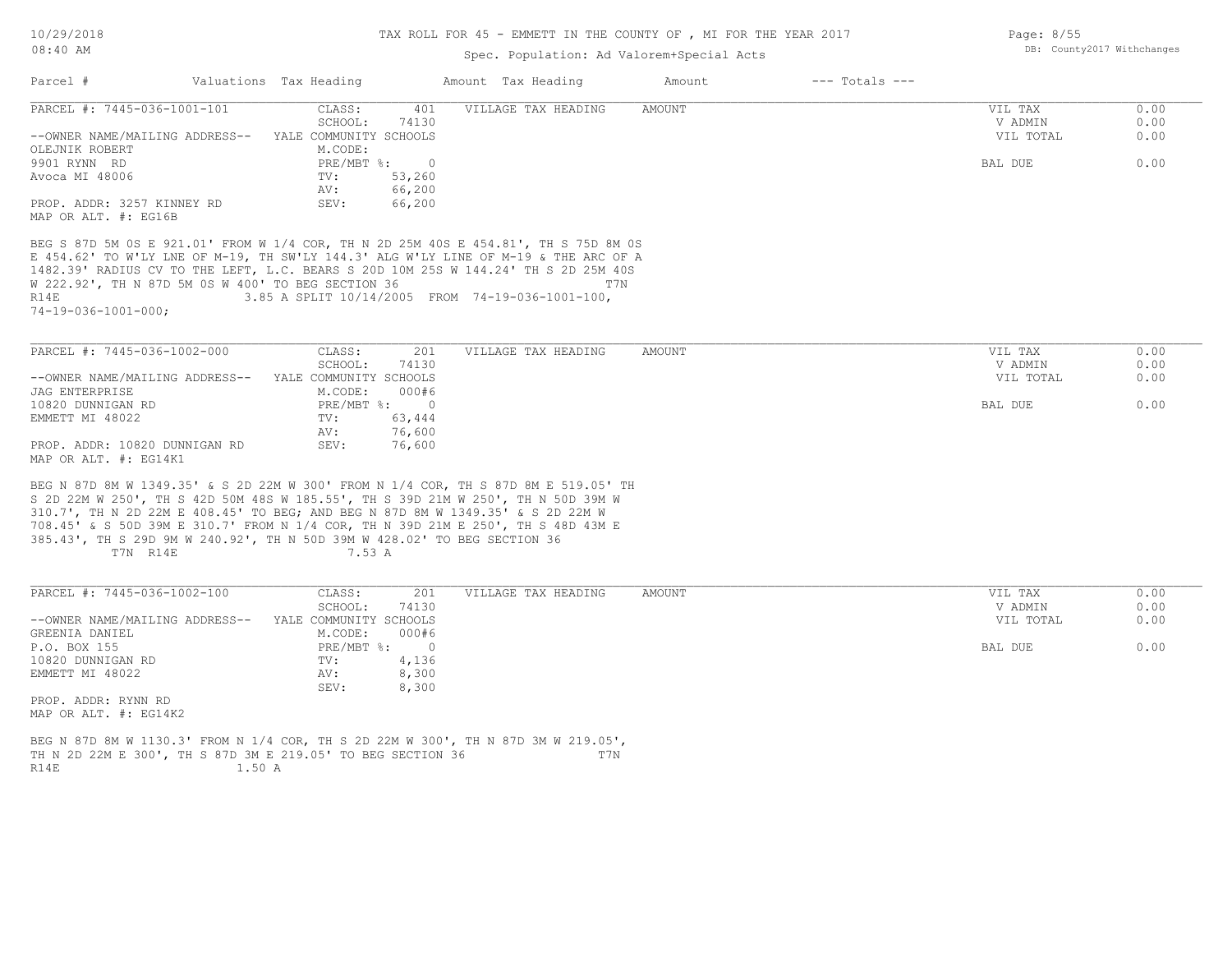# TAX ROLL FOR 45 - EMMETT IN THE COUNTY OF , MI FOR THE YEAR 2017

Spec. Population: Ad Valorem+Special Acts

| Parcel # | Valuations | Tax Heading | Amount | Tax Heading | Amount | --- Totals --- |
|---|---|---|---|---|---|---|

---

**PARCEL #: 7445-036-1001-101**

| | | | |
|---|---|---|---|
| CLASS: | 401 | VILLAGE TAX HEADING | AMOUNT |
| SCHOOL: | 74130 | | |
| YALE COMMUNITY SCHOOLS | | | |
| M.CODE: | | | |
| PRE/MBT %: | 0 | | |
| TV: | 53,260 | | |
| AV: | 66,200 | | |
| SEV: | 66,200 | | |

--OWNER NAME/MAILING ADDRESS--
OLEJNIK ROBERT
9901 RYNN RD
Avoca MI 48006

PROP. ADDR: 3257 KINNEY RD
MAP OR ALT. #: EG16B

| | |
|---|---|
| VIL TAX | 0.00 |
| V ADMIN | 0.00 |
| VIL TOTAL | 0.00 |
| BAL DUE | 0.00 |

BEG S 87D 5M 0S E 921.01' FROM W 1/4 COR, TH N 2D 25M 40S E 454.81', TH S 75D 8M 0S E 454.62' TO W'LY LNE OF M-19, TH SW'LY 144.3' ALG W'LY LINE OF M-19 & THE ARC OF A 1482.39' RADIUS CV TO THE LEFT, L.C. BEARS S 20D 10M 25S W 144.24' TH S 2D 25M 40S W 222.92', TH N 87D 5M 0S W 400' TO BEG SECTION 36 T7N R14E 3.85 A SPLIT 10/14/2005 FROM 74-19-036-1001-100, 74-19-036-1001-000;

---

**PARCEL #: 7445-036-1002-000**

| | | | |
|---|---|---|---|
| CLASS: | 201 | VILLAGE TAX HEADING | AMOUNT |
| SCHOOL: | 74130 | | |
| YALE COMMUNITY SCHOOLS | | | |
| M.CODE: | 000#6 | | |
| PRE/MBT %: | 0 | | |
| TV: | 63,444 | | |
| AV: | 76,600 | | |
| SEV: | 76,600 | | |

--OWNER NAME/MAILING ADDRESS--
JAG ENTERPRISE
10820 DUNNIGAN RD
EMMETT MI 48022

PROP. ADDR: 10820 DUNNIGAN RD
MAP OR ALT. #: EG14K1

| | |
|---|---|
| VIL TAX | 0.00 |
| V ADMIN | 0.00 |
| VIL TOTAL | 0.00 |
| BAL DUE | 0.00 |

BEG N 87D 8M W 1349.35' & S 2D 22M W 300' FROM N 1/4 COR, TH S 87D 8M E 519.05' TH S 2D 22M W 250', TH S 42D 50M 48S W 185.55', TH S 39D 21M W 250', TH N 50D 39M W 310.7', TH N 2D 22M E 408.45' TO BEG; AND BEG N 87D 8M W 1349.35' & S 2D 22M W 708.45' & S 50D 39M E 310.7' FROM N 1/4 COR, TH N 39D 21M E 250', TH S 48D 43M E 385.43', TH S 29D 9M W 240.92', TH N 50D 39M W 428.02' TO BEG SECTION 36 T7N R14E 7.53 A

---

**PARCEL #: 7445-036-1002-100**

| | | | |
|---|---|---|---|
| CLASS: | 201 | VILLAGE TAX HEADING | AMOUNT |
| SCHOOL: | 74130 | | |
| YALE COMMUNITY SCHOOLS | | | |
| M.CODE: | 000#6 | | |
| PRE/MBT %: | 0 | | |
| TV: | 4,136 | | |
| AV: | 8,300 | | |
| SEV: | 8,300 | | |

--OWNER NAME/MAILING ADDRESS--
GREENIA DANIEL
P.O. BOX 155
10820 DUNNIGAN RD
EMMETT MI 48022

PROP. ADDR: RYNN RD
MAP OR ALT. #: EG14K2

| | |
|---|---|
| VIL TAX | 0.00 |
| V ADMIN | 0.00 |
| VIL TOTAL | 0.00 |
| BAL DUE | 0.00 |

BEG N 87D 8M W 1130.3' FROM N 1/4 COR, TH S 2D 22M W 300', TH N 87D 3M W 219.05', TH N 2D 22M E 300', TH S 87D 3M E 219.05' TO BEG SECTION 36 T7N R14E 1.50 A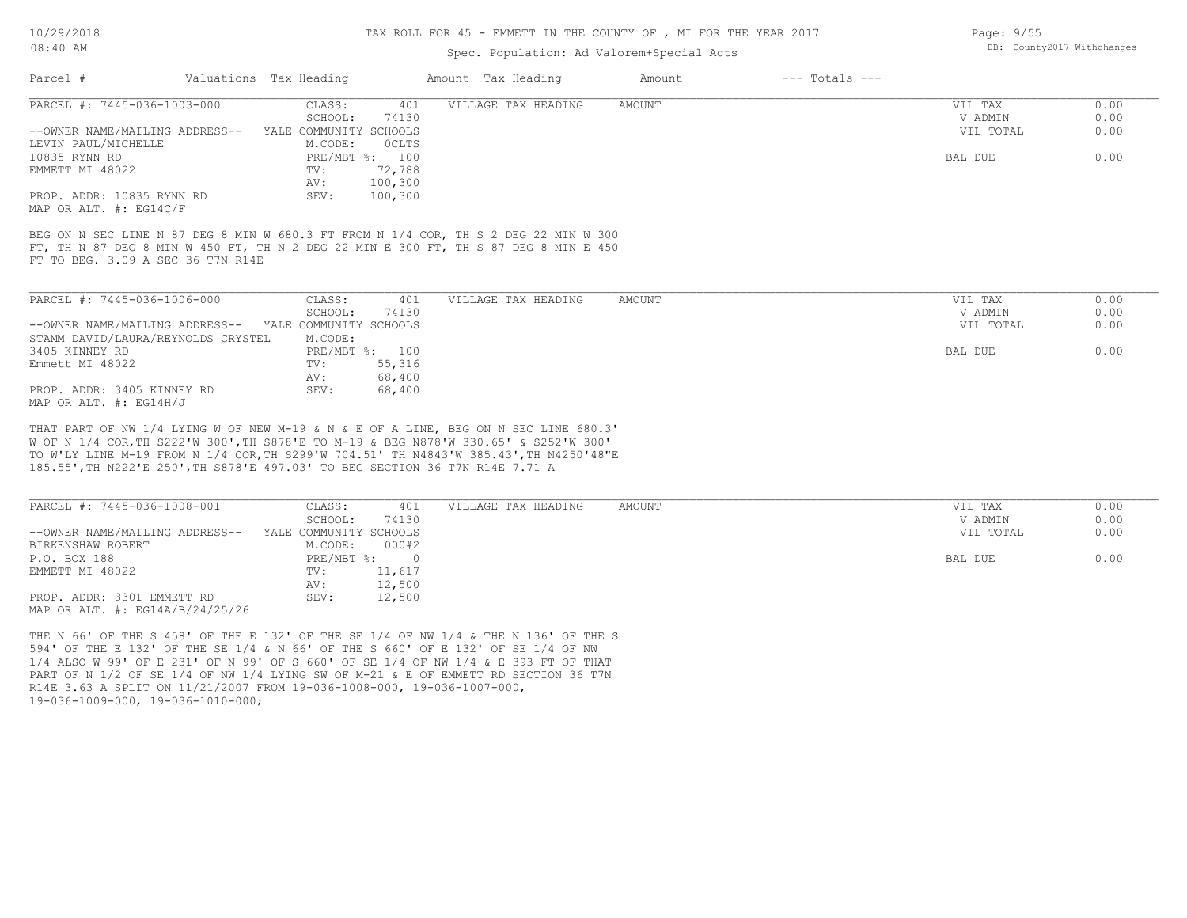TAX ROLL FOR 45 - EMMETT IN THE COUNTY OF , MI FOR THE YEAR 2017

Spec. Population: Ad Valorem+Special Acts

DB: County2017 Withchanges

| Parcel # | Valuations Tax Heading | | Amount Tax Heading | Amount | --- Totals --- | |
|---|---|---|---|---|---|---|

**PARCEL #: 7445-036-1003-000**

| | | | | | |
|---|---|---|---|---|---|
| | CLASS: | 401 | VILLAGE TAX HEADING | AMOUNT | VIL TAX | 0.00 |
| | SCHOOL: | 74130 | | | V ADMIN | 0.00 |
| --OWNER NAME/MAILING ADDRESS-- | YALE COMMUNITY SCHOOLS | | | | VIL TOTAL | 0.00 |
| LEVIN PAUL/MICHELLE | M.CODE: | 0CLTS | | | | |
| 10835 RYNN RD | PRE/MBT %: | 100 | | | BAL DUE | 0.00 |
| EMMETT MI 48022 | TV: | 72,788 | | | | |
| | AV: | 100,300 | | | | |
| PROP. ADDR: 10835 RYNN RD | SEV: | 100,300 | | | | |
| MAP OR ALT. #: EG14C/F | | | | | | |

BEG ON N SEC LINE N 87 DEG 8 MIN W 680.3 FT FROM N 1/4 COR, TH S 2 DEG 22 MIN W 300 FT, TH N 87 DEG 8 MIN W 450 FT, TH N 2 DEG 22 MIN E 300 FT, TH S 87 DEG 8 MIN E 450 FT TO BEG. 3.09 A SEC 36 T7N R14E

**PARCEL #: 7445-036-1006-000**

| | | | | | |
|---|---|---|---|---|---|
| | CLASS: | 401 | VILLAGE TAX HEADING | AMOUNT | VIL TAX | 0.00 |
| | SCHOOL: | 74130 | | | V ADMIN | 0.00 |
| --OWNER NAME/MAILING ADDRESS-- | YALE COMMUNITY SCHOOLS | | | | VIL TOTAL | 0.00 |
| STAMM DAVID/LAURA/REYNOLDS CRYSTEL | M.CODE: | | | | | |
| 3405 KINNEY RD | PRE/MBT %: | 100 | | | BAL DUE | 0.00 |
| Emmett MI 48022 | TV: | 55,316 | | | | |
| | AV: | 68,400 | | | | |
| PROP. ADDR: 3405 KINNEY RD | SEV: | 68,400 | | | | |
| MAP OR ALT. #: EG14H/J | | | | | | |

THAT PART OF NW 1/4 LYING W OF NEW M-19 & N & E OF A LINE, BEG ON N SEC LINE 680.3' W OF N 1/4 COR,TH S222'W 300',TH S878'E TO M-19 & BEG N878'W 330.65' & S252'W 300' TO W'LY LINE M-19 FROM N 1/4 COR,TH S299'W 704.51' TH N4843'W 385.43',TH N4250'48"E 185.55',TH N222'E 250',TH S878'E 497.03' TO BEG SECTION 36 T7N R14E 7.71 A

**PARCEL #: 7445-036-1008-001**

| | | | | | |
|---|---|---|---|---|---|
| | CLASS: | 401 | VILLAGE TAX HEADING | AMOUNT | VIL TAX | 0.00 |
| | SCHOOL: | 74130 | | | V ADMIN | 0.00 |
| --OWNER NAME/MAILING ADDRESS-- | YALE COMMUNITY SCHOOLS | | | | VIL TOTAL | 0.00 |
| BIRKENSHAW ROBERT | M.CODE: | 000#2 | | | | |
| P.O. BOX 188 | PRE/MBT %: | 0 | | | BAL DUE | 0.00 |
| EMMETT MI 48022 | TV: | 11,617 | | | | |
| | AV: | 12,500 | | | | |
| PROP. ADDR: 3301 EMMETT RD | SEV: | 12,500 | | | | |
| MAP OR ALT. #: EG14A/B/24/25/26 | | | | | | |

THE N 66' OF THE S 458' OF THE E 132' OF THE SE 1/4 OF NW 1/4 & THE N 136' OF THE S 594' OF THE E 132' OF THE SE 1/4 & N 66' OF THE S 660' OF E 132' OF SE 1/4 OF NW 1/4 ALSO W 99' OF E 231' OF N 99' OF S 660' OF SE 1/4 OF NW 1/4 & E 393 FT OF THAT PART OF N 1/2 OF SE 1/4 OF NW 1/4 LYING SW OF M-21 & E OF EMMETT RD SECTION 36 T7N R14E 3.63 A SPLIT ON 11/21/2007 FROM 19-036-1008-000, 19-036-1007-000, 19-036-1009-000, 19-036-1010-000;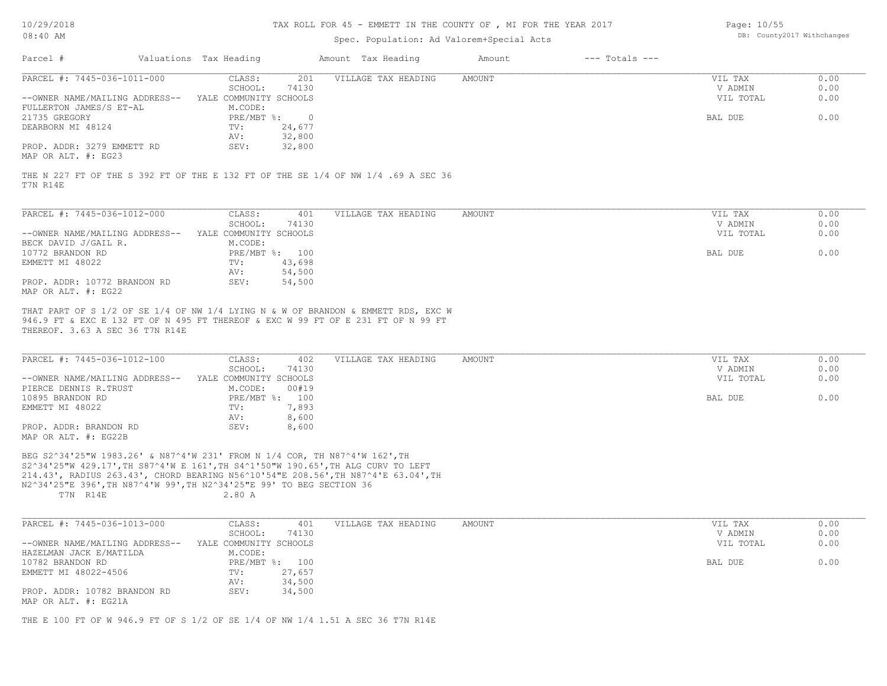# TAX ROLL FOR 45 - EMMETT IN THE COUNTY OF , MI FOR THE YEAR 2017

Spec. Population: Ad Valorem+Special Acts

| Parcel # | Valuations | Tax Heading | Amount | Tax Heading | Amount | --- Totals --- | |
|---|---|---|---|---|---|---|---|

---

**PARCEL #: 7445-036-1011-000**

| | | | | | |
|---|---|---|---|---|---|
| | CLASS: | 201 | VILLAGE TAX HEADING | AMOUNT | VIL TAX 0.00 |
| | SCHOOL: | 74130 | | | V ADMIN 0.00 |
| --OWNER NAME/MAILING ADDRESS-- | YALE COMMUNITY SCHOOLS | | | | VIL TOTAL 0.00 |
| FULLERTON JAMES/S ET-AL | M.CODE: | | | | |
| 21735 GREGORY | PRE/MBT %: | 0 | | | BAL DUE 0.00 |
| DEARBORN MI 48124 | TV: | 24,677 | | | |
| | AV: | 32,800 | | | |
| PROP. ADDR: 3279 EMMETT RD | SEV: | 32,800 | | | |
| MAP OR ALT. #: EG23 | | | | | |

THE N 227 FT OF THE S 392 FT OF THE E 132 FT OF THE SE 1/4 OF NW 1/4 .69 A SEC 36 T7N R14E

---

**PARCEL #: 7445-036-1012-000**

| | | | | | |
|---|---|---|---|---|---|
| | CLASS: | 401 | VILLAGE TAX HEADING | AMOUNT | VIL TAX 0.00 |
| | SCHOOL: | 74130 | | | V ADMIN 0.00 |
| --OWNER NAME/MAILING ADDRESS-- | YALE COMMUNITY SCHOOLS | | | | VIL TOTAL 0.00 |
| BECK DAVID J/GAIL R. | M.CODE: | | | | |
| 10772 BRANDON RD | PRE/MBT %: | 100 | | | BAL DUE 0.00 |
| EMMETT MI 48022 | TV: | 43,698 | | | |
| | AV: | 54,500 | | | |
| PROP. ADDR: 10772 BRANDON RD | SEV: | 54,500 | | | |
| MAP OR ALT. #: EG22 | | | | | |

THAT PART OF S 1/2 OF SE 1/4 OF NW 1/4 LYING N & W OF BRANDON & EMMETT RDS, EXC W 946.9 FT & EXC E 132 FT OF N 495 FT THEREOF & EXC W 99 FT OF E 231 FT OF N 99 FT THEREOF. 3.63 A SEC 36 T7N R14E

---

**PARCEL #: 7445-036-1012-100**

| | | | | | |
|---|---|---|---|---|---|
| | CLASS: | 402 | VILLAGE TAX HEADING | AMOUNT | VIL TAX 0.00 |
| | SCHOOL: | 74130 | | | V ADMIN 0.00 |
| --OWNER NAME/MAILING ADDRESS-- | YALE COMMUNITY SCHOOLS | | | | VIL TOTAL 0.00 |
| PIERCE DENNIS R.TRUST | M.CODE: | 00#19 | | | |
| 10895 BRANDON RD | PRE/MBT %: | 100 | | | BAL DUE 0.00 |
| EMMETT MI 48022 | TV: | 7,893 | | | |
| | AV: | 8,600 | | | |
| PROP. ADDR: BRANDON RD | SEV: | 8,600 | | | |
| MAP OR ALT. #: EG22B | | | | | |

BEG S2^34'25"W 1983.26' & N87^4'W 231' FROM N 1/4 COR, TH N87^4'W 162',TH S2^34'25"W 429.17',TH S87^4'W E 161',TH S4^1'50"W 190.65',TH ALG CURV TO LEFT 214.43', RADIUS 263.43', CHORD BEARING N56^10'54"E 208.56',TH N87^4'E 63.04',TH N2^34'25"E 396',TH N87^4'W 99',TH N2^34'25"E 99' TO BEG SECTION 36 T7N R14E 2.80 A

---

**PARCEL #: 7445-036-1013-000**

| | | | | | |
|---|---|---|---|---|---|
| | CLASS: | 401 | VILLAGE TAX HEADING | AMOUNT | VIL TAX 0.00 |
| | SCHOOL: | 74130 | | | V ADMIN 0.00 |
| --OWNER NAME/MAILING ADDRESS-- | YALE COMMUNITY SCHOOLS | | | | VIL TOTAL 0.00 |
| HAZELMAN JACK E/MATILDA | M.CODE: | | | | |
| 10782 BRANDON RD | PRE/MBT %: | 100 | | | BAL DUE 0.00 |
| EMMETT MI 48022-4506 | TV: | 27,657 | | | |
| | AV: | 34,500 | | | |
| PROP. ADDR: 10782 BRANDON RD | SEV: | 34,500 | | | |
| MAP OR ALT. #: EG21A | | | | | |

THE E 100 FT OF W 946.9 FT OF S 1/2 OF SE 1/4 OF NW 1/4 1.51 A SEC 36 T7N R14E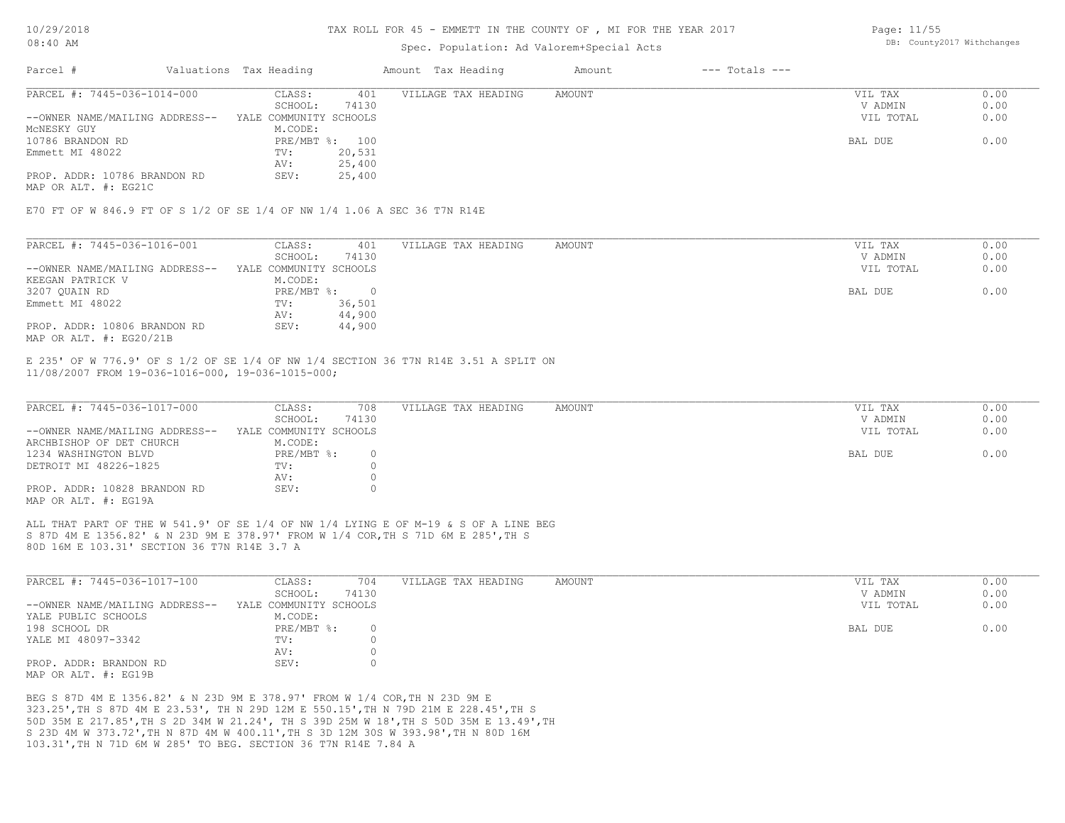| Parcel # | Valuations | Tax Heading | Amount | Tax Heading | Amount | --- Totals --- |
|---|---|---|---|---|---|---|

**PARCEL #: 7445-036-1014-000**

| | | | |
|---|---|---|---|
| CLASS: | 401 | VILLAGE TAX HEADING | AMOUNT |
| SCHOOL: | 74130 | | |
| YALE COMMUNITY SCHOOLS | | | |
| M.CODE: | | | |
| PRE/MBT %: | 100 | | |
| TV: | 20,531 | | |
| AV: | 25,400 | | |
| SEV: | 25,400 | | |

--OWNER NAME/MAILING ADDRESS--
McNESKY GUY
10786 BRANDON RD
Emmett MI 48022

PROP. ADDR: 10786 BRANDON RD
MAP OR ALT. #: EG21C

| | |
|---|---|
| VIL TAX | 0.00 |
| V ADMIN | 0.00 |
| VIL TOTAL | 0.00 |
| BAL DUE | 0.00 |

E70 FT OF W 846.9 FT OF S 1/2 OF SE 1/4 OF NW 1/4 1.06 A SEC 36 T7N R14E

**PARCEL #: 7445-036-1016-001**

| | | | |
|---|---|---|---|
| CLASS: | 401 | VILLAGE TAX HEADING | AMOUNT |
| SCHOOL: | 74130 | | |
| YALE COMMUNITY SCHOOLS | | | |
| M.CODE: | | | |
| PRE/MBT %: | 0 | | |
| TV: | 36,501 | | |
| AV: | 44,900 | | |
| SEV: | 44,900 | | |

--OWNER NAME/MAILING ADDRESS--
KEEGAN PATRICK V
3207 QUAIN RD
Emmett MI 48022

PROP. ADDR: 10806 BRANDON RD
MAP OR ALT. #: EG20/21B

| | |
|---|---|
| VIL TAX | 0.00 |
| V ADMIN | 0.00 |
| VIL TOTAL | 0.00 |
| BAL DUE | 0.00 |

E 235' OF W 776.9' OF S 1/2 OF SE 1/4 OF NW 1/4 SECTION 36 T7N R14E 3.51 A SPLIT ON 11/08/2007 FROM 19-036-1016-000, 19-036-1015-000;

**PARCEL #: 7445-036-1017-000**

| | | | |
|---|---|---|---|
| CLASS: | 708 | VILLAGE TAX HEADING | AMOUNT |
| SCHOOL: | 74130 | | |
| YALE COMMUNITY SCHOOLS | | | |
| M.CODE: | | | |
| PRE/MBT %: | 0 | | |
| TV: | 0 | | |
| AV: | 0 | | |
| SEV: | 0 | | |

--OWNER NAME/MAILING ADDRESS--
ARCHBISHOP OF DET CHURCH
1234 WASHINGTON BLVD
DETROIT MI 48226-1825

PROP. ADDR: 10828 BRANDON RD
MAP OR ALT. #: EG19A

| | |
|---|---|
| VIL TAX | 0.00 |
| V ADMIN | 0.00 |
| VIL TOTAL | 0.00 |
| BAL DUE | 0.00 |

ALL THAT PART OF THE W 541.9' OF SE 1/4 OF NW 1/4 LYING E OF M-19 & S OF A LINE BEG S 87D 4M E 1356.82' & N 23D 9M E 378.97' FROM W 1/4 COR,TH S 71D 6M E 285',TH S 80D 16M E 103.31' SECTION 36 T7N R14E 3.7 A

**PARCEL #: 7445-036-1017-100**

| | | | |
|---|---|---|---|
| CLASS: | 704 | VILLAGE TAX HEADING | AMOUNT |
| SCHOOL: | 74130 | | |
| YALE COMMUNITY SCHOOLS | | | |
| M.CODE: | | | |
| PRE/MBT %: | 0 | | |
| TV: | 0 | | |
| AV: | 0 | | |
| SEV: | 0 | | |

--OWNER NAME/MAILING ADDRESS--
YALE PUBLIC SCHOOLS
198 SCHOOL DR
YALE MI 48097-3342

PROP. ADDR: BRANDON RD
MAP OR ALT. #: EG19B

| | |
|---|---|
| VIL TAX | 0.00 |
| V ADMIN | 0.00 |
| VIL TOTAL | 0.00 |
| BAL DUE | 0.00 |

BEG S 87D 4M E 1356.82' & N 23D 9M E 378.97' FROM W 1/4 COR,TH N 23D 9M E 323.25',TH S 87D 4M E 23.53', TH N 29D 12M E 550.15',TH N 79D 21M E 228.45',TH S 50D 35M E 217.85',TH S 2D 34M W 21.24', TH S 39D 25M W 18',TH S 50D 35M E 13.49',TH S 23D 4M W 373.72',TH N 87D 4M W 400.11',TH S 3D 12M 30S W 393.98',TH N 80D 16M 103.31',TH N 71D 6M W 285' TO BEG. SECTION 36 T7N R14E 7.84 A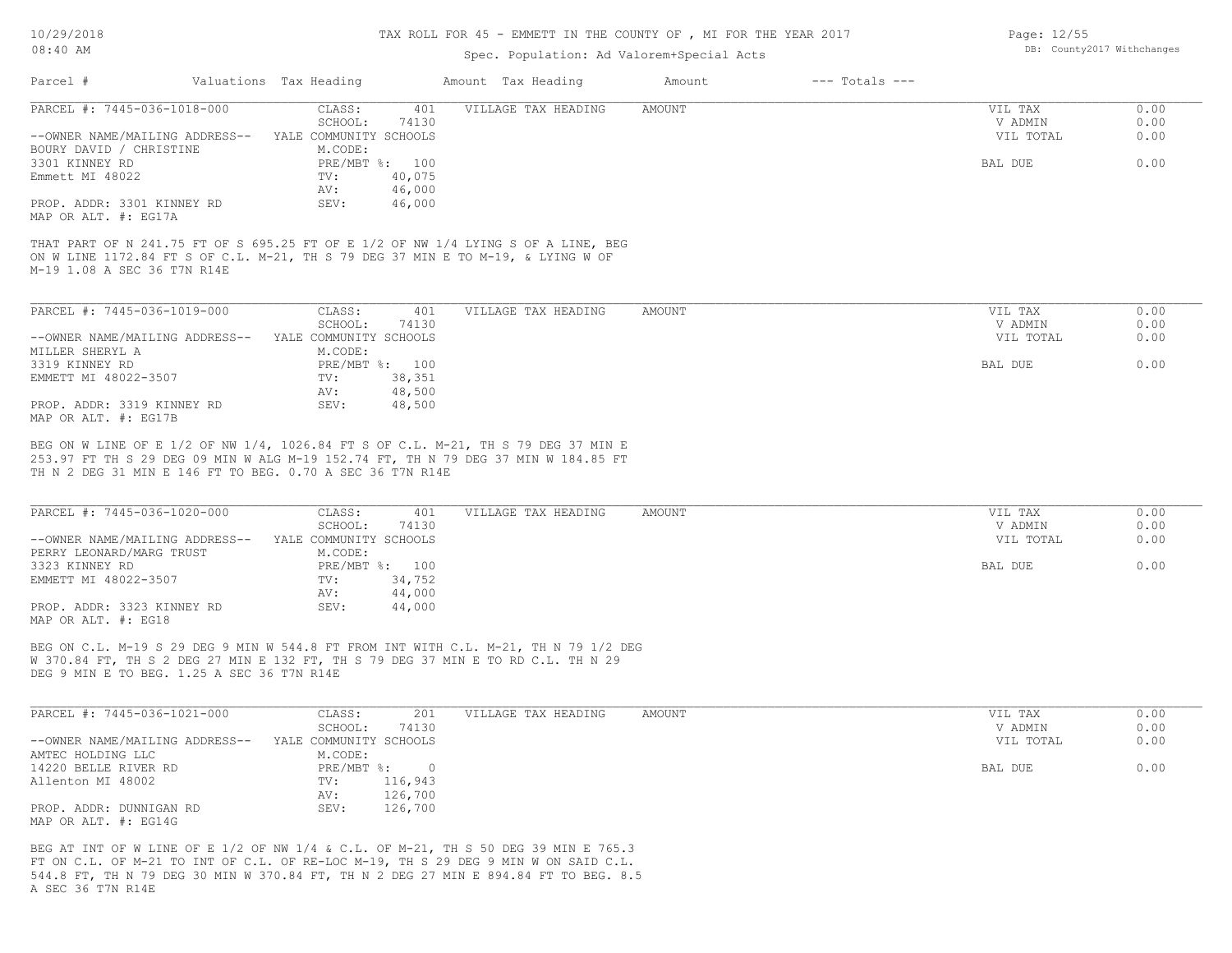# TAX ROLL FOR 45 - EMMETT IN THE COUNTY OF , MI FOR THE YEAR 2017

Spec. Population: Ad Valorem+Special Acts

DB: County2017 Withchanges

| Parcel # | Valuations | Tax Heading | Amount | Tax Heading | Amount | --- Totals --- | |
|---|---|---|---|---|---|---|---|

---

PARCEL #: 7445-036-1018-000

CLASS: 401
SCHOOL: 74130
YALE COMMUNITY SCHOOLS
M.CODE:
PRE/MBT %: 100
TV: 40,075
AV: 46,000
SEV: 46,000

--OWNER NAME/MAILING ADDRESS--
BOURY DAVID / CHRISTINE
3301 KINNEY RD
Emmett MI 48022

PROP. ADDR: 3301 KINNEY RD
MAP OR ALT. #: EG17A

VILLAGE TAX HEADING | AMOUNT

| | |
|---|---|
| VIL TAX | 0.00 |
| V ADMIN | 0.00 |
| VIL TOTAL | 0.00 |
| BAL DUE | 0.00 |

THAT PART OF N 241.75 FT OF S 695.25 FT OF E 1/2 OF NW 1/4 LYING S OF A LINE, BEG ON W LINE 1172.84 FT S OF C.L. M-21, TH S 79 DEG 37 MIN E TO M-19, & LYING W OF M-19 1.08 A SEC 36 T7N R14E

---

PARCEL #: 7445-036-1019-000

CLASS: 401
SCHOOL: 74130
YALE COMMUNITY SCHOOLS
M.CODE:
PRE/MBT %: 100
TV: 38,351
AV: 48,500
SEV: 48,500

--OWNER NAME/MAILING ADDRESS--
MILLER SHERYL A
3319 KINNEY RD
EMMETT MI 48022-3507

PROP. ADDR: 3319 KINNEY RD
MAP OR ALT. #: EG17B

VILLAGE TAX HEADING | AMOUNT

| | |
|---|---|
| VIL TAX | 0.00 |
| V ADMIN | 0.00 |
| VIL TOTAL | 0.00 |
| BAL DUE | 0.00 |

BEG ON W LINE OF E 1/2 OF NW 1/4, 1026.84 FT S OF C.L. M-21, TH S 79 DEG 37 MIN E 253.97 FT TH S 29 DEG 09 MIN W ALG M-19 152.74 FT, TH N 79 DEG 37 MIN W 184.85 FT TH N 2 DEG 31 MIN E 146 FT TO BEG. 0.70 A SEC 36 T7N R14E

---

PARCEL #: 7445-036-1020-000

CLASS: 401
SCHOOL: 74130
YALE COMMUNITY SCHOOLS
M.CODE:
PRE/MBT %: 100
TV: 34,752
AV: 44,000
SEV: 44,000

--OWNER NAME/MAILING ADDRESS--
PERRY LEONARD/MARG TRUST
3323 KINNEY RD
EMMETT MI 48022-3507

PROP. ADDR: 3323 KINNEY RD
MAP OR ALT. #: EG18

VILLAGE TAX HEADING | AMOUNT

| | |
|---|---|
| VIL TAX | 0.00 |
| V ADMIN | 0.00 |
| VIL TOTAL | 0.00 |
| BAL DUE | 0.00 |

BEG ON C.L. M-19 S 29 DEG 9 MIN W 544.8 FT FROM INT WITH C.L. M-21, TH N 79 1/2 DEG W 370.84 FT, TH S 2 DEG 27 MIN E 132 FT, TH S 79 DEG 37 MIN E TO RD C.L. TH N 29 DEG 9 MIN E TO BEG. 1.25 A SEC 36 T7N R14E

---

PARCEL #: 7445-036-1021-000

CLASS: 201
SCHOOL: 74130
YALE COMMUNITY SCHOOLS
M.CODE:
PRE/MBT %: 0
TV: 116,943
AV: 126,700
SEV: 126,700

--OWNER NAME/MAILING ADDRESS--
AMTEC HOLDING LLC
14220 BELLE RIVER RD
Allenton MI 48002

PROP. ADDR: DUNNIGAN RD
MAP OR ALT. #: EG14G

VILLAGE TAX HEADING | AMOUNT

| | |
|---|---|
| VIL TAX | 0.00 |
| V ADMIN | 0.00 |
| VIL TOTAL | 0.00 |
| BAL DUE | 0.00 |

BEG AT INT OF W LINE OF E 1/2 OF NW 1/4 & C.L. OF M-21, TH S 50 DEG 39 MIN E 765.3 FT ON C.L. OF M-21 TO INT OF C.L. OF RE-LOC M-19, TH S 29 DEG 9 MIN W ON SAID C.L. 544.8 FT, TH N 79 DEG 30 MIN W 370.84 FT, TH N 2 DEG 27 MIN E 894.84 FT TO BEG. 8.5 A SEC 36 T7N R14E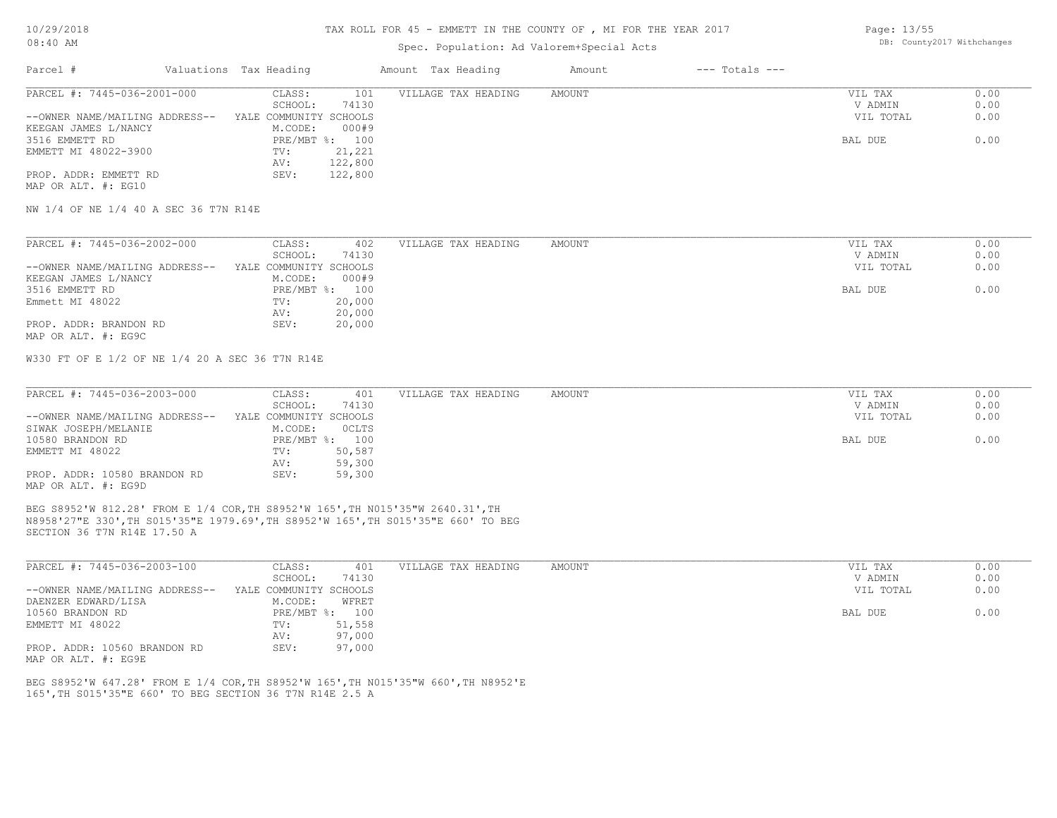TAX ROLL FOR 45 - EMMETT IN THE COUNTY OF , MI FOR THE YEAR 2017

Spec. Population: Ad Valorem+Special Acts

| Parcel # | Valuations | Tax Heading | Amount | Tax Heading | Amount | --- Totals --- | |
|---|---|---|---|---|---|---|---|
| PARCEL #: 7445-036-2001-000 | CLASS: | 101 | VILLAGE TAX HEADING | AMOUNT | | VIL TAX | 0.00 |
| | SCHOOL: | 74130 | | | | V ADMIN | 0.00 |
| --OWNER NAME/MAILING ADDRESS-- | YALE COMMUNITY SCHOOLS | | | | | VIL TOTAL | 0.00 |
| KEEGAN JAMES L/NANCY | M.CODE: | 000#9 | | | | | |
| 3516 EMMETT RD | PRE/MBT %: | 100 | | | | BAL DUE | 0.00 |
| EMMETT MI 48022-3900 | TV: | 21,221 | | | | | |
| | AV: | 122,800 | | | | | |
| PROP. ADDR: EMMETT RD | SEV: | 122,800 | | | | | |
| MAP OR ALT. #: EG10 | | | | | | | |

NW 1/4 OF NE 1/4 40 A SEC 36 T7N R14E

| Parcel # | Valuations | Tax Heading | Amount | Tax Heading | Amount | --- Totals --- | |
|---|---|---|---|---|---|---|---|
| PARCEL #: 7445-036-2002-000 | CLASS: | 402 | VILLAGE TAX HEADING | AMOUNT | | VIL TAX | 0.00 |
| | SCHOOL: | 74130 | | | | V ADMIN | 0.00 |
| --OWNER NAME/MAILING ADDRESS-- | YALE COMMUNITY SCHOOLS | | | | | VIL TOTAL | 0.00 |
| KEEGAN JAMES L/NANCY | M.CODE: | 000#9 | | | | | |
| 3516 EMMETT RD | PRE/MBT %: | 100 | | | | BAL DUE | 0.00 |
| Emmett MI 48022 | TV: | 20,000 | | | | | |
| | AV: | 20,000 | | | | | |
| PROP. ADDR: BRANDON RD | SEV: | 20,000 | | | | | |
| MAP OR ALT. #: EG9C | | | | | | | |

W330 FT OF E 1/2 OF NE 1/4 20 A SEC 36 T7N R14E

| Parcel # | Valuations | Tax Heading | Amount | Tax Heading | Amount | --- Totals --- | |
|---|---|---|---|---|---|---|---|
| PARCEL #: 7445-036-2003-000 | CLASS: | 401 | VILLAGE TAX HEADING | AMOUNT | | VIL TAX | 0.00 |
| | SCHOOL: | 74130 | | | | V ADMIN | 0.00 |
| --OWNER NAME/MAILING ADDRESS-- | YALE COMMUNITY SCHOOLS | | | | | VIL TOTAL | 0.00 |
| SIWAK JOSEPH/MELANIE | M.CODE: | 0CLTS | | | | | |
| 10580 BRANDON RD | PRE/MBT %: | 100 | | | | BAL DUE | 0.00 |
| EMMETT MI 48022 | TV: | 50,587 | | | | | |
| | AV: | 59,300 | | | | | |
| PROP. ADDR: 10580 BRANDON RD | SEV: | 59,300 | | | | | |
| MAP OR ALT. #: EG9D | | | | | | | |

BEG S8952'W 812.28' FROM E 1/4 COR,TH S8952'W 165',TH N015'35"W 2640.31',TH N8958'27"E 330',TH S015'35"E 1979.69',TH S8952'W 165',TH S015'35"E 660' TO BEG SECTION 36 T7N R14E 17.50 A

| Parcel # | Valuations | Tax Heading | Amount | Tax Heading | Amount | --- Totals --- | |
|---|---|---|---|---|---|---|---|
| PARCEL #: 7445-036-2003-100 | CLASS: | 401 | VILLAGE TAX HEADING | AMOUNT | | VIL TAX | 0.00 |
| | SCHOOL: | 74130 | | | | V ADMIN | 0.00 |
| --OWNER NAME/MAILING ADDRESS-- | YALE COMMUNITY SCHOOLS | | | | | VIL TOTAL | 0.00 |
| DAENZER EDWARD/LISA | M.CODE: | WFRET | | | | | |
| 10560 BRANDON RD | PRE/MBT %: | 100 | | | | BAL DUE | 0.00 |
| EMMETT MI 48022 | TV: | 51,558 | | | | | |
| | AV: | 97,000 | | | | | |
| PROP. ADDR: 10560 BRANDON RD | SEV: | 97,000 | | | | | |
| MAP OR ALT. #: EG9E | | | | | | | |

BEG S8952'W 647.28' FROM E 1/4 COR,TH S8952'W 165',TH N015'35"W 660',TH N8952'E 165',TH S015'35"E 660' TO BEG SECTION 36 T7N R14E 2.5 A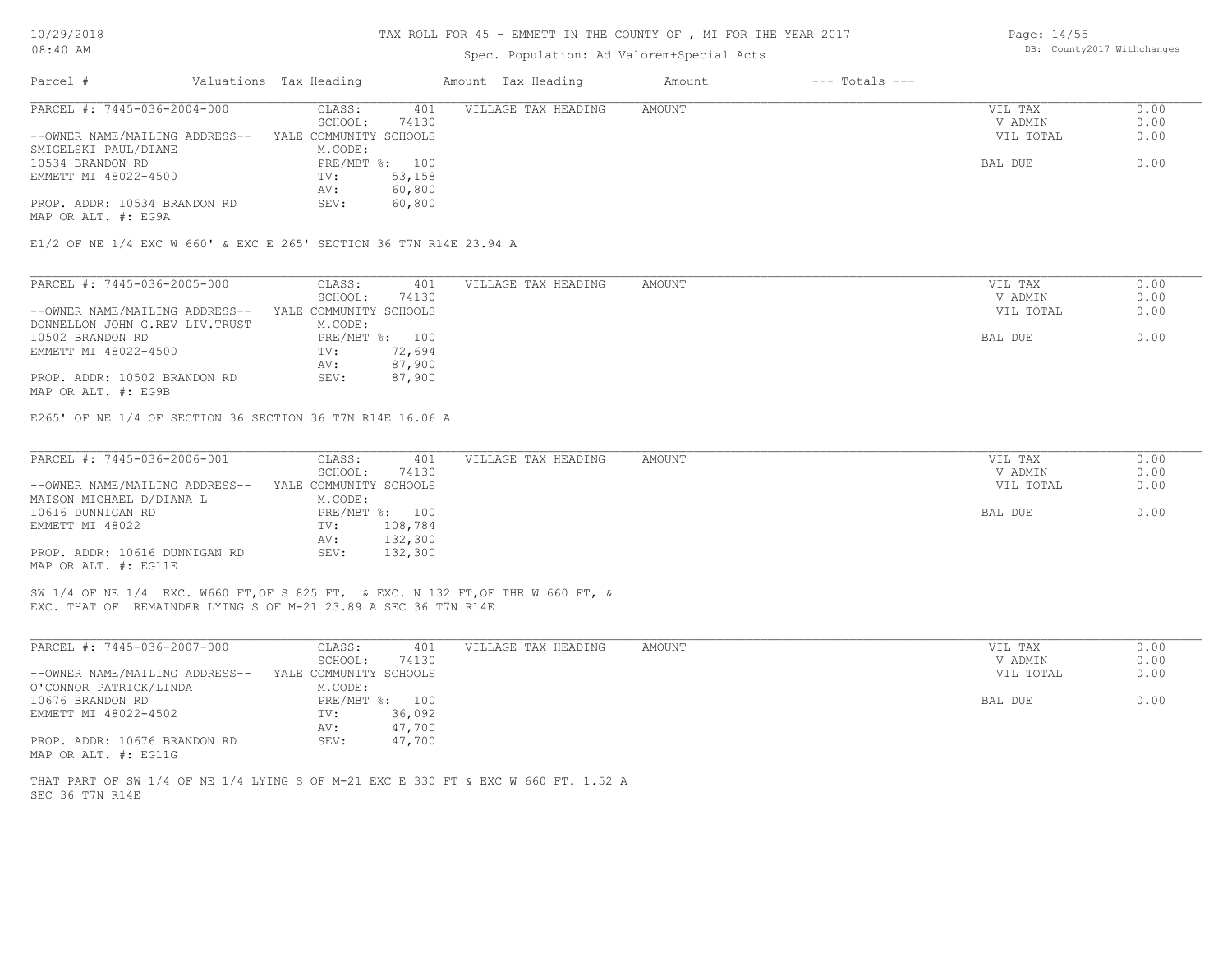# TAX ROLL FOR 45 - EMMETT IN THE COUNTY OF , MI FOR THE YEAR 2017

Spec. Population: Ad Valorem+Special Acts

| Parcel # | Valuations | Tax Heading | Amount | Tax Heading | Amount | --- Totals --- | |
|---|---|---|---|---|---|---|---|
| PARCEL #: 7445-036-2004-000 | CLASS: | 401 | VILLAGE TAX HEADING | AMOUNT | | VIL TAX | 0.00 |
| | SCHOOL: | 74130 | | | | V ADMIN | 0.00 |
| --OWNER NAME/MAILING ADDRESS-- | YALE COMMUNITY SCHOOLS | | | | | VIL TOTAL | 0.00 |
| SMIGELSKI PAUL/DIANE | M.CODE: | | | | | | |
| 10534 BRANDON RD | PRE/MBT %: | 100 | | | | BAL DUE | 0.00 |
| EMMETT MI 48022-4500 | TV: | 53,158 | | | | | |
| | AV: | 60,800 | | | | | |
| PROP. ADDR: 10534 BRANDON RD | SEV: | 60,800 | | | | | |
| MAP OR ALT. #: EG9A | | | | | | | |

E1/2 OF NE 1/4 EXC W 660' & EXC E 265' SECTION 36 T7N R14E 23.94 A

| Parcel # | Valuations | Tax Heading | Amount | Tax Heading | Amount | --- Totals --- | |
|---|---|---|---|---|---|---|---|
| PARCEL #: 7445-036-2005-000 | CLASS: | 401 | VILLAGE TAX HEADING | AMOUNT | | VIL TAX | 0.00 |
| | SCHOOL: | 74130 | | | | V ADMIN | 0.00 |
| --OWNER NAME/MAILING ADDRESS-- | YALE COMMUNITY SCHOOLS | | | | | VIL TOTAL | 0.00 |
| DONNELLON JOHN G.REV LIV.TRUST | M.CODE: | | | | | | |
| 10502 BRANDON RD | PRE/MBT %: | 100 | | | | BAL DUE | 0.00 |
| EMMETT MI 48022-4500 | TV: | 72,694 | | | | | |
| | AV: | 87,900 | | | | | |
| PROP. ADDR: 10502 BRANDON RD | SEV: | 87,900 | | | | | |
| MAP OR ALT. #: EG9B | | | | | | | |

E265' OF NE 1/4 OF SECTION 36 SECTION 36 T7N R14E 16.06 A

| Parcel # | Valuations | Tax Heading | Amount | Tax Heading | Amount | --- Totals --- | |
|---|---|---|---|---|---|---|---|
| PARCEL #: 7445-036-2006-001 | CLASS: | 401 | VILLAGE TAX HEADING | AMOUNT | | VIL TAX | 0.00 |
| | SCHOOL: | 74130 | | | | V ADMIN | 0.00 |
| --OWNER NAME/MAILING ADDRESS-- | YALE COMMUNITY SCHOOLS | | | | | VIL TOTAL | 0.00 |
| MAISON MICHAEL D/DIANA L | M.CODE: | | | | | | |
| 10616 DUNNIGAN RD | PRE/MBT %: | 100 | | | | BAL DUE | 0.00 |
| EMMETT MI 48022 | TV: | 108,784 | | | | | |
| | AV: | 132,300 | | | | | |
| PROP. ADDR: 10616 DUNNIGAN RD | SEV: | 132,300 | | | | | |
| MAP OR ALT. #: EG11E | | | | | | | |

SW 1/4 OF NE 1/4 EXC. W660 FT,OF S 825 FT, & EXC. N 132 FT,OF THE W 660 FT, &
EXC. THAT OF REMAINDER LYING S OF M-21 23.89 A SEC 36 T7N R14E

| Parcel # | Valuations | Tax Heading | Amount | Tax Heading | Amount | --- Totals --- | |
|---|---|---|---|---|---|---|---|
| PARCEL #: 7445-036-2007-000 | CLASS: | 401 | VILLAGE TAX HEADING | AMOUNT | | VIL TAX | 0.00 |
| | SCHOOL: | 74130 | | | | V ADMIN | 0.00 |
| --OWNER NAME/MAILING ADDRESS-- | YALE COMMUNITY SCHOOLS | | | | | VIL TOTAL | 0.00 |
| O'CONNOR PATRICK/LINDA | M.CODE: | | | | | | |
| 10676 BRANDON RD | PRE/MBT %: | 100 | | | | BAL DUE | 0.00 |
| EMMETT MI 48022-4502 | TV: | 36,092 | | | | | |
| | AV: | 47,700 | | | | | |
| PROP. ADDR: 10676 BRANDON RD | SEV: | 47,700 | | | | | |
| MAP OR ALT. #: EG11G | | | | | | | |

THAT PART OF SW 1/4 OF NE 1/4 LYING S OF M-21 EXC E 330 FT & EXC W 660 FT. 1.52 A
SEC 36 T7N R14E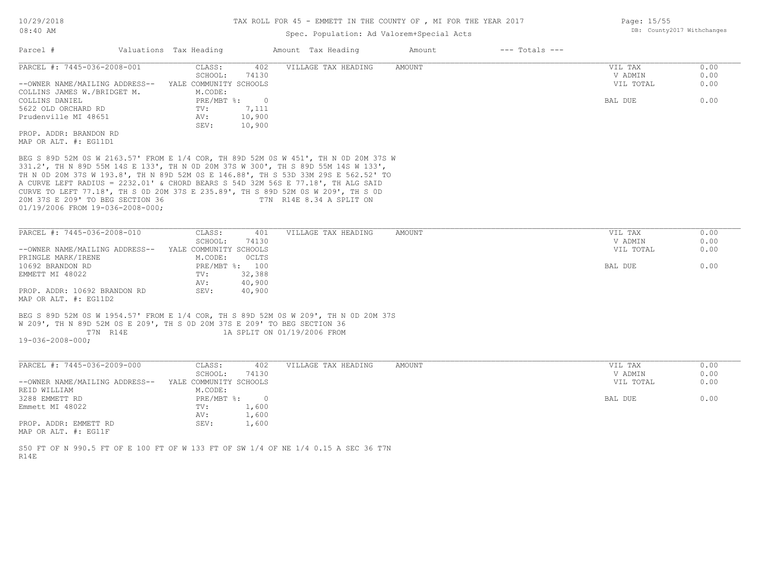Parcel # | Valuations Tax Heading | Amount Tax Heading | Amount | --- Totals ---

---

**PARCEL #: 7445-036-2008-001**

CLASS: 402
SCHOOL: 74130
YALE COMMUNITY SCHOOLS
M.CODE:
PRE/MBT %: 0
TV: 7,111
AV: 10,900
SEV: 10,900

VILLAGE TAX HEADING AMOUNT

| | |
|---|---|
| VIL TAX | 0.00 |
| V ADMIN | 0.00 |
| VIL TOTAL | 0.00 |
| BAL DUE | 0.00 |

--OWNER NAME/MAILING ADDRESS--
COLLINS JAMES W./BRIDGET M.
COLLINS DANIEL
5622 OLD ORCHARD RD
Prudenville MI 48651

PROP. ADDR: BRANDON RD
MAP OR ALT. #: EG11D1

BEG S 89D 52M 0S W 2163.57' FROM E 1/4 COR, TH 89D 52M 0S W 451', TH N 0D 20M 37S W 331.2', TH N 89D 55M 14S E 133', TH N 0D 20M 37S W 300', TH S 89D 55M 14S W 133', TH N 0D 20M 37S W 193.8', TH N 89D 52M 0S E 146.88', TH S 53D 33M 29S E 562.52' TO A CURVE LEFT RADIUS = 2232.01' & CHORD BEARS S 54D 32M 56S E 77.18', TH ALG SAID CURVE TO LEFT 77.18', TH S 0D 20M 37S E 235.89', TH S 89D 52M 0S W 209', TH S 0D 20M 37S E 209' TO BEG SECTION 36 T7N R14E 8.34 A SPLIT ON 01/19/2006 FROM 19-036-2008-000;

---

**PARCEL #: 7445-036-2008-010**

CLASS: 401
SCHOOL: 74130
YALE COMMUNITY SCHOOLS
M.CODE: 0CLTS
PRE/MBT %: 100
TV: 32,388
AV: 40,900
SEV: 40,900

VILLAGE TAX HEADING AMOUNT

| | |
|---|---|
| VIL TAX | 0.00 |
| V ADMIN | 0.00 |
| VIL TOTAL | 0.00 |
| BAL DUE | 0.00 |

--OWNER NAME/MAILING ADDRESS--
PRINGLE MARK/IRENE
10692 BRANDON RD
EMMETT MI 48022

PROP. ADDR: 10692 BRANDON RD
MAP OR ALT. #: EG11D2

BEG S 89D 52M 0S W 1954.57' FROM E 1/4 COR, TH S 89D 52M 0S W 209', TH N 0D 20M 37S W 209', TH N 89D 52M 0S E 209', TH S 0D 20M 37S E 209' TO BEG SECTION 36 T7N R14E 1A SPLIT ON 01/19/2006 FROM 19-036-2008-000;

---

**PARCEL #: 7445-036-2009-000**

CLASS: 402
SCHOOL: 74130
YALE COMMUNITY SCHOOLS
M.CODE:
PRE/MBT %: 0
TV: 1,600
AV: 1,600
SEV: 1,600

VILLAGE TAX HEADING AMOUNT

| | |
|---|---|
| VIL TAX | 0.00 |
| V ADMIN | 0.00 |
| VIL TOTAL | 0.00 |
| BAL DUE | 0.00 |

--OWNER NAME/MAILING ADDRESS--
REID WILLIAM
3288 EMMETT RD
Emmett MI 48022

PROP. ADDR: EMMETT RD
MAP OR ALT. #: EG11F

S50 FT OF N 990.5 FT OF E 100 FT OF W 133 FT OF SW 1/4 OF NE 1/4 0.15 A SEC 36 T7N R14E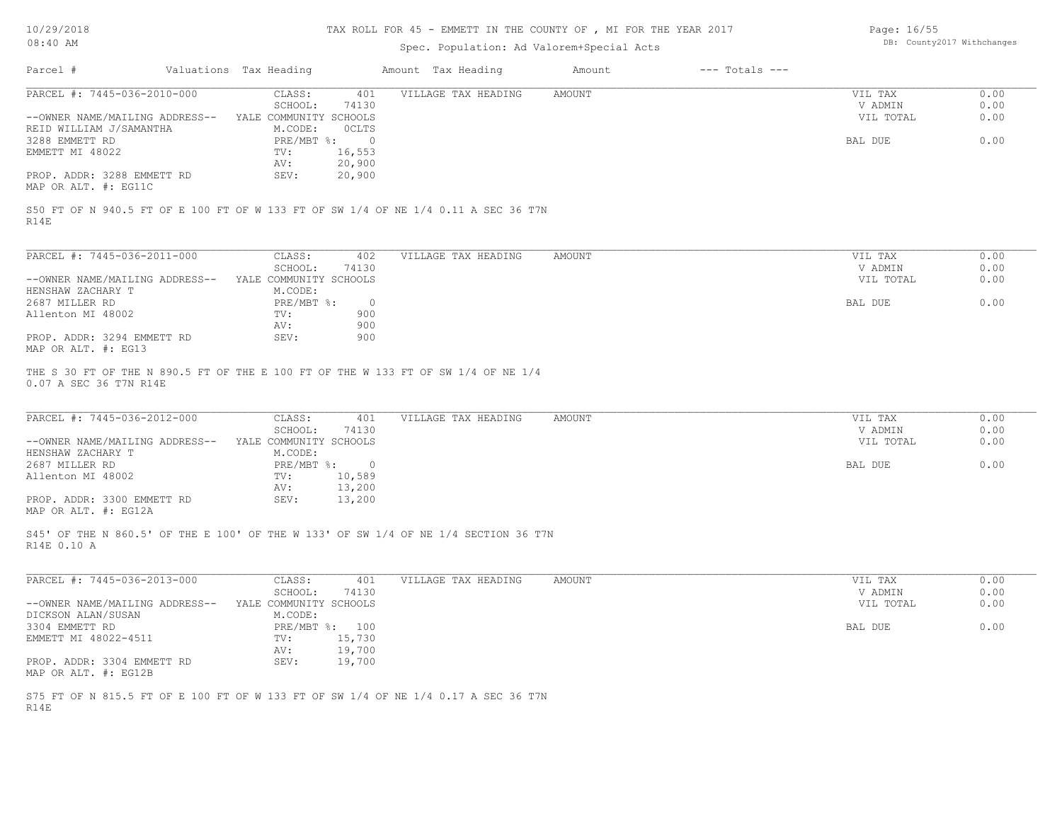TAX ROLL FOR 45 - EMMETT IN THE COUNTY OF , MI FOR THE YEAR 2017

Spec. Population: Ad Valorem+Special Acts

DB: County2017 Withchanges

| Parcel # | Valuations | Tax Heading | Amount | Tax Heading | Amount | --- Totals --- | |
|---|---|---|---|---|---|---|---|

---

**PARCEL #: 7445-036-2010-000**

| | | | | |
|---|---|---|---|---|
| CLASS: | 401 | VILLAGE TAX HEADING | AMOUNT | VIL TAX | 0.00 |
| SCHOOL: | 74130 | | | V ADMIN | 0.00 |
| YALE COMMUNITY SCHOOLS | | | | VIL TOTAL | 0.00 |
| M.CODE: | OCLTS | | | | |
| PRE/MBT %: | 0 | | | BAL DUE | 0.00 |
| TV: | 16,553 | | | | |
| AV: | 20,900 | | | | |
| SEV: | 20,900 | | | | |

--OWNER NAME/MAILING ADDRESS--
REID WILLIAM J/SAMANTHA
3288 EMMETT RD
EMMETT MI 48022

PROP. ADDR: 3288 EMMETT RD
MAP OR ALT. #: EG11C

S50 FT OF N 940.5 FT OF E 100 FT OF W 133 FT OF SW 1/4 OF NE 1/4 0.11 A SEC 36 T7N R14E

---

**PARCEL #: 7445-036-2011-000**

| | | | | |
|---|---|---|---|---|
| CLASS: | 402 | VILLAGE TAX HEADING | AMOUNT | VIL TAX | 0.00 |
| SCHOOL: | 74130 | | | V ADMIN | 0.00 |
| YALE COMMUNITY SCHOOLS | | | | VIL TOTAL | 0.00 |
| M.CODE: | | | | | |
| PRE/MBT %: | 0 | | | BAL DUE | 0.00 |
| TV: | 900 | | | | |
| AV: | 900 | | | | |
| SEV: | 900 | | | | |

--OWNER NAME/MAILING ADDRESS--
HENSHAW ZACHARY T
2687 MILLER RD
Allenton MI 48002

PROP. ADDR: 3294 EMMETT RD
MAP OR ALT. #: EG13

THE S 30 FT OF THE N 890.5 FT OF THE E 100 FT OF THE W 133 FT OF SW 1/4 OF NE 1/4 0.07 A SEC 36 T7N R14E

---

**PARCEL #: 7445-036-2012-000**

| | | | | |
|---|---|---|---|---|
| CLASS: | 401 | VILLAGE TAX HEADING | AMOUNT | VIL TAX | 0.00 |
| SCHOOL: | 74130 | | | V ADMIN | 0.00 |
| YALE COMMUNITY SCHOOLS | | | | VIL TOTAL | 0.00 |
| M.CODE: | | | | | |
| PRE/MBT %: | 0 | | | BAL DUE | 0.00 |
| TV: | 10,589 | | | | |
| AV: | 13,200 | | | | |
| SEV: | 13,200 | | | | |

--OWNER NAME/MAILING ADDRESS--
HENSHAW ZACHARY T
2687 MILLER RD
Allenton MI 48002

PROP. ADDR: 3300 EMMETT RD
MAP OR ALT. #: EG12A

S45' OF THE N 860.5' OF THE E 100' OF THE W 133' OF SW 1/4 OF NE 1/4 SECTION 36 T7N R14E 0.10 A

---

**PARCEL #: 7445-036-2013-000**

| | | | | |
|---|---|---|---|---|
| CLASS: | 401 | VILLAGE TAX HEADING | AMOUNT | VIL TAX | 0.00 |
| SCHOOL: | 74130 | | | V ADMIN | 0.00 |
| YALE COMMUNITY SCHOOLS | | | | VIL TOTAL | 0.00 |
| M.CODE: | | | | | |
| PRE/MBT %: | 100 | | | BAL DUE | 0.00 |
| TV: | 15,730 | | | | |
| AV: | 19,700 | | | | |
| SEV: | 19,700 | | | | |

--OWNER NAME/MAILING ADDRESS--
DICKSON ALAN/SUSAN
3304 EMMETT RD
EMMETT MI 48022-4511

PROP. ADDR: 3304 EMMETT RD
MAP OR ALT. #: EG12B

S75 FT OF N 815.5 FT OF E 100 FT OF W 133 FT OF SW 1/4 OF NE 1/4 0.17 A SEC 36 T7N R14E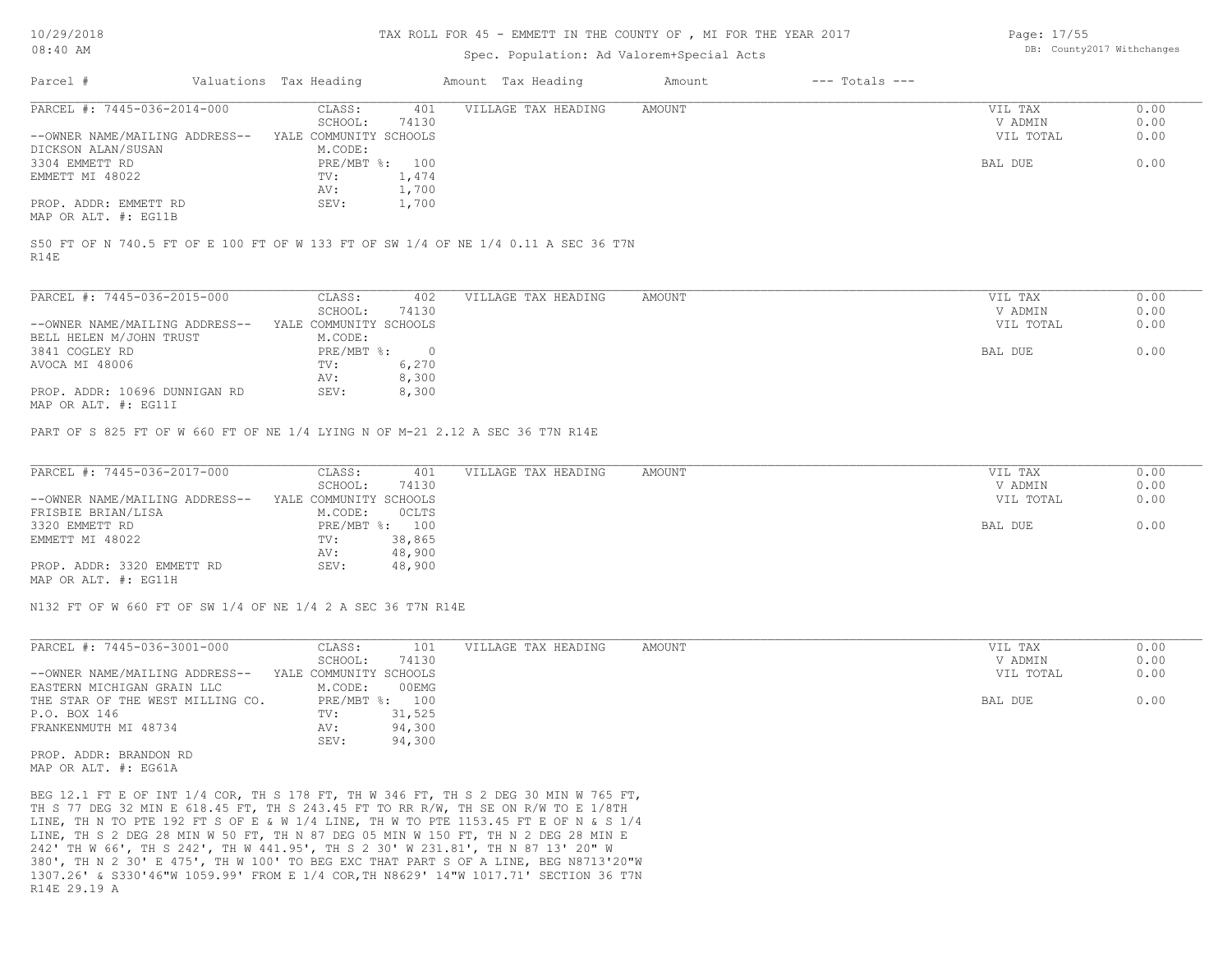TAX ROLL FOR 45 - EMMETT IN THE COUNTY OF , MI FOR THE YEAR 2017

Spec. Population: Ad Valorem+Special Acts

| Parcel # | Valuations | Tax Heading | Amount | Tax Heading | Amount | --- Totals --- | |
|---|---|---|---|---|---|---|---|

**PARCEL #: 7445-036-2014-000**

| | | | | | |
|---|---|---|---|---|---|
| --OWNER NAME/MAILING ADDRESS-- | CLASS: 401 | VILLAGE TAX HEADING | AMOUNT | VIL TAX | 0.00 |
| DICKSON ALAN/SUSAN | SCHOOL: 74130 | | | V ADMIN | 0.00 |
| 3304 EMMETT RD | YALE COMMUNITY SCHOOLS | | | VIL TOTAL | 0.00 |
| EMMETT MI 48022 | M.CODE: | | | | |
| | PRE/MBT %: 100 | | | BAL DUE | 0.00 |
| PROP. ADDR: EMMETT RD | TV: 1,474 | | | | |
| MAP OR ALT. #: EG11B | AV: 1,700 | | | | |
| | SEV: 1,700 | | | | |

S50 FT OF N 740.5 FT OF E 100 FT OF W 133 FT OF SW 1/4 OF NE 1/4 0.11 A SEC 36 T7N R14E

**PARCEL #: 7445-036-2015-000**

| | | | | | |
|---|---|---|---|---|---|
| --OWNER NAME/MAILING ADDRESS-- | CLASS: 402 | VILLAGE TAX HEADING | AMOUNT | VIL TAX | 0.00 |
| BELL HELEN M/JOHN TRUST | SCHOOL: 74130 | | | V ADMIN | 0.00 |
| 3841 COGLEY RD | YALE COMMUNITY SCHOOLS | | | VIL TOTAL | 0.00 |
| AVOCA MI 48006 | M.CODE: | | | | |
| | PRE/MBT %: 0 | | | BAL DUE | 0.00 |
| PROP. ADDR: 10696 DUNNIGAN RD | TV: 6,270 | | | | |
| MAP OR ALT. #: EG11I | AV: 8,300 | | | | |
| | SEV: 8,300 | | | | |

PART OF S 825 FT OF W 660 FT OF NE 1/4 LYING N OF M-21 2.12 A SEC 36 T7N R14E

**PARCEL #: 7445-036-2017-000**

| | | | | | |
|---|---|---|---|---|---|
| --OWNER NAME/MAILING ADDRESS-- | CLASS: 401 | VILLAGE TAX HEADING | AMOUNT | VIL TAX | 0.00 |
| FRISBIE BRIAN/LISA | SCHOOL: 74130 | | | V ADMIN | 0.00 |
| 3320 EMMETT RD | YALE COMMUNITY SCHOOLS | | | VIL TOTAL | 0.00 |
| EMMETT MI 48022 | M.CODE: 0CLTS | | | | |
| | PRE/MBT %: 100 | | | BAL DUE | 0.00 |
| PROP. ADDR: 3320 EMMETT RD | TV: 38,865 | | | | |
| MAP OR ALT. #: EG11H | AV: 48,900 | | | | |
| | SEV: 48,900 | | | | |

N132 FT OF W 660 FT OF SW 1/4 OF NE 1/4 2 A SEC 36 T7N R14E

**PARCEL #: 7445-036-3001-000**

| | | | | | |
|---|---|---|---|---|---|
| --OWNER NAME/MAILING ADDRESS-- | CLASS: 101 | VILLAGE TAX HEADING | AMOUNT | VIL TAX | 0.00 |
| EASTERN MICHIGAN GRAIN LLC | SCHOOL: 74130 | | | V ADMIN | 0.00 |
| THE STAR OF THE WEST MILLING CO. | YALE COMMUNITY SCHOOLS | | | VIL TOTAL | 0.00 |
| P.O. BOX 146 | M.CODE: 00EMG | | | | |
| FRANKENMUTH MI 48734 | PRE/MBT %: 100 | | | BAL DUE | 0.00 |
| PROP. ADDR: BRANDON RD | TV: 31,525 | | | | |
| MAP OR ALT. #: EG61A | AV: 94,300 | | | | |
| | SEV: 94,300 | | | | |

BEG 12.1 FT E OF INT 1/4 COR, TH S 178 FT, TH W 346 FT, TH S 2 DEG 30 MIN W 765 FT, TH S 77 DEG 32 MIN E 618.45 FT, TH S 243.45 FT TO RR R/W, TH SE ON R/W TO E 1/8TH LINE, TH N TO PTE 192 FT S OF E & W 1/4 LINE, TH W TO PTE 1153.45 FT E OF N & S 1/4 LINE, TH S 2 DEG 28 MIN W 50 FT, TH N 87 DEG 05 MIN W 150 FT, TH N 2 DEG 28 MIN E 242' TH W 66', TH S 242', TH W 441.95', TH S 2 30' W 231.81', TH N 87 13' 20" W 380', TH N 2 30' E 475', TH W 100' TO BEG EXC THAT PART S OF A LINE, BEG N8713'20"W 1307.26' & S330'46"W 1059.99' FROM E 1/4 COR,TH N8629' 14"W 1017.71' SECTION 36 T7N R14E 29.19 A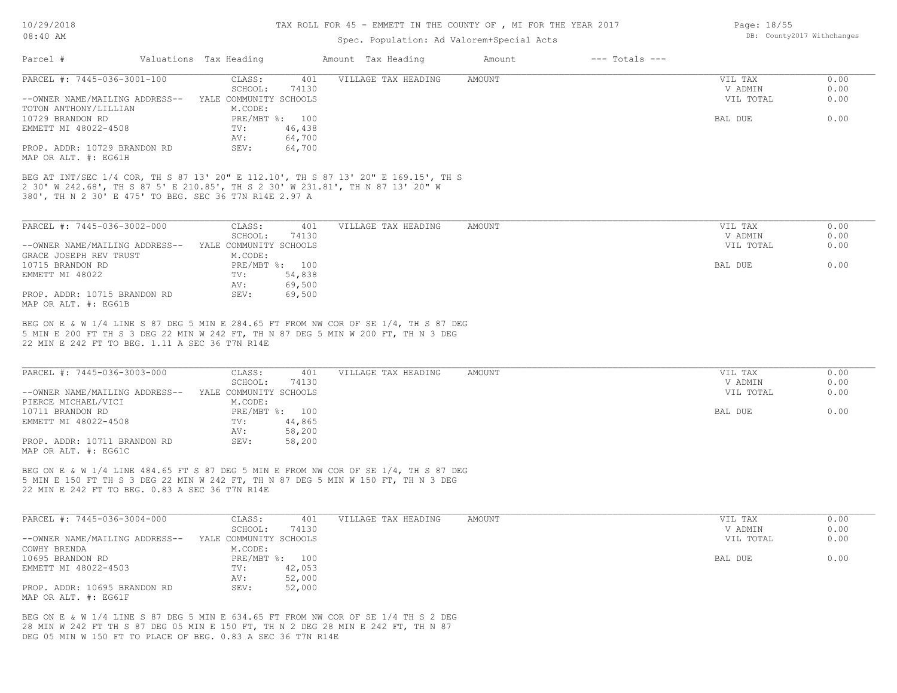# TAX ROLL FOR 45 - EMMETT IN THE COUNTY OF , MI FOR THE YEAR 2017

Spec. Population: Ad Valorem+Special Acts

DB: County2017 Withchanges

| Parcel # | Valuations | Tax Heading | Amount | Tax Heading | Amount | --- Totals --- | |
|---|---|---|---|---|---|---|---|

## PARCEL #: 7445-036-3001-100

| | | | | |
|---|---|---|---|---|
| CLASS: | 401 | VILLAGE TAX HEADING | AMOUNT | |
| SCHOOL: | 74130 | | | |
| YALE COMMUNITY SCHOOLS | | | | |
| M.CODE: | | | | |
| PRE/MBT %: | 100 | | | |
| TV: | 46,438 | | | |
| AV: | 64,700 | | | |
| SEV: | 64,700 | | | |

--OWNER NAME/MAILING ADDRESS--
TOTON ANTHONY/LILLIAN
10729 BRANDON RD
EMMETT MI 48022-4508

PROP. ADDR: 10729 BRANDON RD
MAP OR ALT. #: EG61H

| Totals | |
|---|---|
| VIL TAX | 0.00 |
| V ADMIN | 0.00 |
| VIL TOTAL | 0.00 |
| BAL DUE | 0.00 |

BEG AT INT/SEC 1/4 COR, TH S 87 13' 20" E 112.10', TH S 87 13' 20" E 169.15', TH S 2 30' W 242.68', TH S 87 5' E 210.85', TH S 2 30' W 231.81', TH N 87 13' 20" W 380', TH N 2 30' E 475' TO BEG. SEC 36 T7N R14E 2.97 A

## PARCEL #: 7445-036-3002-000

| | | | | |
|---|---|---|---|---|
| CLASS: | 401 | VILLAGE TAX HEADING | AMOUNT | |
| SCHOOL: | 74130 | | | |
| YALE COMMUNITY SCHOOLS | | | | |
| M.CODE: | | | | |
| PRE/MBT %: | 100 | | | |
| TV: | 54,838 | | | |
| AV: | 69,500 | | | |
| SEV: | 69,500 | | | |

--OWNER NAME/MAILING ADDRESS--
GRACE JOSEPH REV TRUST
10715 BRANDON RD
EMMETT MI 48022

PROP. ADDR: 10715 BRANDON RD
MAP OR ALT. #: EG61B

| Totals | |
|---|---|
| VIL TAX | 0.00 |
| V ADMIN | 0.00 |
| VIL TOTAL | 0.00 |
| BAL DUE | 0.00 |

BEG ON E & W 1/4 LINE S 87 DEG 5 MIN E 284.65 FT FROM NW COR OF SE 1/4, TH S 87 DEG 5 MIN E 200 FT TH S 3 DEG 22 MIN W 242 FT, TH N 87 DEG 5 MIN W 200 FT, TH N 3 DEG 22 MIN E 242 FT TO BEG. 1.11 A SEC 36 T7N R14E

## PARCEL #: 7445-036-3003-000

| | | | | |
|---|---|---|---|---|
| CLASS: | 401 | VILLAGE TAX HEADING | AMOUNT | |
| SCHOOL: | 74130 | | | |
| YALE COMMUNITY SCHOOLS | | | | |
| M.CODE: | | | | |
| PRE/MBT %: | 100 | | | |
| TV: | 44,865 | | | |
| AV: | 58,200 | | | |
| SEV: | 58,200 | | | |

--OWNER NAME/MAILING ADDRESS--
PIERCE MICHAEL/VICI
10711 BRANDON RD
EMMETT MI 48022-4508

PROP. ADDR: 10711 BRANDON RD
MAP OR ALT. #: EG61C

| Totals | |
|---|---|
| VIL TAX | 0.00 |
| V ADMIN | 0.00 |
| VIL TOTAL | 0.00 |
| BAL DUE | 0.00 |

BEG ON E & W 1/4 LINE 484.65 FT S 87 DEG 5 MIN E FROM NW COR OF SE 1/4, TH S 87 DEG 5 MIN E 150 FT TH S 3 DEG 22 MIN W 242 FT, TH N 87 DEG 5 MIN W 150 FT, TH N 3 DEG 22 MIN E 242 FT TO BEG. 0.83 A SEC 36 T7N R14E

## PARCEL #: 7445-036-3004-000

| | | | | |
|---|---|---|---|---|
| CLASS: | 401 | VILLAGE TAX HEADING | AMOUNT | |
| SCHOOL: | 74130 | | | |
| YALE COMMUNITY SCHOOLS | | | | |
| M.CODE: | | | | |
| PRE/MBT %: | 100 | | | |
| TV: | 42,053 | | | |
| AV: | 52,000 | | | |
| SEV: | 52,000 | | | |

--OWNER NAME/MAILING ADDRESS--
COWHY BRENDA
10695 BRANDON RD
EMMETT MI 48022-4503

PROP. ADDR: 10695 BRANDON RD
MAP OR ALT. #: EG61F

| Totals | |
|---|---|
| VIL TAX | 0.00 |
| V ADMIN | 0.00 |
| VIL TOTAL | 0.00 |
| BAL DUE | 0.00 |

BEG ON E & W 1/4 LINE S 87 DEG 5 MIN E 634.65 FT FROM NW COR OF SE 1/4 TH S 2 DEG 28 MIN W 242 FT TH S 87 DEG 05 MIN E 150 FT, TH N 2 DEG 28 MIN E 242 FT, TH N 87 DEG 05 MIN W 150 FT TO PLACE OF BEG. 0.83 A SEC 36 T7N R14E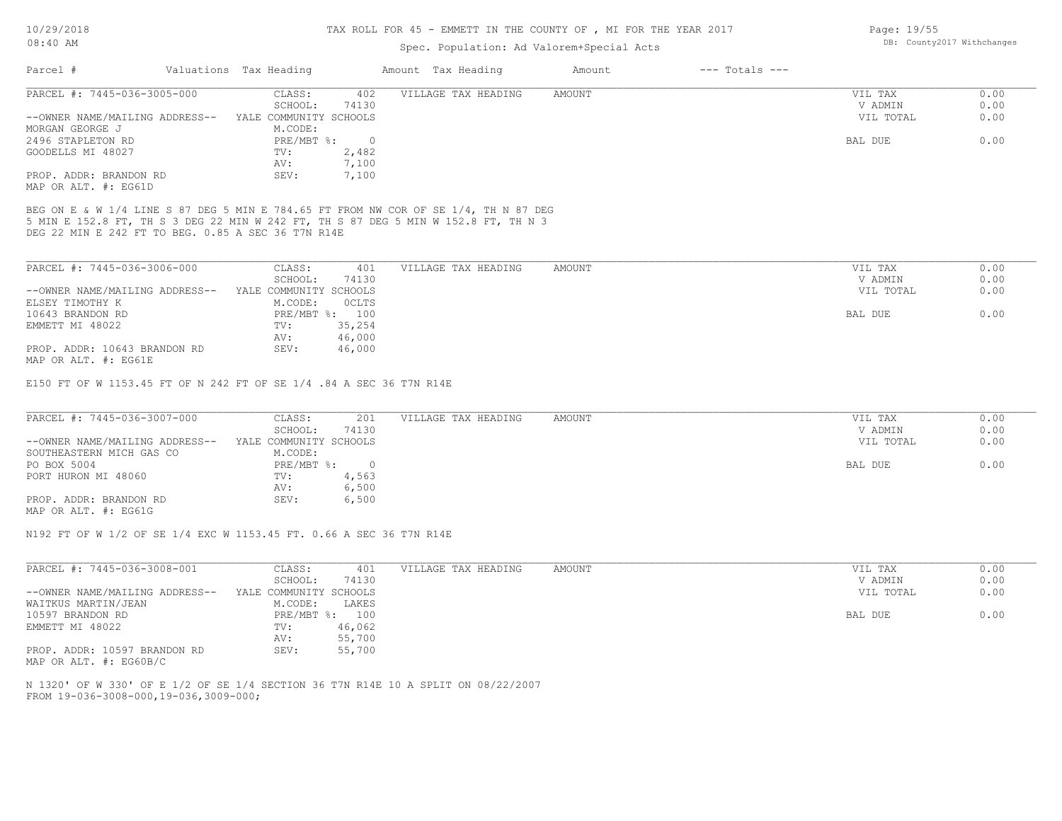TAX ROLL FOR 45 - EMMETT IN THE COUNTY OF , MI FOR THE YEAR 2017

Spec. Population: Ad Valorem+Special Acts

| Parcel # | Valuations | Tax Heading | Amount | Tax Heading | Amount | --- Totals --- |
|---|---|---|---|---|---|---|

PARCEL #: 7445-036-3005-000

| | | | | |
|---|---|---|---|---|
| --OWNER NAME/MAILING ADDRESS-- | CLASS: 402 | VILLAGE TAX HEADING | AMOUNT | VIL TAX 0.00 |
| MORGAN GEORGE J | SCHOOL: 74130 | | | V ADMIN 0.00 |
| 2496 STAPLETON RD | YALE COMMUNITY SCHOOLS | | | VIL TOTAL 0.00 |
| GOODELLS MI 48027 | M.CODE: | | | |
| | PRE/MBT %: 0 | | | BAL DUE 0.00 |
| | TV: 2,482 | | | |
| | AV: 7,100 | | | |
| PROP. ADDR: BRANDON RD | SEV: 7,100 | | | |
| MAP OR ALT. #: EG61D | | | | |

BEG ON E & W 1/4 LINE S 87 DEG 5 MIN E 784.65 FT FROM NW COR OF SE 1/4, TH N 87 DEG 5 MIN E 152.8 FT, TH S 3 DEG 22 MIN W 242 FT, TH S 87 DEG 5 MIN W 152.8 FT, TH N 3 DEG 22 MIN E 242 FT TO BEG. 0.85 A SEC 36 T7N R14E

PARCEL #: 7445-036-3006-000

| | | | | |
|---|---|---|---|---|
| --OWNER NAME/MAILING ADDRESS-- | CLASS: 401 | VILLAGE TAX HEADING | AMOUNT | VIL TAX 0.00 |
| ELSEY TIMOTHY K | SCHOOL: 74130 | | | V ADMIN 0.00 |
| 10643 BRANDON RD | YALE COMMUNITY SCHOOLS | | | VIL TOTAL 0.00 |
| EMMETT MI 48022 | M.CODE: 0CLTS | | | |
| | PRE/MBT %: 100 | | | BAL DUE 0.00 |
| | TV: 35,254 | | | |
| | AV: 46,000 | | | |
| PROP. ADDR: 10643 BRANDON RD | SEV: 46,000 | | | |
| MAP OR ALT. #: EG61E | | | | |

E150 FT OF W 1153.45 FT OF N 242 FT OF SE 1/4 .84 A SEC 36 T7N R14E

PARCEL #: 7445-036-3007-000

| | | | | |
|---|---|---|---|---|
| --OWNER NAME/MAILING ADDRESS-- | CLASS: 201 | VILLAGE TAX HEADING | AMOUNT | VIL TAX 0.00 |
| SOUTHEASTERN MICH GAS CO | SCHOOL: 74130 | | | V ADMIN 0.00 |
| PO BOX 5004 | YALE COMMUNITY SCHOOLS | | | VIL TOTAL 0.00 |
| PORT HURON MI 48060 | M.CODE: | | | |
| | PRE/MBT %: 0 | | | BAL DUE 0.00 |
| | TV: 4,563 | | | |
| | AV: 6,500 | | | |
| PROP. ADDR: BRANDON RD | SEV: 6,500 | | | |
| MAP OR ALT. #: EG61G | | | | |

N192 FT OF W 1/2 OF SE 1/4 EXC W 1153.45 FT. 0.66 A SEC 36 T7N R14E

PARCEL #: 7445-036-3008-001

| | | | | |
|---|---|---|---|---|
| --OWNER NAME/MAILING ADDRESS-- | CLASS: 401 | VILLAGE TAX HEADING | AMOUNT | VIL TAX 0.00 |
| WAITKUS MARTIN/JEAN | SCHOOL: 74130 | | | V ADMIN 0.00 |
| 10597 BRANDON RD | YALE COMMUNITY SCHOOLS | | | VIL TOTAL 0.00 |
| EMMETT MI 48022 | M.CODE: LAKES | | | |
| | PRE/MBT %: 100 | | | BAL DUE 0.00 |
| | TV: 46,062 | | | |
| | AV: 55,700 | | | |
| PROP. ADDR: 10597 BRANDON RD | SEV: 55,700 | | | |
| MAP OR ALT. #: EG60B/C | | | | |

N 1320' OF W 330' OF E 1/2 OF SE 1/4 SECTION 36 T7N R14E 10 A SPLIT ON 08/22/2007 FROM 19-036-3008-000,19-036,3009-000;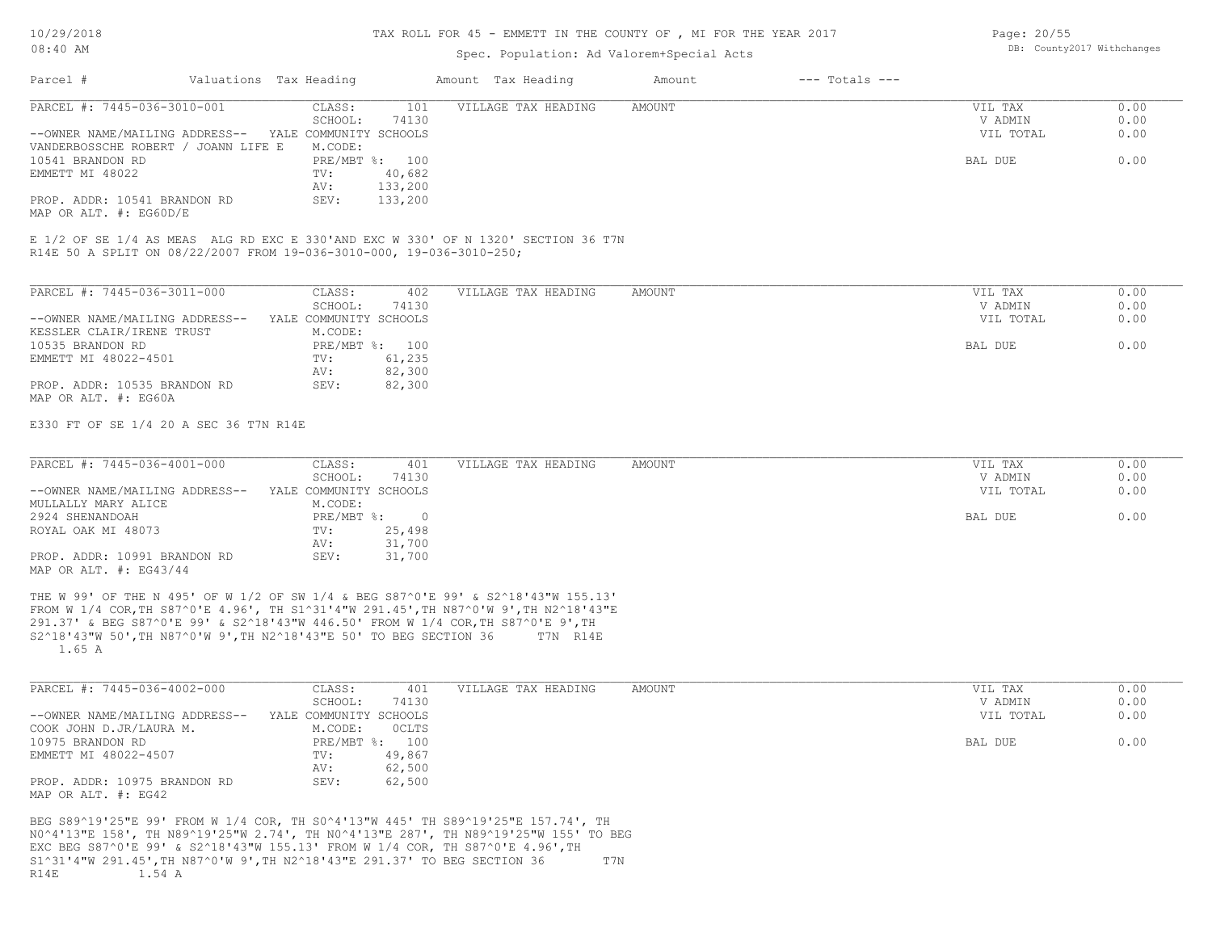TAX ROLL FOR 45 - EMMETT IN THE COUNTY OF , MI FOR THE YEAR 2017

Spec. Population: Ad Valorem+Special Acts

DB: County2017 Withchanges

| Parcel # | Valuations | Tax Heading | Amount | Tax Heading | Amount | --- Totals --- | |
|---|---|---|---|---|---|---|---|

---

**PARCEL #: 7445-036-3010-001**

| | | | | |
|---|---|---|---|---|
| CLASS: | 101 | VILLAGE TAX HEADING | AMOUNT | VIL TAX 0.00 |
| SCHOOL: | 74130 | | | V ADMIN 0.00 |
| YALE COMMUNITY SCHOOLS | | | | VIL TOTAL 0.00 |
| M.CODE: | | | | |
| PRE/MBT %: | 100 | | | BAL DUE 0.00 |
| TV: | 40,682 | | | |
| AV: | 133,200 | | | |
| SEV: | 133,200 | | | |

--OWNER NAME/MAILING ADDRESS--
VANDERBOSSCHE ROBERT / JOANN LIFE E
10541 BRANDON RD
EMMETT MI 48022

PROP. ADDR: 10541 BRANDON RD
MAP OR ALT. #: EG60D/E

E 1/2 OF SE 1/4 AS MEAS ALG RD EXC E 330'AND EXC W 330' OF N 1320' SECTION 36 T7N R14E 50 A SPLIT ON 08/22/2007 FROM 19-036-3010-000, 19-036-3010-250;

---

**PARCEL #: 7445-036-3011-000**

| | | | | |
|---|---|---|---|---|
| CLASS: | 402 | VILLAGE TAX HEADING | AMOUNT | VIL TAX 0.00 |
| SCHOOL: | 74130 | | | V ADMIN 0.00 |
| YALE COMMUNITY SCHOOLS | | | | VIL TOTAL 0.00 |
| M.CODE: | | | | |
| PRE/MBT %: | 100 | | | BAL DUE 0.00 |
| TV: | 61,235 | | | |
| AV: | 82,300 | | | |
| SEV: | 82,300 | | | |

--OWNER NAME/MAILING ADDRESS--
KESSLER CLAIR/IRENE TRUST
10535 BRANDON RD
EMMETT MI 48022-4501

PROP. ADDR: 10535 BRANDON RD
MAP OR ALT. #: EG60A

E330 FT OF SE 1/4 20 A SEC 36 T7N R14E

---

**PARCEL #: 7445-036-4001-000**

| | | | | |
|---|---|---|---|---|
| CLASS: | 401 | VILLAGE TAX HEADING | AMOUNT | VIL TAX 0.00 |
| SCHOOL: | 74130 | | | V ADMIN 0.00 |
| YALE COMMUNITY SCHOOLS | | | | VIL TOTAL 0.00 |
| M.CODE: | | | | |
| PRE/MBT %: | 0 | | | BAL DUE 0.00 |
| TV: | 25,498 | | | |
| AV: | 31,700 | | | |
| SEV: | 31,700 | | | |

--OWNER NAME/MAILING ADDRESS--
MULLALLY MARY ALICE
2924 SHENANDOAH
ROYAL OAK MI 48073

PROP. ADDR: 10991 BRANDON RD
MAP OR ALT. #: EG43/44

THE W 99' OF THE N 495' OF W 1/2 OF SW 1/4 & BEG S87^0'E 99' & S2^18'43"W 155.13' FROM W 1/4 COR,TH S87^0'E 4.96', TH S1^31'4"W 291.45',TH N87^0'W 9',TH N2^18'43"E 291.37' & BEG S87^0'E 99' & S2^18'43"W 446.50' FROM W 1/4 COR,TH S87^0'E 9',TH S2^18'43"W 50',TH N87^0'W 9',TH N2^18'43"E 50' TO BEG SECTION 36 T7N R14E 1.65 A

---

**PARCEL #: 7445-036-4002-000**

| | | | | |
|---|---|---|---|---|
| CLASS: | 401 | VILLAGE TAX HEADING | AMOUNT | VIL TAX 0.00 |
| SCHOOL: | 74130 | | | V ADMIN 0.00 |
| YALE COMMUNITY SCHOOLS | | | | VIL TOTAL 0.00 |
| M.CODE: | 0CLTS | | | |
| PRE/MBT %: | 100 | | | BAL DUE 0.00 |
| TV: | 49,867 | | | |
| AV: | 62,500 | | | |
| SEV: | 62,500 | | | |

--OWNER NAME/MAILING ADDRESS--
COOK JOHN D.JR/LAURA M.
10975 BRANDON RD
EMMETT MI 48022-4507

PROP. ADDR: 10975 BRANDON RD
MAP OR ALT. #: EG42

BEG S89^19'25"E 99' FROM W 1/4 COR, TH S0^4'13"W 445' TH S89^19'25"E 157.74', TH N0^4'13"E 158', TH N89^19'25"W 2.74', TH N0^4'13"E 287', TH N89^19'25"W 155' TO BEG EXC BEG S87^0'E 99' & S2^18'43"W 155.13' FROM W 1/4 COR, TH S87^0'E 4.96',TH S1^31'4"W 291.45',TH N87^0'W 9',TH N2^18'43"E 291.37' TO BEG SECTION 36 T7N R14E 1.54 A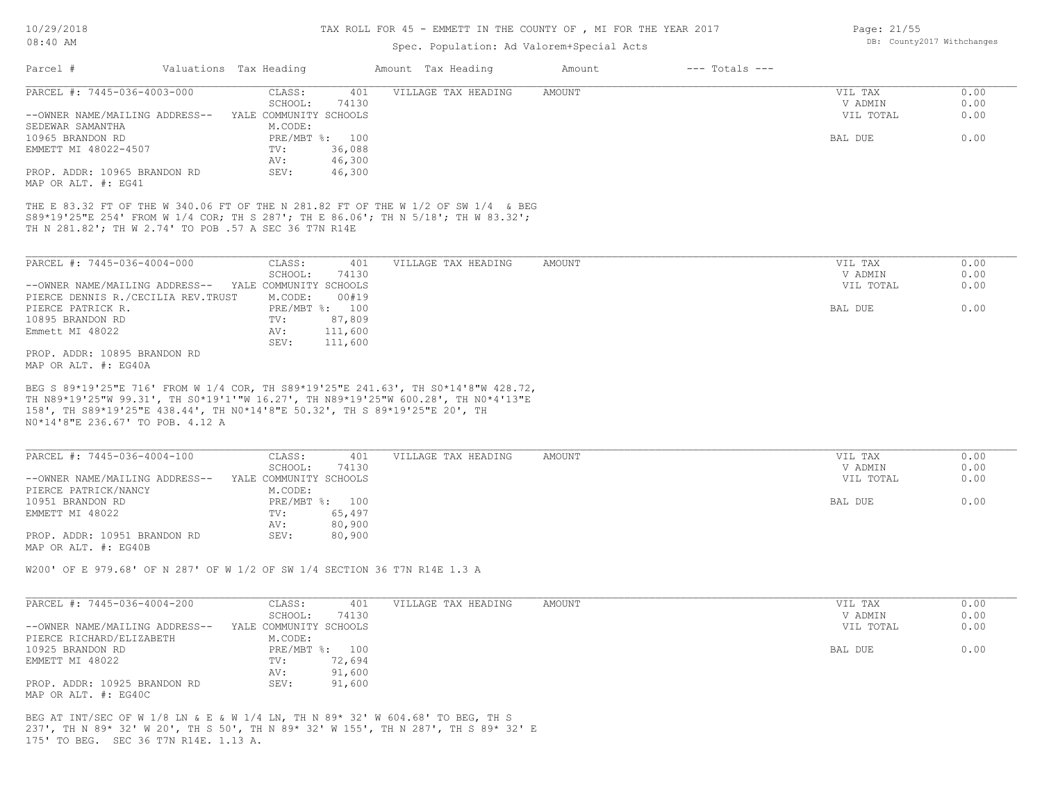# TAX ROLL FOR 45 - EMMETT IN THE COUNTY OF , MI FOR THE YEAR 2017

Spec. Population: Ad Valorem+Special Acts

10/29/2018 08:40 AM

DB: County2017 Withchanges

| Parcel # | Valuations Tax Heading | Amount Tax Heading | Amount | --- Totals --- |
|---|---|---|---|---|

---

PARCEL #: 7445-036-4003-000

CLASS: 401
SCHOOL: 74130
YALE COMMUNITY SCHOOLS
M.CODE:
PRE/MBT %: 100
TV: 36,088
AV: 46,300
SEV: 46,300

VILLAGE TAX HEADING AMOUNT

--OWNER NAME/MAILING ADDRESS--
SEDEWAR SAMANTHA
10965 BRANDON RD
EMMETT MI 48022-4507

PROP. ADDR: 10965 BRANDON RD
MAP OR ALT. #: EG41

| | |
|---|---|
| VIL TAX | 0.00 |
| V ADMIN | 0.00 |
| VIL TOTAL | 0.00 |
| BAL DUE | 0.00 |

THE E 83.32 FT OF THE W 340.06 FT OF THE N 281.82 FT OF THE W 1/2 OF SW 1/4 & BEG S89*19'25"E 254' FROM W 1/4 COR; TH S 287'; TH E 86.06'; TH N 5/18'; TH W 83.32'; TH N 281.82'; TH W 2.74' TO POB .57 A SEC 36 T7N R14E

---

PARCEL #: 7445-036-4004-000

CLASS: 401
SCHOOL: 74130
YALE COMMUNITY SCHOOLS
M.CODE: 00#19
PRE/MBT %: 100
TV: 87,809
AV: 111,600
SEV: 111,600

VILLAGE TAX HEADING AMOUNT

--OWNER NAME/MAILING ADDRESS--
PIERCE DENNIS R./CECILIA REV.TRUST
PIERCE PATRICK R.
10895 BRANDON RD
Emmett MI 48022

PROP. ADDR: 10895 BRANDON RD
MAP OR ALT. #: EG40A

| | |
|---|---|
| VIL TAX | 0.00 |
| V ADMIN | 0.00 |
| VIL TOTAL | 0.00 |
| BAL DUE | 0.00 |

BEG S 89*19'25"E 716' FROM W 1/4 COR, TH S89*19'25"E 241.63', TH S0*14'8"W 428.72, TH N89*19'25"W 99.31', TH S0*19'1'"W 16.27', TH N89*19'25"W 600.28', TH N0*4'13"E 158', TH S89*19'25"E 438.44', TH N0*14'8"E 50.32', TH S 89*19'25"E 20', TH N0*14'8"E 236.67' TO POB. 4.12 A

---

PARCEL #: 7445-036-4004-100

CLASS: 401
SCHOOL: 74130
YALE COMMUNITY SCHOOLS
M.CODE:
PRE/MBT %: 100
TV: 65,497
AV: 80,900
SEV: 80,900

VILLAGE TAX HEADING AMOUNT

--OWNER NAME/MAILING ADDRESS--
PIERCE PATRICK/NANCY
10951 BRANDON RD
EMMETT MI 48022

PROP. ADDR: 10951 BRANDON RD
MAP OR ALT. #: EG40B

| | |
|---|---|
| VIL TAX | 0.00 |
| V ADMIN | 0.00 |
| VIL TOTAL | 0.00 |
| BAL DUE | 0.00 |

W200' OF E 979.68' OF N 287' OF W 1/2 OF SW 1/4 SECTION 36 T7N R14E 1.3 A

---

PARCEL #: 7445-036-4004-200

CLASS: 401
SCHOOL: 74130
YALE COMMUNITY SCHOOLS
M.CODE:
PRE/MBT %: 100
TV: 72,694
AV: 91,600
SEV: 91,600

VILLAGE TAX HEADING AMOUNT

--OWNER NAME/MAILING ADDRESS--
PIERCE RICHARD/ELIZABETH
10925 BRANDON RD
EMMETT MI 48022

PROP. ADDR: 10925 BRANDON RD
MAP OR ALT. #: EG40C

| | |
|---|---|
| VIL TAX | 0.00 |
| V ADMIN | 0.00 |
| VIL TOTAL | 0.00 |
| BAL DUE | 0.00 |

BEG AT INT/SEC OF W 1/8 LN & E & W 1/4 LN, TH N 89* 32' W 604.68' TO BEG, TH S 237', TH N 89* 32' W 20', TH S 50', TH N 89* 32' W 155', TH N 287', TH S 89* 32' E 175' TO BEG. SEC 36 T7N R14E. 1.13 A.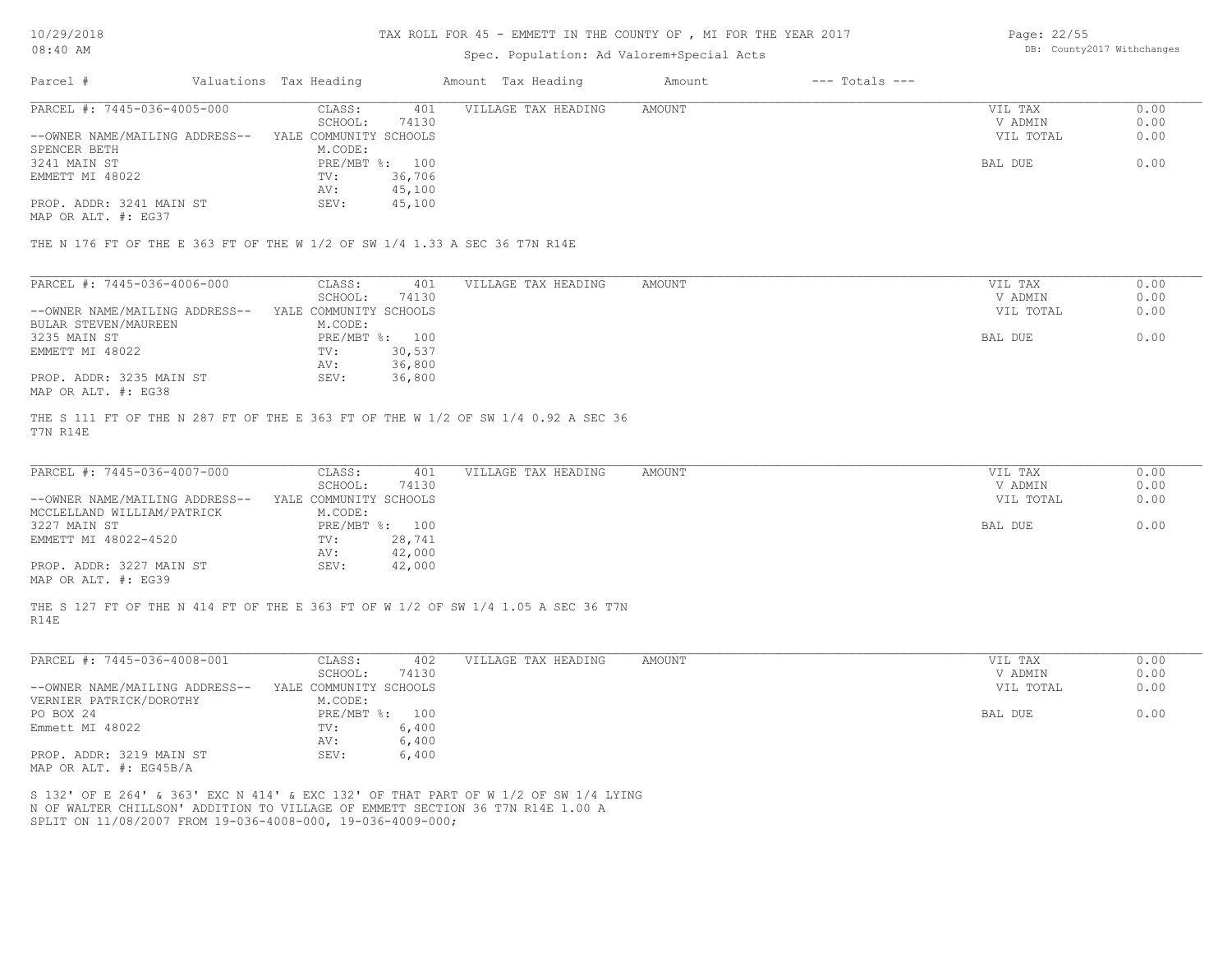10/29/2018
08:40 AM

TAX ROLL FOR 45 - EMMETT IN THE COUNTY OF , MI FOR THE YEAR 2017

Spec. Population: Ad Valorem+Special Acts

DB: County2017 Withchanges

| Parcel # | Valuations | Tax Heading | Amount | Tax Heading | Amount | --- Totals --- | |
|---|---|---|---|---|---|---|---|

PARCEL #: 7445-036-4005-000
CLASS: 401
SCHOOL: 74130
YALE COMMUNITY SCHOOLS
M.CODE:
PRE/MBT %: 100
TV: 36,706
AV: 45,100
SEV: 45,100

VILLAGE TAX HEADING AMOUNT

VIL TAX 0.00
V ADMIN 0.00
VIL TOTAL 0.00
BAL DUE 0.00

--OWNER NAME/MAILING ADDRESS--
SPENCER BETH
3241 MAIN ST
EMMETT MI 48022

PROP. ADDR: 3241 MAIN ST
MAP OR ALT. #: EG37

THE N 176 FT OF THE E 363 FT OF THE W 1/2 OF SW 1/4 1.33 A SEC 36 T7N R14E

---

PARCEL #: 7445-036-4006-000
CLASS: 401
SCHOOL: 74130
YALE COMMUNITY SCHOOLS
M.CODE:
PRE/MBT %: 100
TV: 30,537
AV: 36,800
SEV: 36,800

VILLAGE TAX HEADING AMOUNT

VIL TAX 0.00
V ADMIN 0.00
VIL TOTAL 0.00
BAL DUE 0.00

--OWNER NAME/MAILING ADDRESS--
BULAR STEVEN/MAUREEN
3235 MAIN ST
EMMETT MI 48022

PROP. ADDR: 3235 MAIN ST
MAP OR ALT. #: EG38

THE S 111 FT OF THE N 287 FT OF THE E 363 FT OF THE W 1/2 OF SW 1/4 0.92 A SEC 36 T7N R14E

---

PARCEL #: 7445-036-4007-000
CLASS: 401
SCHOOL: 74130
YALE COMMUNITY SCHOOLS
M.CODE:
PRE/MBT %: 100
TV: 28,741
AV: 42,000
SEV: 42,000

VILLAGE TAX HEADING AMOUNT

VIL TAX 0.00
V ADMIN 0.00
VIL TOTAL 0.00
BAL DUE 0.00

--OWNER NAME/MAILING ADDRESS--
MCCLELLAND WILLIAM/PATRICK
3227 MAIN ST
EMMETT MI 48022-4520

PROP. ADDR: 3227 MAIN ST
MAP OR ALT. #: EG39

THE S 127 FT OF THE N 414 FT OF THE E 363 FT OF W 1/2 OF SW 1/4 1.05 A SEC 36 T7N R14E

---

PARCEL #: 7445-036-4008-001
CLASS: 402
SCHOOL: 74130
YALE COMMUNITY SCHOOLS
M.CODE:
PRE/MBT %: 100
TV: 6,400
AV: 6,400
SEV: 6,400

VILLAGE TAX HEADING AMOUNT

VIL TAX 0.00
V ADMIN 0.00
VIL TOTAL 0.00
BAL DUE 0.00

--OWNER NAME/MAILING ADDRESS--
VERNIER PATRICK/DOROTHY
PO BOX 24
Emmett MI 48022

PROP. ADDR: 3219 MAIN ST
MAP OR ALT. #: EG45B/A

S 132' OF E 264' & 363' EXC N 414' & EXC 132' OF THAT PART OF W 1/2 OF SW 1/4 LYING N OF WALTER CHILLSON' ADDITION TO VILLAGE OF EMMETT SECTION 36 T7N R14E 1.00 A
SPLIT ON 11/08/2007 FROM 19-036-4008-000, 19-036-4009-000;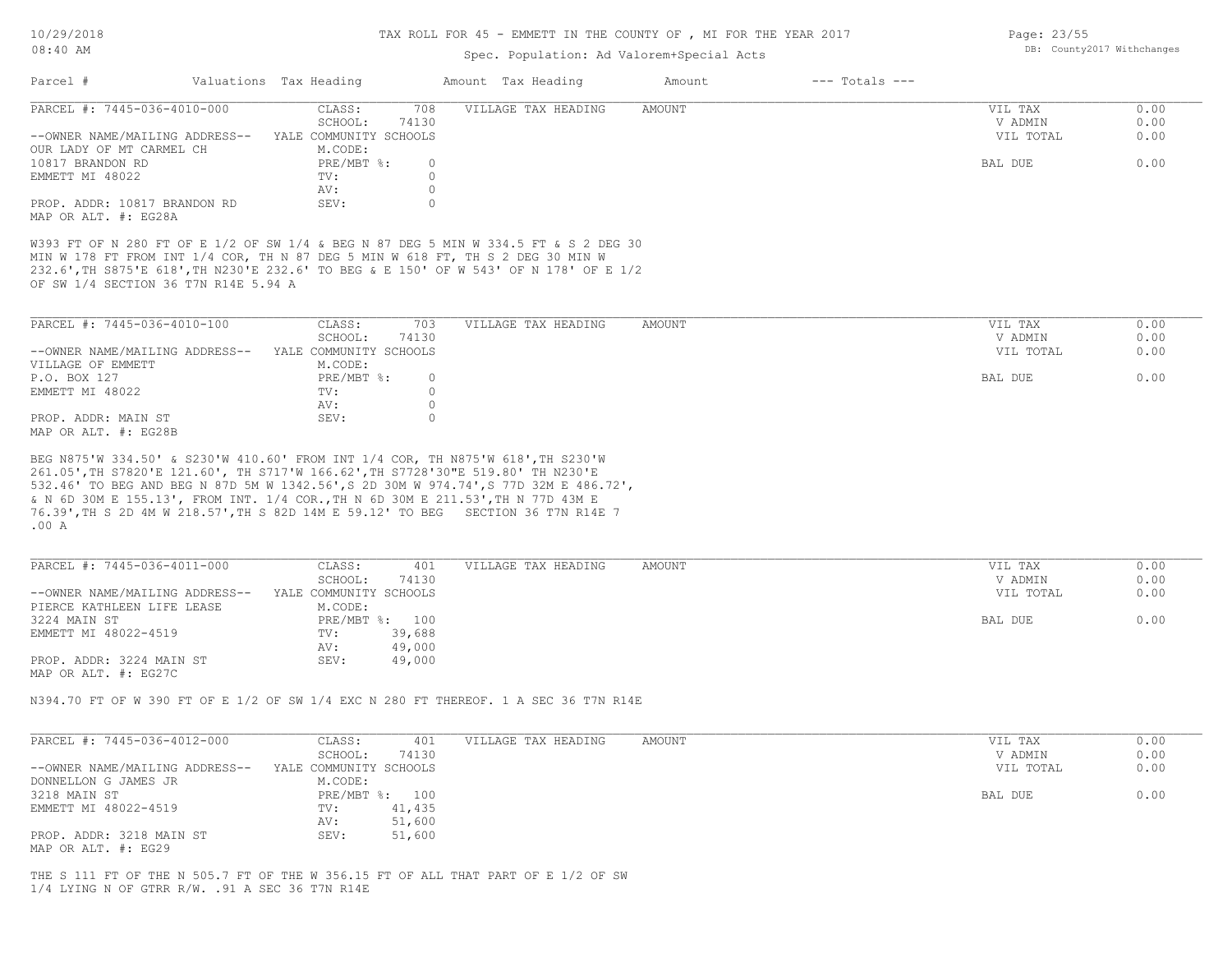TAX ROLL FOR 45 - EMMETT IN THE COUNTY OF , MI FOR THE YEAR 2017

Spec. Population: Ad Valorem+Special Acts

| Parcel # | Valuations | Tax Heading | Amount | Tax Heading | Amount | --- Totals --- |
|---|---|---|---|---|---|---|

---

PARCEL #: 7445-036-4010-000

| | | | | | |
|---|---|---|---|---|---|
| | CLASS: | 708 | VILLAGE TAX HEADING | AMOUNT | VIL TAX | 0.00 |
| | SCHOOL: | 74130 | | | V ADMIN | 0.00 |
| --OWNER NAME/MAILING ADDRESS-- | YALE COMMUNITY SCHOOLS | | | | VIL TOTAL | 0.00 |
| OUR LADY OF MT CARMEL CH | M.CODE: | | | | | |
| 10817 BRANDON RD | PRE/MBT %: | 0 | | | BAL DUE | 0.00 |
| EMMETT MI 48022 | TV: | 0 | | | | |
| | AV: | 0 | | | | |
| PROP. ADDR: 10817 BRANDON RD | SEV: | 0 | | | | |

MAP OR ALT. #: EG28A

W393 FT OF N 280 FT OF E 1/2 OF SW 1/4 & BEG N 87 DEG 5 MIN W 334.5 FT & S 2 DEG 30 MIN W 178 FT FROM INT 1/4 COR, TH N 87 DEG 5 MIN W 618 FT, TH S 2 DEG 30 MIN W 232.6',TH S875'E 618',TH N230'E 232.6' TO BEG & E 150' OF W 543' OF N 178' OF E 1/2 OF SW 1/4 SECTION 36 T7N R14E 5.94 A

---

PARCEL #: 7445-036-4010-100

| | | | | | | |
|---|---|---|---|---|---|---|
| | CLASS: | 703 | VILLAGE TAX HEADING | AMOUNT | VIL TAX | 0.00 |
| | SCHOOL: | 74130 | | | V ADMIN | 0.00 |
| --OWNER NAME/MAILING ADDRESS-- | YALE COMMUNITY SCHOOLS | | | | VIL TOTAL | 0.00 |
| VILLAGE OF EMMETT | M.CODE: | | | | | |
| P.O. BOX 127 | PRE/MBT %: | 0 | | | BAL DUE | 0.00 |
| EMMETT MI 48022 | TV: | 0 | | | | |
| | AV: | 0 | | | | |
| PROP. ADDR: MAIN ST | SEV: | 0 | | | | |

MAP OR ALT. #: EG28B

BEG N875'W 334.50' & S230'W 410.60' FROM INT 1/4 COR, TH N875'W 618',TH S230'W 261.05',TH S7820'E 121.60', TH S717'W 166.62',TH S7728'30"E 519.80' TH N230'E 532.46' TO BEG AND BEG N 87D 5M W 1342.56',S 2D 30M W 974.74',S 77D 32M E 486.72', & N 6D 30M E 155.13', FROM INT. 1/4 COR.,TH N 6D 30M E 211.53',TH N 77D 43M E 76.39',TH S 2D 4M W 218.57',TH S 82D 14M E 59.12' TO BEG SECTION 36 T7N R14E 7 .00 A

---

PARCEL #: 7445-036-4011-000

| | | | | | | |
|---|---|---|---|---|---|---|
| | CLASS: | 401 | VILLAGE TAX HEADING | AMOUNT | VIL TAX | 0.00 |
| | SCHOOL: | 74130 | | | V ADMIN | 0.00 |
| --OWNER NAME/MAILING ADDRESS-- | YALE COMMUNITY SCHOOLS | | | | VIL TOTAL | 0.00 |
| PIERCE KATHLEEN LIFE LEASE | M.CODE: | | | | | |
| 3224 MAIN ST | PRE/MBT %: | 100 | | | BAL DUE | 0.00 |
| EMMETT MI 48022-4519 | TV: | 39,688 | | | | |
| | AV: | 49,000 | | | | |
| PROP. ADDR: 3224 MAIN ST | SEV: | 49,000 | | | | |

MAP OR ALT. #: EG27C

N394.70 FT OF W 390 FT OF E 1/2 OF SW 1/4 EXC N 280 FT THEREOF. 1 A SEC 36 T7N R14E

---

PARCEL #: 7445-036-4012-000

| | | | | | | |
|---|---|---|---|---|---|---|
| | CLASS: | 401 | VILLAGE TAX HEADING | AMOUNT | VIL TAX | 0.00 |
| | SCHOOL: | 74130 | | | V ADMIN | 0.00 |
| --OWNER NAME/MAILING ADDRESS-- | YALE COMMUNITY SCHOOLS | | | | VIL TOTAL | 0.00 |
| DONNELLON G JAMES JR | M.CODE: | | | | | |
| 3218 MAIN ST | PRE/MBT %: | 100 | | | BAL DUE | 0.00 |
| EMMETT MI 48022-4519 | TV: | 41,435 | | | | |
| | AV: | 51,600 | | | | |
| PROP. ADDR: 3218 MAIN ST | SEV: | 51,600 | | | | |

MAP OR ALT. #: EG29

THE S 111 FT OF THE N 505.7 FT OF THE W 356.15 FT OF ALL THAT PART OF E 1/2 OF SW 1/4 LYING N OF GTRR R/W. .91 A SEC 36 T7N R14E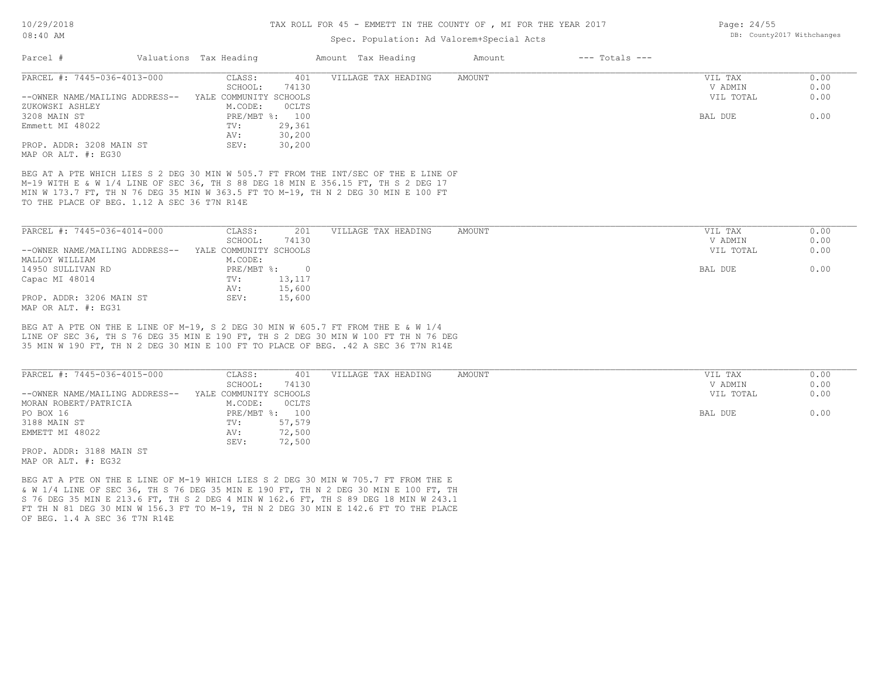TAX ROLL FOR 45 - EMMETT IN THE COUNTY OF , MI FOR THE YEAR 2017

Spec. Population: Ad Valorem+Special Acts

| Parcel # | Valuations | Tax Heading | Amount | Tax Heading | Amount | --- Totals --- |
|---|---|---|---|---|---|---|

PARCEL #: 7445-036-4013-000

| | | | |
|---|---|---|---|
| CLASS: 401 | VILLAGE TAX HEADING | AMOUNT | VIL TAX 0.00 |
| SCHOOL: 74130 | | | V ADMIN 0.00 |
| YALE COMMUNITY SCHOOLS | | | VIL TOTAL 0.00 |
| M.CODE: 0CLTS | | | |
| PRE/MBT %: 100 | | | BAL DUE 0.00 |
| TV: 29,361 | | | |
| AV: 30,200 | | | |
| SEV: 30,200 | | | |

--OWNER NAME/MAILING ADDRESS--
ZUKOWSKI ASHLEY
3208 MAIN ST
Emmett MI 48022

PROP. ADDR: 3208 MAIN ST
MAP OR ALT. #: EG30

BEG AT A PTE WHICH LIES S 2 DEG 30 MIN W 505.7 FT FROM THE INT/SEC OF THE E LINE OF M-19 WITH E & W 1/4 LINE OF SEC 36, TH S 88 DEG 18 MIN E 356.15 FT, TH S 2 DEG 17 MIN W 173.7 FT, TH N 76 DEG 35 MIN W 363.5 FT TO M-19, TH N 2 DEG 30 MIN E 100 FT TO THE PLACE OF BEG. 1.12 A SEC 36 T7N R14E

PARCEL #: 7445-036-4014-000

| | | | |
|---|---|---|---|
| CLASS: 201 | VILLAGE TAX HEADING | AMOUNT | VIL TAX 0.00 |
| SCHOOL: 74130 | | | V ADMIN 0.00 |
| YALE COMMUNITY SCHOOLS | | | VIL TOTAL 0.00 |
| M.CODE: | | | |
| PRE/MBT %: 0 | | | BAL DUE 0.00 |
| TV: 13,117 | | | |
| AV: 15,600 | | | |
| SEV: 15,600 | | | |

--OWNER NAME/MAILING ADDRESS--
MALLOY WILLIAM
14950 SULLIVAN RD
Capac MI 48014

PROP. ADDR: 3206 MAIN ST
MAP OR ALT. #: EG31

BEG AT A PTE ON THE E LINE OF M-19, S 2 DEG 30 MIN W 605.7 FT FROM THE E & W 1/4 LINE OF SEC 36, TH S 76 DEG 35 MIN E 190 FT, TH S 2 DEG 30 MIN W 100 FT TH N 76 DEG 35 MIN W 190 FT, TH N 2 DEG 30 MIN E 100 FT TO PLACE OF BEG. .42 A SEC 36 T7N R14E

PARCEL #: 7445-036-4015-000

| | | | |
|---|---|---|---|
| CLASS: 401 | VILLAGE TAX HEADING | AMOUNT | VIL TAX 0.00 |
| SCHOOL: 74130 | | | V ADMIN 0.00 |
| YALE COMMUNITY SCHOOLS | | | VIL TOTAL 0.00 |
| M.CODE: 0CLTS | | | |
| PRE/MBT %: 100 | | | BAL DUE 0.00 |
| TV: 57,579 | | | |
| AV: 72,500 | | | |
| SEV: 72,500 | | | |

--OWNER NAME/MAILING ADDRESS--
MORAN ROBERT/PATRICIA
PO BOX 16
3188 MAIN ST
EMMETT MI 48022

PROP. ADDR: 3188 MAIN ST
MAP OR ALT. #: EG32

BEG AT A PTE ON THE E LINE OF M-19 WHICH LIES S 2 DEG 30 MIN W 705.7 FT FROM THE E & W 1/4 LINE OF SEC 36, TH S 76 DEG 35 MIN E 190 FT, TH N 2 DEG 30 MIN E 100 FT, TH S 76 DEG 35 MIN E 213.6 FT, TH S 2 DEG 4 MIN W 162.6 FT, TH S 89 DEG 18 MIN W 243.1 FT TH N 81 DEG 30 MIN W 156.3 FT TO M-19, TH N 2 DEG 30 MIN E 142.6 FT TO THE PLACE OF BEG. 1.4 A SEC 36 T7N R14E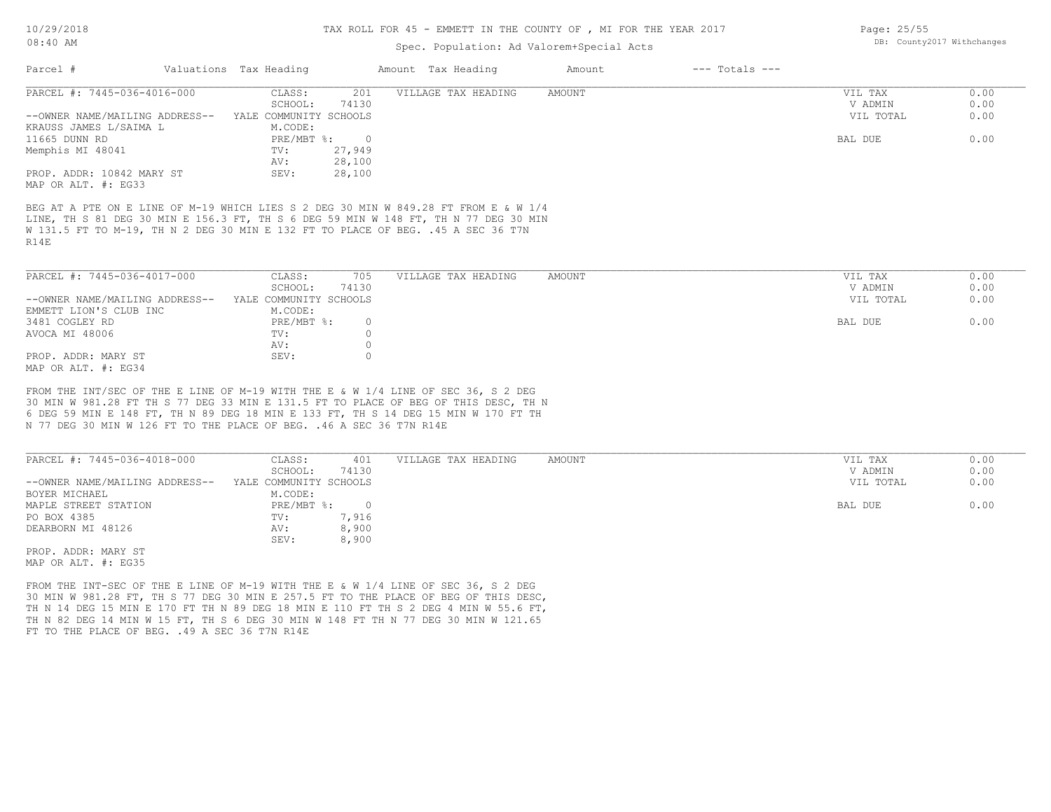# TAX ROLL FOR 45 - EMMETT IN THE COUNTY OF , MI FOR THE YEAR 2017

Spec. Population: Ad Valorem+Special Acts

DB: County2017 Withchanges

10/29/2018
08:40 AM

| Parcel # | Valuations | Tax Heading | Amount | Tax Heading | Amount | --- Totals --- |
|---|---|---|---|---|---|---|

---

PARCEL #: 7445-036-4016-000 | CLASS: 201 | VILLAGE TAX HEADING | AMOUNT | VIL TAX 0.00
SCHOOL: 74130 | V ADMIN 0.00
--OWNER NAME/MAILING ADDRESS-- YALE COMMUNITY SCHOOLS | VIL TOTAL 0.00
KRAUSS JAMES L/SAIMA L | M.CODE:
11665 DUNN RD | PRE/MBT %: 0 | BAL DUE 0.00
Memphis MI 48041 | TV: 27,949
AV: 28,100
PROP. ADDR: 10842 MARY ST | SEV: 28,100
MAP OR ALT. #: EG33

BEG AT A PTE ON E LINE OF M-19 WHICH LIES S 2 DEG 30 MIN W 849.28 FT FROM E & W 1/4 LINE, TH S 81 DEG 30 MIN E 156.3 FT, TH S 6 DEG 59 MIN W 148 FT, TH N 77 DEG 30 MIN W 131.5 FT TO M-19, TH N 2 DEG 30 MIN E 132 FT TO PLACE OF BEG. .45 A SEC 36 T7N R14E

---

PARCEL #: 7445-036-4017-000 | CLASS: 705 | VILLAGE TAX HEADING | AMOUNT | VIL TAX 0.00
SCHOOL: 74130 | V ADMIN 0.00
--OWNER NAME/MAILING ADDRESS-- YALE COMMUNITY SCHOOLS | VIL TOTAL 0.00
EMMETT LION'S CLUB INC | M.CODE:
3481 COGLEY RD | PRE/MBT %: 0 | BAL DUE 0.00
AVOCA MI 48006 | TV: 0
AV: 0
PROP. ADDR: MARY ST | SEV: 0
MAP OR ALT. #: EG34

FROM THE INT/SEC OF THE E LINE OF M-19 WITH THE E & W 1/4 LINE OF SEC 36, S 2 DEG 30 MIN W 981.28 FT TH S 77 DEG 33 MIN E 131.5 FT TO PLACE OF BEG OF THIS DESC, TH N 6 DEG 59 MIN E 148 FT, TH N 89 DEG 18 MIN E 133 FT, TH S 14 DEG 15 MIN W 170 FT TH N 77 DEG 30 MIN W 126 FT TO THE PLACE OF BEG. .46 A SEC 36 T7N R14E

---

PARCEL #: 7445-036-4018-000 | CLASS: 401 | VILLAGE TAX HEADING | AMOUNT | VIL TAX 0.00
SCHOOL: 74130 | V ADMIN 0.00
--OWNER NAME/MAILING ADDRESS-- YALE COMMUNITY SCHOOLS | VIL TOTAL 0.00
BOYER MICHAEL | M.CODE:
MAPLE STREET STATION | PRE/MBT %: 0 | BAL DUE 0.00
PO BOX 4385 | TV: 7,916
DEARBORN MI 48126 | AV: 8,900
SEV: 8,900
PROP. ADDR: MARY ST
MAP OR ALT. #: EG35

FROM THE INT-SEC OF THE E LINE OF M-19 WITH THE E & W 1/4 LINE OF SEC 36, S 2 DEG 30 MIN W 981.28 FT, TH S 77 DEG 30 MIN E 257.5 FT TO THE PLACE OF BEG OF THIS DESC, TH N 14 DEG 15 MIN E 170 FT TH N 89 DEG 18 MIN E 110 FT TH S 2 DEG 4 MIN W 55.6 FT, TH N 82 DEG 14 MIN W 15 FT, TH S 6 DEG 30 MIN W 148 FT TH N 77 DEG 30 MIN W 121.65 FT TO THE PLACE OF BEG. .49 A SEC 36 T7N R14E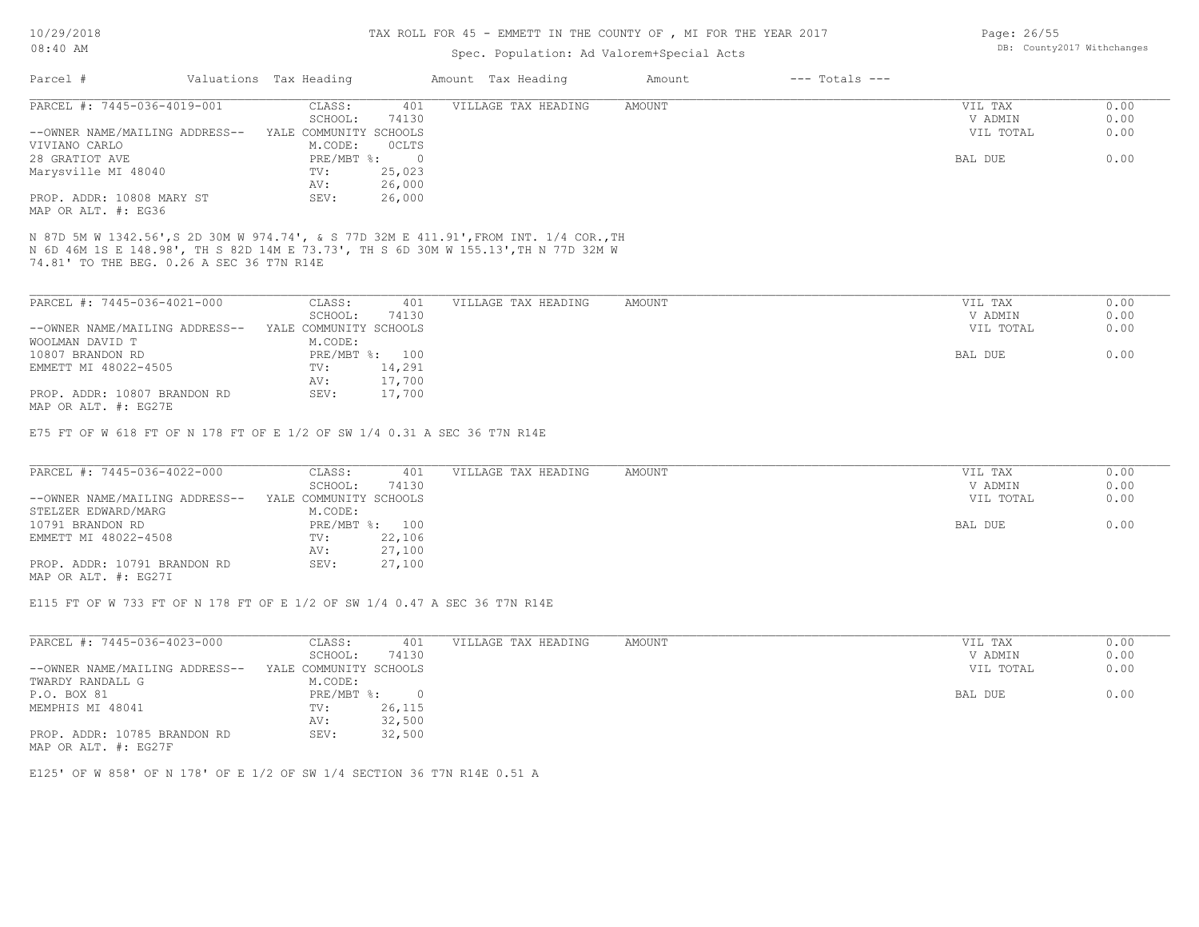# TAX ROLL FOR 45 - EMMETT IN THE COUNTY OF , MI FOR THE YEAR 2017

Spec. Population: Ad Valorem+Special Acts

| Parcel # | Valuations | Tax Heading | Amount | Tax Heading | Amount | --- Totals --- | |
|---|---|---|---|---|---|---|---|

---

**PARCEL #: 7445-036-4019-001**

| | | | | | |
|---|---|---|---|---|---|
| CLASS: | 401 | VILLAGE TAX HEADING | AMOUNT | VIL TAX | 0.00 |
| SCHOOL: | 74130 | | | V ADMIN | 0.00 |
| YALE COMMUNITY SCHOOLS | | | | VIL TOTAL | 0.00 |
| M.CODE: | 0CLTS | | | | |
| PRE/MBT %: | 0 | | | BAL DUE | 0.00 |
| TV: | 25,023 | | | | |
| AV: | 26,000 | | | | |
| SEV: | 26,000 | | | | |

--OWNER NAME/MAILING ADDRESS--
VIVIANO CARLO
28 GRATIOT AVE
Marysville MI 48040

PROP. ADDR: 10808 MARY ST
MAP OR ALT. #: EG36

N 87D 5M W 1342.56',S 2D 30M W 974.74', & S 77D 32M E 411.91',FROM INT. 1/4 COR.,TH N 6D 46M 1S E 148.98', TH S 82D 14M E 73.73', TH S 6D 30M W 155.13',TH N 77D 32M W 74.81' TO THE BEG. 0.26 A SEC 36 T7N R14E

---

**PARCEL #: 7445-036-4021-000**

| | | | | | |
|---|---|---|---|---|---|
| CLASS: | 401 | VILLAGE TAX HEADING | AMOUNT | VIL TAX | 0.00 |
| SCHOOL: | 74130 | | | V ADMIN | 0.00 |
| YALE COMMUNITY SCHOOLS | | | | VIL TOTAL | 0.00 |
| M.CODE: | | | | | |
| PRE/MBT %: | 100 | | | BAL DUE | 0.00 |
| TV: | 14,291 | | | | |
| AV: | 17,700 | | | | |
| SEV: | 17,700 | | | | |

--OWNER NAME/MAILING ADDRESS--
WOOLMAN DAVID T
10807 BRANDON RD
EMMETT MI 48022-4505

PROP. ADDR: 10807 BRANDON RD
MAP OR ALT. #: EG27E

E75 FT OF W 618 FT OF N 178 FT OF E 1/2 OF SW 1/4 0.31 A SEC 36 T7N R14E

---

**PARCEL #: 7445-036-4022-000**

| | | | | | |
|---|---|---|---|---|---|
| CLASS: | 401 | VILLAGE TAX HEADING | AMOUNT | VIL TAX | 0.00 |
| SCHOOL: | 74130 | | | V ADMIN | 0.00 |
| YALE COMMUNITY SCHOOLS | | | | VIL TOTAL | 0.00 |
| M.CODE: | | | | | |
| PRE/MBT %: | 100 | | | BAL DUE | 0.00 |
| TV: | 22,106 | | | | |
| AV: | 27,100 | | | | |
| SEV: | 27,100 | | | | |

--OWNER NAME/MAILING ADDRESS--
STELZER EDWARD/MARG
10791 BRANDON RD
EMMETT MI 48022-4508

PROP. ADDR: 10791 BRANDON RD
MAP OR ALT. #: EG27I

E115 FT OF W 733 FT OF N 178 FT OF E 1/2 OF SW 1/4 0.47 A SEC 36 T7N R14E

---

**PARCEL #: 7445-036-4023-000**

| | | | | | |
|---|---|---|---|---|---|
| CLASS: | 401 | VILLAGE TAX HEADING | AMOUNT | VIL TAX | 0.00 |
| SCHOOL: | 74130 | | | V ADMIN | 0.00 |
| YALE COMMUNITY SCHOOLS | | | | VIL TOTAL | 0.00 |
| M.CODE: | | | | | |
| PRE/MBT %: | 0 | | | BAL DUE | 0.00 |
| TV: | 26,115 | | | | |
| AV: | 32,500 | | | | |
| SEV: | 32,500 | | | | |

--OWNER NAME/MAILING ADDRESS--
TWARDY RANDALL G
P.O. BOX 81
MEMPHIS MI 48041

PROP. ADDR: 10785 BRANDON RD
MAP OR ALT. #: EG27F

E125' OF W 858' OF N 178' OF E 1/2 OF SW 1/4 SECTION 36 T7N R14E 0.51 A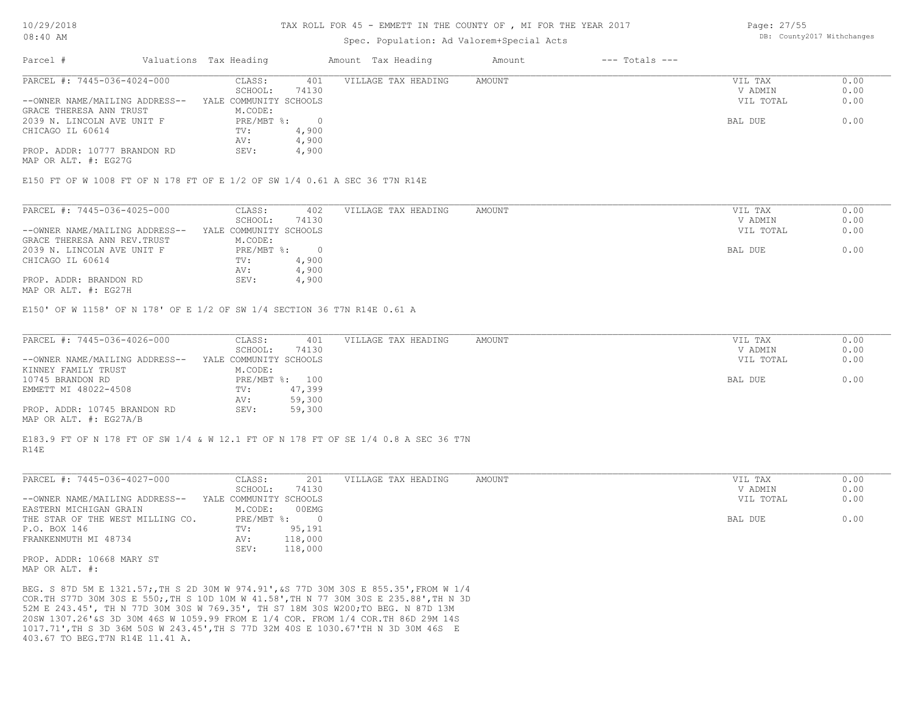TAX ROLL FOR 45 - EMMETT IN THE COUNTY OF , MI FOR THE YEAR 2017

Spec. Population: Ad Valorem+Special Acts

| Parcel # | Valuations | Tax Heading | Amount | Tax Heading | Amount | --- Totals --- |
|---|---|---|---|---|---|---|

**PARCEL #: 7445-036-4024-000**

| | | | | |
|---|---|---|---|---|
| --OWNER NAME/MAILING ADDRESS-- | CLASS: 401 | VILLAGE TAX HEADING | AMOUNT | VIL TAX 0.00 |
| GRACE THERESA ANN TRUST | SCHOOL: 74130 | | | V ADMIN 0.00 |
| 2039 N. LINCOLN AVE UNIT F | YALE COMMUNITY SCHOOLS | | | VIL TOTAL 0.00 |
| CHICAGO IL 60614 | M.CODE: | | | |
| | PRE/MBT %: 0 | | | BAL DUE 0.00 |
| PROP. ADDR: 10777 BRANDON RD | TV: 4,900 | | | |
| MAP OR ALT. #: EG27G | AV: 4,900 | | | |
| | SEV: 4,900 | | | |

E150 FT OF W 1008 FT OF N 178 FT OF E 1/2 OF SW 1/4 0.61 A SEC 36 T7N R14E

**PARCEL #: 7445-036-4025-000**

| | | | | |
|---|---|---|---|---|
| --OWNER NAME/MAILING ADDRESS-- | CLASS: 402 | VILLAGE TAX HEADING | AMOUNT | VIL TAX 0.00 |
| GRACE THERESA ANN REV.TRUST | SCHOOL: 74130 | | | V ADMIN 0.00 |
| 2039 N. LINCOLN AVE UNIT F | YALE COMMUNITY SCHOOLS | | | VIL TOTAL 0.00 |
| CHICAGO IL 60614 | M.CODE: | | | |
| | PRE/MBT %: 0 | | | BAL DUE 0.00 |
| PROP. ADDR: BRANDON RD | TV: 4,900 | | | |
| MAP OR ALT. #: EG27H | AV: 4,900 | | | |
| | SEV: 4,900 | | | |

E150' OF W 1158' OF N 178' OF E 1/2 OF SW 1/4 SECTION 36 T7N R14E 0.61 A

**PARCEL #: 7445-036-4026-000**

| | | | | |
|---|---|---|---|---|
| --OWNER NAME/MAILING ADDRESS-- | CLASS: 401 | VILLAGE TAX HEADING | AMOUNT | VIL TAX 0.00 |
| KINNEY FAMILY TRUST | SCHOOL: 74130 | | | V ADMIN 0.00 |
| 10745 BRANDON RD | YALE COMMUNITY SCHOOLS | | | VIL TOTAL 0.00 |
| EMMETT MI 48022-4508 | M.CODE: | | | |
| | PRE/MBT %: 100 | | | BAL DUE 0.00 |
| PROP. ADDR: 10745 BRANDON RD | TV: 47,399 | | | |
| MAP OR ALT. #: EG27A/B | AV: 59,300 | | | |
| | SEV: 59,300 | | | |

E183.9 FT OF N 178 FT OF SW 1/4 & W 12.1 FT OF N 178 FT OF SE 1/4 0.8 A SEC 36 T7N R14E

**PARCEL #: 7445-036-4027-000**

| | | | | |
|---|---|---|---|---|
| --OWNER NAME/MAILING ADDRESS-- | CLASS: 201 | VILLAGE TAX HEADING | AMOUNT | VIL TAX 0.00 |
| EASTERN MICHIGAN GRAIN | SCHOOL: 74130 | | | V ADMIN 0.00 |
| THE STAR OF THE WEST MILLING CO. | YALE COMMUNITY SCHOOLS | | | VIL TOTAL 0.00 |
| P.O. BOX 146 | M.CODE: 00EMG | | | |
| FRANKENMUTH MI 48734 | PRE/MBT %: 0 | | | BAL DUE 0.00 |
| PROP. ADDR: 10668 MARY ST | TV: 95,191 | | | |
| MAP OR ALT. #: | AV: 118,000 | | | |
| | SEV: 118,000 | | | |

BEG. S 87D 5M E 1321.57;,TH S 2D 30M W 974.91',&S 77D 30M 30S E 855.35',FROM W 1/4 COR.TH S77D 30M 30S E 550;,TH S 10D 10M W 41.58',TH N 77 30M 30S E 235.88',TH N 3D 52M E 243.45', TH N 77D 30M 30S W 769.35', TH S7 18M 30S W200;TO BEG. N 87D 13M 20SW 1307.26'&S 3D 30M 46S W 1059.99 FROM E 1/4 COR. FROM 1/4 COR.TH 86D 29M 14S 1017.71',TH S 3D 36M 50S W 243.45',TH S 77D 32M 40S E 1030.67'TH N 3D 30M 46S E 403.67 TO BEG.T7N R14E 11.41 A.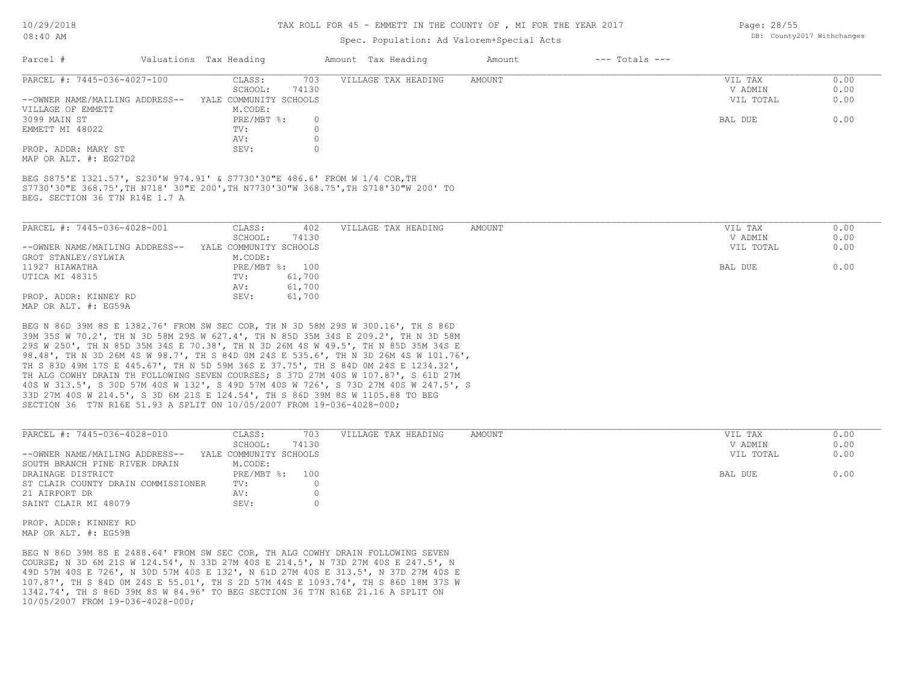# TAX ROLL FOR 45 - EMMETT IN THE COUNTY OF , MI FOR THE YEAR 2017

Spec. Population: Ad Valorem+Special Acts

| Parcel # | Valuations | Tax Heading | Amount | Tax Heading | Amount | --- Totals --- | |
|---|---|---|---|---|---|---|---|

## PARCEL #: 7445-036-4027-100

| | | | | | |
|---|---|---|---|---|---|
| CLASS: | 703 | VILLAGE TAX HEADING | AMOUNT | VIL TAX | 0.00 |
| SCHOOL: | 74130 | | | V ADMIN | 0.00 |
| YALE COMMUNITY SCHOOLS | | | | VIL TOTAL | 0.00 |
| M.CODE: | | | | | |
| PRE/MBT %: | 0 | | | BAL DUE | 0.00 |
| TV: | 0 | | | | |
| AV: | 0 | | | | |
| SEV: | 0 | | | | |

--OWNER NAME/MAILING ADDRESS--
VILLAGE OF EMMETT
3099 MAIN ST
EMMETT MI 48022

PROP. ADDR: MARY ST
MAP OR ALT. #: EG27D2

BEG S875'E 1321.57', S230'W 974.91' & S7730'30"E 486.6' FROM W 1/4 COR,TH S7730'30"E 368.75',TH N718' 30"E 200',TH N7730'30"W 368.75',TH S718'30"W 200' TO BEG. SECTION 36 T7N R14E 1.7 A

## PARCEL #: 7445-036-4028-001

| | | | | | |
|---|---|---|---|---|---|
| CLASS: | 402 | VILLAGE TAX HEADING | AMOUNT | VIL TAX | 0.00 |
| SCHOOL: | 74130 | | | V ADMIN | 0.00 |
| YALE COMMUNITY SCHOOLS | | | | VIL TOTAL | 0.00 |
| M.CODE: | | | | | |
| PRE/MBT %: | 100 | | | BAL DUE | 0.00 |
| TV: | 61,700 | | | | |
| AV: | 61,700 | | | | |
| SEV: | 61,700 | | | | |

--OWNER NAME/MAILING ADDRESS--
GROT STANLEY/SYLWIA
11927 HIAWATHA
UTICA MI 48315

PROP. ADDR: KINNEY RD
MAP OR ALT. #: EG59A

BEG N 86D 39M 8S E 1382.76' FROM SW SEC COR, TH N 3D 58M 29S W 300.16', TH S 86D 39M 35S W 70.2', TH N 3D 58M 29S W 627.4', TH N 85D 35M 34S E 209.2', TH N 3D 58M 29S W 250', TH N 85D 35M 34S E 70.38', TH N 3D 26M 4S W 49.5', TH N 85D 35M 34S E 98.48', TH N 3D 26M 4S W 98.7', TH S 84D 0M 24S E 535.6', TH N 3D 26M 4S W 101.76', TH S 83D 49M 17S E 445.67', TH N 5D 59M 36S E 37.75', TH S 84D 0M 24S E 1234.32', TH ALG COWHY DRAIN TH FOLLOWING SEVEN COURSES; S 37D 27M 40S W 107.87', S 61D 27M 40S W 313.5', S 30D 57M 40S W 132', S 49D 57M 40S W 726', S 73D 27M 40S W 247.5', S 33D 27M 40S W 214.5', S 3D 6M 21S E 124.54', TH S 86D 39M 8S W 1105.88 TO BEG SECTION 36 T7N R16E 51.93 A SPLIT ON 10/05/2007 FROM 19-036-4028-000;

## PARCEL #: 7445-036-4028-010

| | | | | | |
|---|---|---|---|---|---|
| CLASS: | 703 | VILLAGE TAX HEADING | AMOUNT | VIL TAX | 0.00 |
| SCHOOL: | 74130 | | | V ADMIN | 0.00 |
| YALE COMMUNITY SCHOOLS | | | | VIL TOTAL | 0.00 |
| M.CODE: | | | | | |
| PRE/MBT %: | 100 | | | BAL DUE | 0.00 |
| TV: | 0 | | | | |
| AV: | 0 | | | | |
| SEV: | 0 | | | | |

--OWNER NAME/MAILING ADDRESS--
SOUTH BRANCH PINE RIVER DRAIN
DRAINAGE DISTRICT
ST CLAIR COUNTY DRAIN COMMISSIONER
21 AIRPORT DR
SAINT CLAIR MI 48079

PROP. ADDR: KINNEY RD
MAP OR ALT. #: EG59B

BEG N 86D 39M 8S E 2488.64' FROM SW SEC COR, TH ALG COWHY DRAIN FOLLOWING SEVEN COURSE; N 3D 6M 21S W 124.54', N 33D 27M 40S E 214.5', N 73D 27M 40S E 247.5', N 49D 57M 40S E 726', N 30D 57M 40S E 132', N 61D 27M 40S E 313.5', N 37D 27M 40S E 107.87', TH S 84D 0M 24S E 55.01', TH S 2D 57M 44S E 1093.74', TH S 86D 18M 37S W 1342.74', TH S 86D 39M 8S W 84.96' TO BEG SECTION 36 T7N R16E 21.16 A SPLIT ON 10/05/2007 FROM 19-036-4028-000;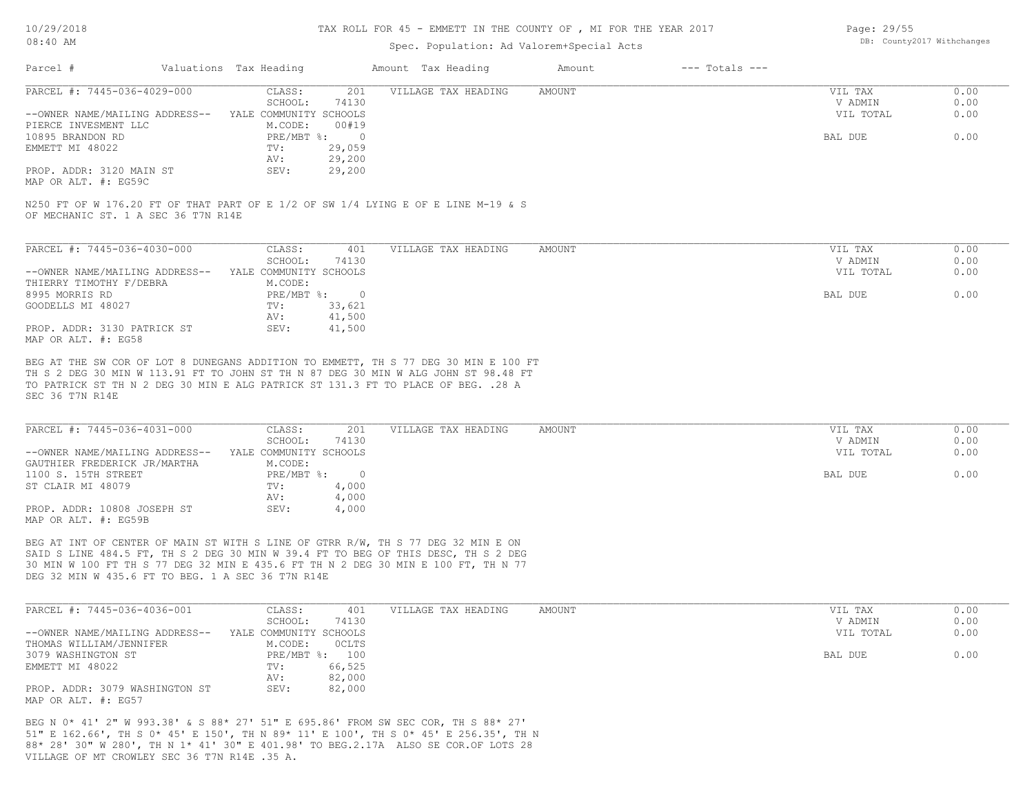# TAX ROLL FOR 45 - EMMETT IN THE COUNTY OF , MI FOR THE YEAR 2017

Spec. Population: Ad Valorem+Special Acts

DB: County2017 Withchanges

| Parcel # | Valuations | Tax Heading | Amount | Tax Heading | Amount | --- Totals --- | |
|---|---|---|---|---|---|---|---|

---

**PARCEL #: 7445-036-4029-000**

| | | | | | |
|---|---|---|---|---|---|
| | CLASS: 201 | VILLAGE TAX HEADING | AMOUNT | VIL TAX | 0.00 |
| | SCHOOL: 74130 | | | V ADMIN | 0.00 |
| --OWNER NAME/MAILING ADDRESS-- | YALE COMMUNITY SCHOOLS | | | VIL TOTAL | 0.00 |
| PIERCE INVESMENT LLC | M.CODE: 00#19 | | | | |
| 10895 BRANDON RD | PRE/MBT %: 0 | | | BAL DUE | 0.00 |
| EMMETT MI 48022 | TV: 29,059 | | | | |
| | AV: 29,200 | | | | |
| PROP. ADDR: 3120 MAIN ST | SEV: 29,200 | | | | |
| MAP OR ALT. #: EG59C | | | | | |

N250 FT OF W 176.20 FT OF THAT PART OF E 1/2 OF SW 1/4 LYING E OF E LINE M-19 & S OF MECHANIC ST. 1 A SEC 36 T7N R14E

---

**PARCEL #: 7445-036-4030-000**

| | | | | | |
|---|---|---|---|---|---|
| | CLASS: 401 | VILLAGE TAX HEADING | AMOUNT | VIL TAX | 0.00 |
| | SCHOOL: 74130 | | | V ADMIN | 0.00 |
| --OWNER NAME/MAILING ADDRESS-- | YALE COMMUNITY SCHOOLS | | | VIL TOTAL | 0.00 |
| THIERRY TIMOTHY F/DEBRA | M.CODE: | | | | |
| 8995 MORRIS RD | PRE/MBT %: 0 | | | BAL DUE | 0.00 |
| GOODELLS MI 48027 | TV: 33,621 | | | | |
| | AV: 41,500 | | | | |
| PROP. ADDR: 3130 PATRICK ST | SEV: 41,500 | | | | |
| MAP OR ALT. #: EG58 | | | | | |

BEG AT THE SW COR OF LOT 8 DUNEGANS ADDITION TO EMMETT, TH S 77 DEG 30 MIN E 100 FT TH S 2 DEG 30 MIN W 113.91 FT TO JOHN ST TH N 87 DEG 30 MIN W ALG JOHN ST 98.48 FT TO PATRICK ST TH N 2 DEG 30 MIN E ALG PATRICK ST 131.3 FT TO PLACE OF BEG. .28 A SEC 36 T7N R14E

---

**PARCEL #: 7445-036-4031-000**

| | | | | | |
|---|---|---|---|---|---|
| | CLASS: 201 | VILLAGE TAX HEADING | AMOUNT | VIL TAX | 0.00 |
| | SCHOOL: 74130 | | | V ADMIN | 0.00 |
| --OWNER NAME/MAILING ADDRESS-- | YALE COMMUNITY SCHOOLS | | | VIL TOTAL | 0.00 |
| GAUTHIER FREDERICK JR/MARTHA | M.CODE: | | | | |
| 1100 S. 15TH STREET | PRE/MBT %: 0 | | | BAL DUE | 0.00 |
| ST CLAIR MI 48079 | TV: 4,000 | | | | |
| | AV: 4,000 | | | | |
| PROP. ADDR: 10808 JOSEPH ST | SEV: 4,000 | | | | |
| MAP OR ALT. #: EG59B | | | | | |

BEG AT INT OF CENTER OF MAIN ST WITH S LINE OF GTRR R/W, TH S 77 DEG 32 MIN E ON SAID S LINE 484.5 FT, TH S 2 DEG 30 MIN W 39.4 FT TO BEG OF THIS DESC, TH S 2 DEG 30 MIN W 100 FT TH S 77 DEG 32 MIN E 435.6 FT TH N 2 DEG 30 MIN E 100 FT, TH N 77 DEG 32 MIN W 435.6 FT TO BEG. 1 A SEC 36 T7N R14E

---

**PARCEL #: 7445-036-4036-001**

| | | | | | |
|---|---|---|---|---|---|
| | CLASS: 401 | VILLAGE TAX HEADING | AMOUNT | VIL TAX | 0.00 |
| | SCHOOL: 74130 | | | V ADMIN | 0.00 |
| --OWNER NAME/MAILING ADDRESS-- | YALE COMMUNITY SCHOOLS | | | VIL TOTAL | 0.00 |
| THOMAS WILLIAM/JENNIFER | M.CODE: OCLTS | | | | |
| 3079 WASHINGTON ST | PRE/MBT %: 100 | | | BAL DUE | 0.00 |
| EMMETT MI 48022 | TV: 66,525 | | | | |
| | AV: 82,000 | | | | |
| PROP. ADDR: 3079 WASHINGTON ST | SEV: 82,000 | | | | |
| MAP OR ALT. #: EG57 | | | | | |

BEG N 0* 41' 2" W 993.38' & S 88* 27' 51" E 695.86' FROM SW SEC COR, TH S 88* 27' 51" E 162.66', TH S 0* 45' E 150', TH N 89* 11' E 100', TH S 0* 45' E 256.35', TH N 88* 28' 30" W 280', TH N 1* 41' 30" E 401.98' TO BEG.2.17A ALSO SE COR.OF LOTS 28 VILLAGE OF MT CROWLEY SEC 36 T7N R14E .35 A.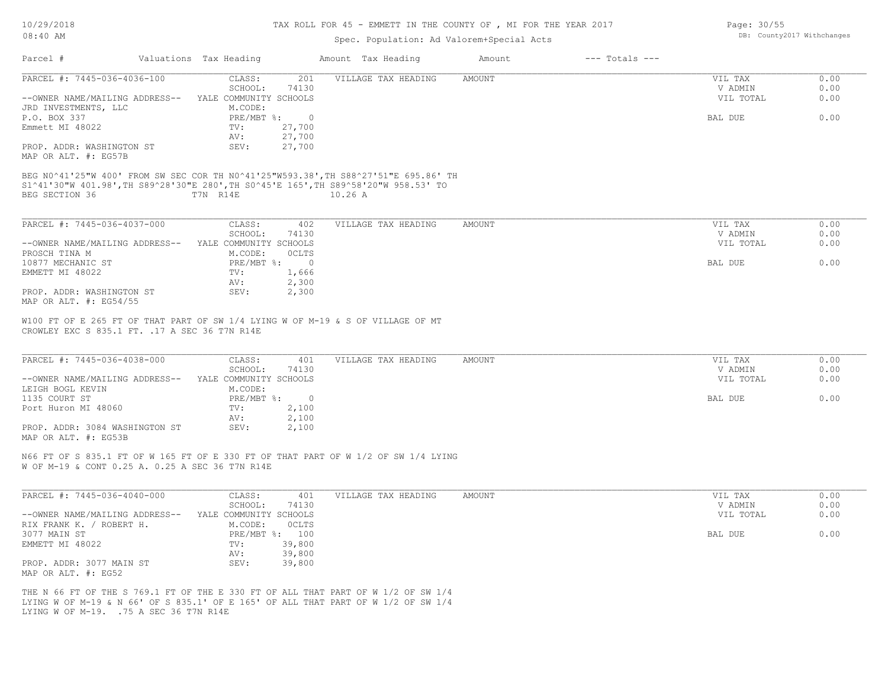# TAX ROLL FOR 45 - EMMETT IN THE COUNTY OF , MI FOR THE YEAR 2017

Spec. Population: Ad Valorem+Special Acts

| Parcel # | Valuations | Tax Heading | Amount | Tax Heading | Amount | --- Totals --- |
|---|---|---|---|---|---|---|

---

**PARCEL #: 7445-036-4036-100**

| | | | | |
|---|---|---|---|---|
| CLASS: 201 | VILLAGE TAX HEADING | AMOUNT | VIL TAX | 0.00 |
| SCHOOL: 74130 | | | V ADMIN | 0.00 |
| YALE COMMUNITY SCHOOLS | | | VIL TOTAL | 0.00 |
| M.CODE: | | | | |
| PRE/MBT %: 0 | | | BAL DUE | 0.00 |
| TV: 27,700 | | | | |
| AV: 27,700 | | | | |
| SEV: 27,700 | | | | |

--OWNER NAME/MAILING ADDRESS--
JRD INVESTMENTS, LLC
P.O. BOX 337
Emmett MI 48022

PROP. ADDR: WASHINGTON ST
MAP OR ALT. #: EG57B

BEG N0^41'25"W 400' FROM SW SEC COR TH N0^41'25"W593.38',TH S88^27'51"E 695.86' TH S1^41'30"W 401.98',TH S89^28'30"E 280',TH S0^45'E 165',TH S89^58'20"W 958.53' TO BEG SECTION 36 T7N R14E 10.26 A

---

**PARCEL #: 7445-036-4037-000**

| | | | | |
|---|---|---|---|---|
| CLASS: 402 | VILLAGE TAX HEADING | AMOUNT | VIL TAX | 0.00 |
| SCHOOL: 74130 | | | V ADMIN | 0.00 |
| YALE COMMUNITY SCHOOLS | | | VIL TOTAL | 0.00 |
| M.CODE: 0CLTS | | | | |
| PRE/MBT %: 0 | | | BAL DUE | 0.00 |
| TV: 1,666 | | | | |
| AV: 2,300 | | | | |
| SEV: 2,300 | | | | |

--OWNER NAME/MAILING ADDRESS--
PROSCH TINA M
10877 MECHANIC ST
EMMETT MI 48022

PROP. ADDR: WASHINGTON ST
MAP OR ALT. #: EG54/55

W100 FT OF E 265 FT OF THAT PART OF SW 1/4 LYING W OF M-19 & S OF VILLAGE OF MT CROWLEY EXC S 835.1 FT. .17 A SEC 36 T7N R14E

---

**PARCEL #: 7445-036-4038-000**

| | | | | |
|---|---|---|---|---|
| CLASS: 401 | VILLAGE TAX HEADING | AMOUNT | VIL TAX | 0.00 |
| SCHOOL: 74130 | | | V ADMIN | 0.00 |
| YALE COMMUNITY SCHOOLS | | | VIL TOTAL | 0.00 |
| M.CODE: | | | | |
| PRE/MBT %: 0 | | | BAL DUE | 0.00 |
| TV: 2,100 | | | | |
| AV: 2,100 | | | | |
| SEV: 2,100 | | | | |

--OWNER NAME/MAILING ADDRESS--
LEIGH BOGL KEVIN
1135 COURT ST
Port Huron MI 48060

PROP. ADDR: 3084 WASHINGTON ST
MAP OR ALT. #: EG53B

N66 FT OF S 835.1 FT OF W 165 FT OF E 330 FT OF THAT PART OF W 1/2 OF SW 1/4 LYING W OF M-19 & CONT 0.25 A. 0.25 A SEC 36 T7N R14E

---

**PARCEL #: 7445-036-4040-000**

| | | | | |
|---|---|---|---|---|
| CLASS: 401 | VILLAGE TAX HEADING | AMOUNT | VIL TAX | 0.00 |
| SCHOOL: 74130 | | | V ADMIN | 0.00 |
| YALE COMMUNITY SCHOOLS | | | VIL TOTAL | 0.00 |
| M.CODE: 0CLTS | | | | |
| PRE/MBT %: 100 | | | BAL DUE | 0.00 |
| TV: 39,800 | | | | |
| AV: 39,800 | | | | |
| SEV: 39,800 | | | | |

--OWNER NAME/MAILING ADDRESS--
RIX FRANK K. / ROBERT H.
3077 MAIN ST
EMMETT MI 48022

PROP. ADDR: 3077 MAIN ST
MAP OR ALT. #: EG52

THE N 66 FT OF THE S 769.1 FT OF THE E 330 FT OF ALL THAT PART OF W 1/2 OF SW 1/4 LYING W OF M-19 & N 66' OF S 835.1' OF E 165' OF ALL THAT PART OF W 1/2 OF SW 1/4 LYING W OF M-19. .75 A SEC 36 T7N R14E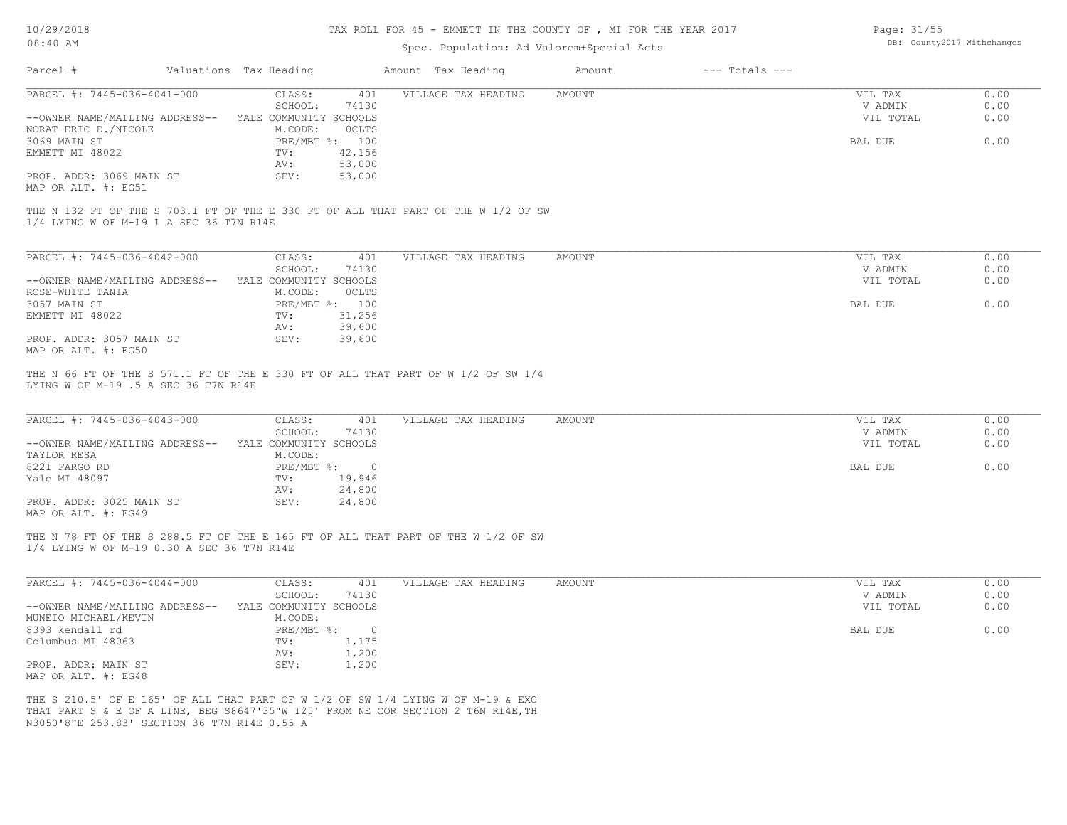10/29/2018
08:40 AM

TAX ROLL FOR 45 - EMMETT IN THE COUNTY OF , MI FOR THE YEAR 2017

Spec. Population: Ad Valorem+Special Acts

DB: County2017 Withchanges

| Parcel # | Valuations | Tax Heading | Amount | Tax Heading | Amount | --- Totals --- |
|---|---|---|---|---|---|---|

PARCEL #: 7445-036-4041-000

| | | | | | |
|---|---|---|---|---|---|
| --OWNER NAME/MAILING ADDRESS-- | CLASS: 401 | VILLAGE TAX HEADING | AMOUNT | VIL TAX | 0.00 |
| NORAT ERIC D./NICOLE | SCHOOL: 74130 | | | V ADMIN | 0.00 |
| 3069 MAIN ST | YALE COMMUNITY SCHOOLS | | | VIL TOTAL | 0.00 |
| EMMETT MI 48022 | M.CODE: 0CLTS | | | | |
| | PRE/MBT %: 100 | | | BAL DUE | 0.00 |
| | TV: 42,156 | | | | |
| | AV: 53,000 | | | | |
| PROP. ADDR: 3069 MAIN ST | SEV: 53,000 | | | | |
| MAP OR ALT. #: EG51 | | | | | |

THE N 132 FT OF THE S 703.1 FT OF THE E 330 FT OF ALL THAT PART OF THE W 1/2 OF SW 1/4 LYING W OF M-19 1 A SEC 36 T7N R14E

PARCEL #: 7445-036-4042-000

| | | | | | |
|---|---|---|---|---|---|
| --OWNER NAME/MAILING ADDRESS-- | CLASS: 401 | VILLAGE TAX HEADING | AMOUNT | VIL TAX | 0.00 |
| ROSE-WHITE TANIA | SCHOOL: 74130 | | | V ADMIN | 0.00 |
| 3057 MAIN ST | YALE COMMUNITY SCHOOLS | | | VIL TOTAL | 0.00 |
| EMMETT MI 48022 | M.CODE: 0CLTS | | | | |
| | PRE/MBT %: 100 | | | BAL DUE | 0.00 |
| | TV: 31,256 | | | | |
| | AV: 39,600 | | | | |
| PROP. ADDR: 3057 MAIN ST | SEV: 39,600 | | | | |
| MAP OR ALT. #: EG50 | | | | | |

THE N 66 FT OF THE S 571.1 FT OF THE E 330 FT OF ALL THAT PART OF W 1/2 OF SW 1/4 LYING W OF M-19 .5 A SEC 36 T7N R14E

PARCEL #: 7445-036-4043-000

| | | | | | |
|---|---|---|---|---|---|
| --OWNER NAME/MAILING ADDRESS-- | CLASS: 401 | VILLAGE TAX HEADING | AMOUNT | VIL TAX | 0.00 |
| TAYLOR RESA | SCHOOL: 74130 | | | V ADMIN | 0.00 |
| 8221 FARGO RD | YALE COMMUNITY SCHOOLS | | | VIL TOTAL | 0.00 |
| Yale MI 48097 | M.CODE: | | | | |
| | PRE/MBT %: 0 | | | BAL DUE | 0.00 |
| | TV: 19,946 | | | | |
| | AV: 24,800 | | | | |
| PROP. ADDR: 3025 MAIN ST | SEV: 24,800 | | | | |
| MAP OR ALT. #: EG49 | | | | | |

THE N 78 FT OF THE S 288.5 FT OF THE E 165 FT OF ALL THAT PART OF THE W 1/2 OF SW 1/4 LYING W OF M-19 0.30 A SEC 36 T7N R14E

PARCEL #: 7445-036-4044-000

| | | | | | |
|---|---|---|---|---|---|
| --OWNER NAME/MAILING ADDRESS-- | CLASS: 401 | VILLAGE TAX HEADING | AMOUNT | VIL TAX | 0.00 |
| MUNEIO MICHAEL/KEVIN | SCHOOL: 74130 | | | V ADMIN | 0.00 |
| 8393 kendall rd | YALE COMMUNITY SCHOOLS | | | VIL TOTAL | 0.00 |
| Columbus MI 48063 | M.CODE: | | | | |
| | PRE/MBT %: 0 | | | BAL DUE | 0.00 |
| | TV: 1,175 | | | | |
| | AV: 1,200 | | | | |
| PROP. ADDR: MAIN ST | SEV: 1,200 | | | | |
| MAP OR ALT. #: EG48 | | | | | |

THE S 210.5' OF E 165' OF ALL THAT PART OF W 1/2 OF SW 1/4 LYING W OF M-19 & EXC THAT PART S & E OF A LINE, BEG S8647'35"W 125' FROM NE COR SECTION 2 T6N R14E,TH N3050'8"E 253.83' SECTION 36 T7N R14E 0.55 A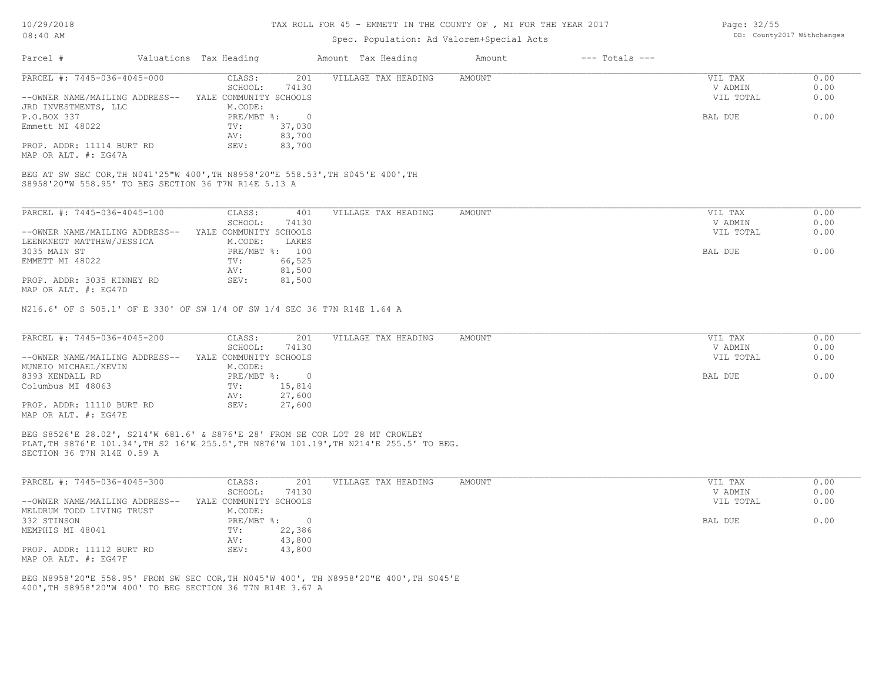# TAX ROLL FOR 45 - EMMETT IN THE COUNTY OF , MI FOR THE YEAR 2017

Spec. Population: Ad Valorem+Special Acts

DB: County2017 Withchanges

| Parcel # | Valuations | Tax Heading | Amount | Tax Heading | Amount | --- Totals --- | |
|---|---|---|---|---|---|---|---|

---

**PARCEL #: 7445-036-4045-000**

| | | | | | |
|---|---|---|---|---|---|
| CLASS: | 201 | VILLAGE TAX HEADING | AMOUNT | VIL TAX | 0.00 |
| SCHOOL: | 74130 | | | V ADMIN | 0.00 |
| YALE COMMUNITY SCHOOLS | | | | VIL TOTAL | 0.00 |
| M.CODE: | | | | | |
| PRE/MBT %: | 0 | | | BAL DUE | 0.00 |
| TV: | 37,030 | | | | |
| AV: | 83,700 | | | | |
| SEV: | 83,700 | | | | |

--OWNER NAME/MAILING ADDRESS--
JRD INVESTMENTS, LLC
P.O.BOX 337
Emmett MI 48022

PROP. ADDR: 11114 BURT RD
MAP OR ALT. #: EG47A

BEG AT SW SEC COR,TH N041'25"W 400',TH N8958'20"E 558.53',TH S045'E 400',TH S8958'20"W 558.95' TO BEG SECTION 36 T7N R14E 5.13 A

---

**PARCEL #: 7445-036-4045-100**

| | | | | | |
|---|---|---|---|---|---|
| CLASS: | 401 | VILLAGE TAX HEADING | AMOUNT | VIL TAX | 0.00 |
| SCHOOL: | 74130 | | | V ADMIN | 0.00 |
| YALE COMMUNITY SCHOOLS | | | | VIL TOTAL | 0.00 |
| M.CODE: | LAKES | | | | |
| PRE/MBT %: | 100 | | | BAL DUE | 0.00 |
| TV: | 66,525 | | | | |
| AV: | 81,500 | | | | |
| SEV: | 81,500 | | | | |

--OWNER NAME/MAILING ADDRESS--
LEENKNEGT MATTHEW/JESSICA
3035 MAIN ST
EMMETT MI 48022

PROP. ADDR: 3035 KINNEY RD
MAP OR ALT. #: EG47D

N216.6' OF S 505.1' OF E 330' OF SW 1/4 OF SW 1/4 SEC 36 T7N R14E 1.64 A

---

**PARCEL #: 7445-036-4045-200**

| | | | | | |
|---|---|---|---|---|---|
| CLASS: | 201 | VILLAGE TAX HEADING | AMOUNT | VIL TAX | 0.00 |
| SCHOOL: | 74130 | | | V ADMIN | 0.00 |
| YALE COMMUNITY SCHOOLS | | | | VIL TOTAL | 0.00 |
| M.CODE: | | | | | |
| PRE/MBT %: | 0 | | | BAL DUE | 0.00 |
| TV: | 15,814 | | | | |
| AV: | 27,600 | | | | |
| SEV: | 27,600 | | | | |

--OWNER NAME/MAILING ADDRESS--
MUNEIO MICHAEL/KEVIN
8393 KENDALL RD
Columbus MI 48063

PROP. ADDR: 11110 BURT RD
MAP OR ALT. #: EG47E

BEG S8526'E 28.02', S214'W 681.6' & S876'E 28' FROM SE COR LOT 28 MT CROWLEY PLAT,TH S876'E 101.34',TH S2 16'W 255.5',TH N876'W 101.19',TH N214'E 255.5' TO BEG. SECTION 36 T7N R14E 0.59 A

---

**PARCEL #: 7445-036-4045-300**

| | | | | | |
|---|---|---|---|---|---|
| CLASS: | 201 | VILLAGE TAX HEADING | AMOUNT | VIL TAX | 0.00 |
| SCHOOL: | 74130 | | | V ADMIN | 0.00 |
| YALE COMMUNITY SCHOOLS | | | | VIL TOTAL | 0.00 |
| M.CODE: | | | | | |
| PRE/MBT %: | 0 | | | BAL DUE | 0.00 |
| TV: | 22,386 | | | | |
| AV: | 43,800 | | | | |
| SEV: | 43,800 | | | | |

--OWNER NAME/MAILING ADDRESS--
MELDRUM TODD LIVING TRUST
332 STINSON
MEMPHIS MI 48041

PROP. ADDR: 11112 BURT RD
MAP OR ALT. #: EG47F

BEG N8958'20"E 558.95' FROM SW SEC COR,TH N045'W 400', TH N8958'20"E 400',TH S045'E 400',TH S8958'20"W 400' TO BEG SECTION 36 T7N R14E 3.67 A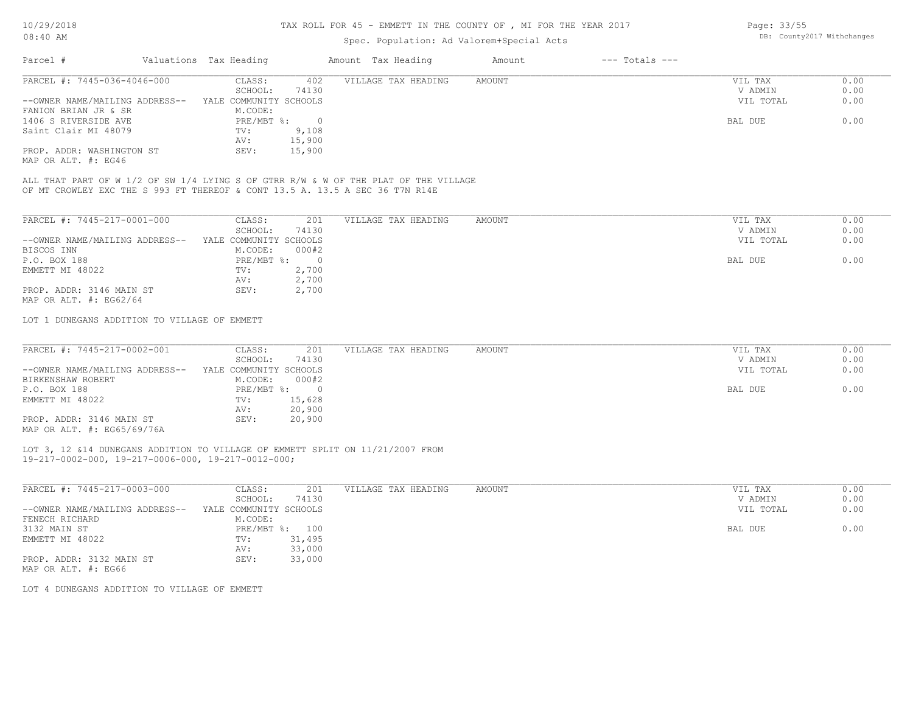# TAX ROLL FOR 45 - EMMETT IN THE COUNTY OF , MI FOR THE YEAR 2017

Spec. Population: Ad Valorem+Special Acts

DB: County2017 Withchanges

| Parcel # | Valuations | Tax Heading | Amount | Tax Heading | Amount | --- Totals --- | |
|---|---|---|---|---|---|---|---|

---

PARCEL #: 7445-036-4046-000

CLASS: 402
SCHOOL: 74130
--OWNER NAME/MAILING ADDRESS-- YALE COMMUNITY SCHOOLS
FANION BRIAN JR & SR
1406 S RIVERSIDE AVE
Saint Clair MI 48079
M.CODE:
PRE/MBT %: 0
TV: 9,108
AV: 15,900
SEV: 15,900
PROP. ADDR: WASHINGTON ST
MAP OR ALT. #: EG46

VILLAGE TAX HEADING AMOUNT

| | |
|---|---|
| VIL TAX | 0.00 |
| V ADMIN | 0.00 |
| VIL TOTAL | 0.00 |
| BAL DUE | 0.00 |

ALL THAT PART OF W 1/2 OF SW 1/4 LYING S OF GTRR R/W & W OF THE PLAT OF THE VILLAGE OF MT CROWLEY EXC THE S 993 FT THEREOF & CONT 13.5 A. 13.5 A SEC 36 T7N R14E

---

PARCEL #: 7445-217-0001-000

CLASS: 201
SCHOOL: 74130
--OWNER NAME/MAILING ADDRESS-- YALE COMMUNITY SCHOOLS
BISCOS INN
P.O. BOX 188
EMMETT MI 48022
M.CODE: 000#2
PRE/MBT %: 0
TV: 2,700
AV: 2,700
SEV: 2,700
PROP. ADDR: 3146 MAIN ST
MAP OR ALT. #: EG62/64

VILLAGE TAX HEADING AMOUNT

| | |
|---|---|
| VIL TAX | 0.00 |
| V ADMIN | 0.00 |
| VIL TOTAL | 0.00 |
| BAL DUE | 0.00 |

LOT 1 DUNEGANS ADDITION TO VILLAGE OF EMMETT

---

PARCEL #: 7445-217-0002-001

CLASS: 201
SCHOOL: 74130
--OWNER NAME/MAILING ADDRESS-- YALE COMMUNITY SCHOOLS
BIRKENSHAW ROBERT
P.O. BOX 188
EMMETT MI 48022
M.CODE: 000#2
PRE/MBT %: 0
TV: 15,628
AV: 20,900
SEV: 20,900
PROP. ADDR: 3146 MAIN ST
MAP OR ALT. #: EG65/69/76A

VILLAGE TAX HEADING AMOUNT

| | |
|---|---|
| VIL TAX | 0.00 |
| V ADMIN | 0.00 |
| VIL TOTAL | 0.00 |
| BAL DUE | 0.00 |

LOT 3, 12 &14 DUNEGANS ADDITION TO VILLAGE OF EMMETT SPLIT ON 11/21/2007 FROM 19-217-0002-000, 19-217-0006-000, 19-217-0012-000;

---

PARCEL #: 7445-217-0003-000

CLASS: 201
SCHOOL: 74130
--OWNER NAME/MAILING ADDRESS-- YALE COMMUNITY SCHOOLS
FENECH RICHARD
3132 MAIN ST
EMMETT MI 48022
M.CODE:
PRE/MBT %: 100
TV: 31,495
AV: 33,000
SEV: 33,000
PROP. ADDR: 3132 MAIN ST
MAP OR ALT. #: EG66

VILLAGE TAX HEADING AMOUNT

| | |
|---|---|
| VIL TAX | 0.00 |
| V ADMIN | 0.00 |
| VIL TOTAL | 0.00 |
| BAL DUE | 0.00 |

LOT 4 DUNEGANS ADDITION TO VILLAGE OF EMMETT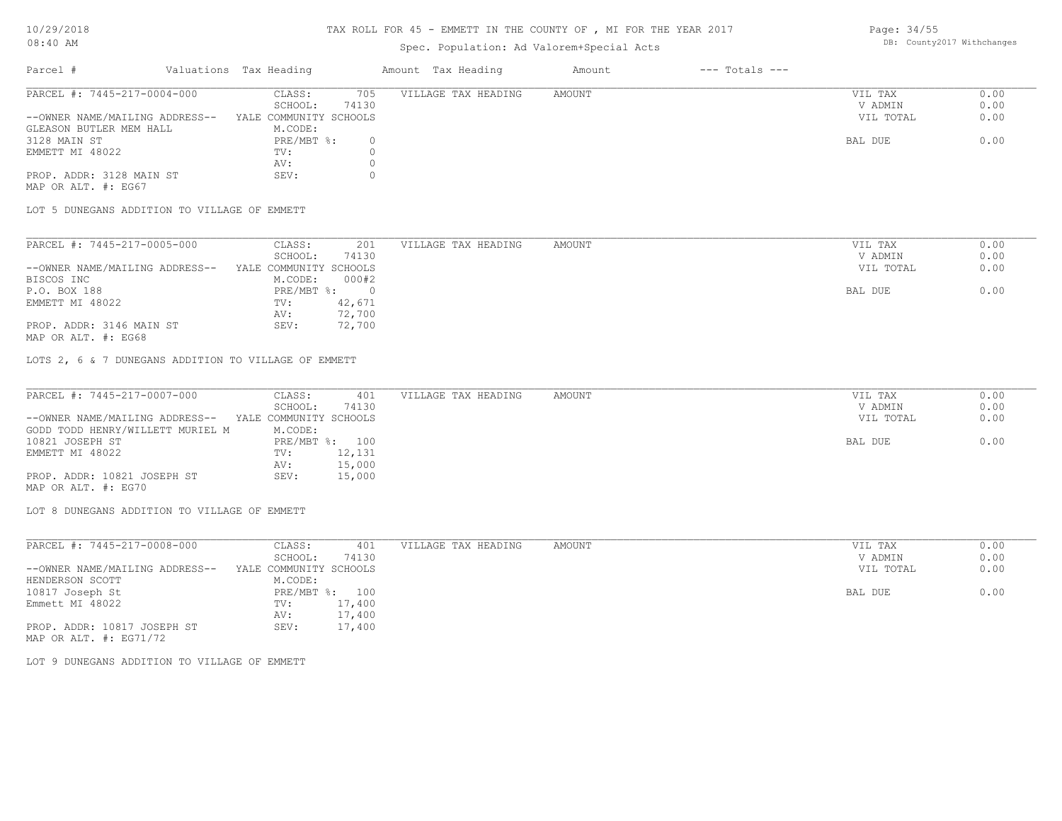TAX ROLL FOR 45 - EMMETT IN THE COUNTY OF , MI FOR THE YEAR 2017

Spec. Population: Ad Valorem+Special Acts

| Parcel # | Valuations Tax Heading | Amount Tax Heading | Amount | --- Totals --- |
|---|---|---|---|---|

**PARCEL #: 7445-217-0004-000**

| | | | |
|---|---|---|---|
| --OWNER NAME/MAILING ADDRESS-- | CLASS: 705 | VILLAGE TAX HEADING AMOUNT | VIL TAX 0.00 |
| GLEASON BUTLER MEM HALL | SCHOOL: 74130 | | V ADMIN 0.00 |
| 3128 MAIN ST | YALE COMMUNITY SCHOOLS | | VIL TOTAL 0.00 |
| EMMETT MI 48022 | M.CODE: | | |
| | PRE/MBT %: 0 | | BAL DUE 0.00 |
| | TV: 0 | | |
| | AV: 0 | | |
| PROP. ADDR: 3128 MAIN ST | SEV: 0 | | |
| MAP OR ALT. #: EG67 | | | |

LOT 5 DUNEGANS ADDITION TO VILLAGE OF EMMETT

**PARCEL #: 7445-217-0005-000**

| | | | |
|---|---|---|---|
| --OWNER NAME/MAILING ADDRESS-- | CLASS: 201 | VILLAGE TAX HEADING AMOUNT | VIL TAX 0.00 |
| BISCOS INC | SCHOOL: 74130 | | V ADMIN 0.00 |
| P.O. BOX 188 | YALE COMMUNITY SCHOOLS | | VIL TOTAL 0.00 |
| EMMETT MI 48022 | M.CODE: 000#2 | | |
| | PRE/MBT %: 0 | | BAL DUE 0.00 |
| | TV: 42,671 | | |
| | AV: 72,700 | | |
| PROP. ADDR: 3146 MAIN ST | SEV: 72,700 | | |
| MAP OR ALT. #: EG68 | | | |

LOTS 2, 6 & 7 DUNEGANS ADDITION TO VILLAGE OF EMMETT

**PARCEL #: 7445-217-0007-000**

| | | | |
|---|---|---|---|
| --OWNER NAME/MAILING ADDRESS-- | CLASS: 401 | VILLAGE TAX HEADING AMOUNT | VIL TAX 0.00 |
| GODD TODD HENRY/WILLETT MURIEL M | SCHOOL: 74130 | | V ADMIN 0.00 |
| 10821 JOSEPH ST | YALE COMMUNITY SCHOOLS | | VIL TOTAL 0.00 |
| EMMETT MI 48022 | M.CODE: | | |
| | PRE/MBT %: 100 | | BAL DUE 0.00 |
| | TV: 12,131 | | |
| | AV: 15,000 | | |
| PROP. ADDR: 10821 JOSEPH ST | SEV: 15,000 | | |
| MAP OR ALT. #: EG70 | | | |

LOT 8 DUNEGANS ADDITION TO VILLAGE OF EMMETT

**PARCEL #: 7445-217-0008-000**

| | | | |
|---|---|---|---|
| --OWNER NAME/MAILING ADDRESS-- | CLASS: 401 | VILLAGE TAX HEADING AMOUNT | VIL TAX 0.00 |
| HENDERSON SCOTT | SCHOOL: 74130 | | V ADMIN 0.00 |
| 10817 Joseph St | YALE COMMUNITY SCHOOLS | | VIL TOTAL 0.00 |
| Emmett MI 48022 | M.CODE: | | |
| | PRE/MBT %: 100 | | BAL DUE 0.00 |
| | TV: 17,400 | | |
| | AV: 17,400 | | |
| PROP. ADDR: 10817 JOSEPH ST | SEV: 17,400 | | |
| MAP OR ALT. #: EG71/72 | | | |

LOT 9 DUNEGANS ADDITION TO VILLAGE OF EMMETT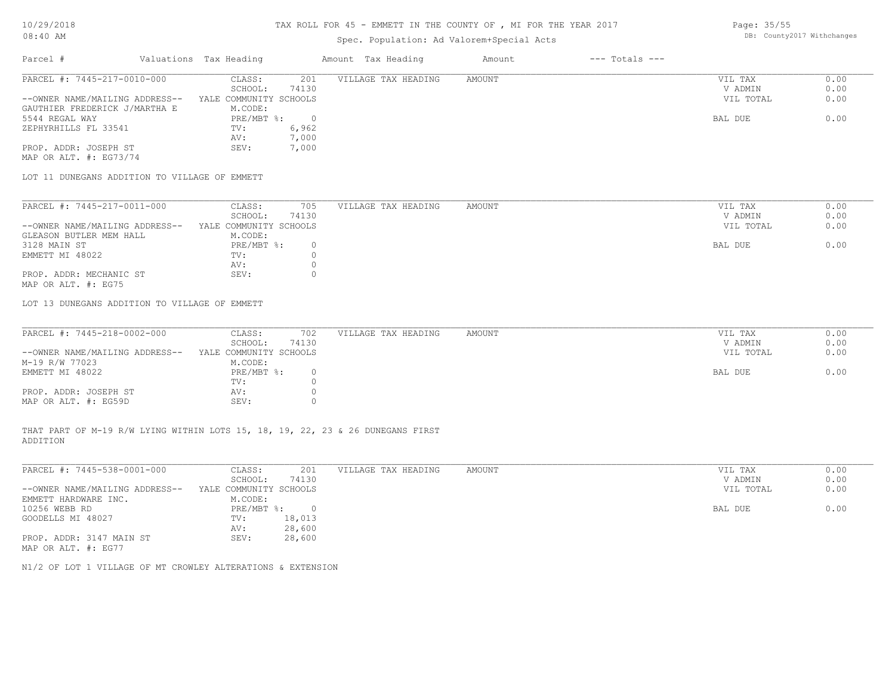# TAX ROLL FOR 45 - EMMETT IN THE COUNTY OF , MI FOR THE YEAR 2017

Spec. Population: Ad Valorem+Special Acts

| Parcel # | Valuations | Tax Heading | Amount | Tax Heading | Amount | --- Totals --- | |
|---|---|---|---|---|---|---|---|
| PARCEL #: 7445-217-0010-000 | CLASS: | 201 | | VILLAGE TAX HEADING | AMOUNT | VIL TAX | 0.00 |
| | SCHOOL: | 74130 | | | | V ADMIN | 0.00 |
| --OWNER NAME/MAILING ADDRESS-- | YALE COMMUNITY SCHOOLS | | | | | VIL TOTAL | 0.00 |
| GAUTHIER FREDERICK J/MARTHA E | M.CODE: | | | | | | |
| 5544 REGAL WAY | PRE/MBT %: | 0 | | | | BAL DUE | 0.00 |
| ZEPHYRHILLS FL 33541 | TV: | 6,962 | | | | | |
| | AV: | 7,000 | | | | | |
| PROP. ADDR: JOSEPH ST | SEV: | 7,000 | | | | | |
| MAP OR ALT. #: EG73/74 | | | | | | | |

LOT 11 DUNEGANS ADDITION TO VILLAGE OF EMMETT

| Parcel # | Valuations | Tax Heading | Amount | Tax Heading | Amount | --- Totals --- | |
|---|---|---|---|---|---|---|---|
| PARCEL #: 7445-217-0011-000 | CLASS: | 705 | | VILLAGE TAX HEADING | AMOUNT | VIL TAX | 0.00 |
| | SCHOOL: | 74130 | | | | V ADMIN | 0.00 |
| --OWNER NAME/MAILING ADDRESS-- | YALE COMMUNITY SCHOOLS | | | | | VIL TOTAL | 0.00 |
| GLEASON BUTLER MEM HALL | M.CODE: | | | | | | |
| 3128 MAIN ST | PRE/MBT %: | 0 | | | | BAL DUE | 0.00 |
| EMMETT MI 48022 | TV: | 0 | | | | | |
| | AV: | 0 | | | | | |
| PROP. ADDR: MECHANIC ST | SEV: | 0 | | | | | |
| MAP OR ALT. #: EG75 | | | | | | | |

LOT 13 DUNEGANS ADDITION TO VILLAGE OF EMMETT

| Parcel # | Valuations | Tax Heading | Amount | Tax Heading | Amount | --- Totals --- | |
|---|---|---|---|---|---|---|---|
| PARCEL #: 7445-218-0002-000 | CLASS: | 702 | | VILLAGE TAX HEADING | AMOUNT | VIL TAX | 0.00 |
| | SCHOOL: | 74130 | | | | V ADMIN | 0.00 |
| --OWNER NAME/MAILING ADDRESS-- | YALE COMMUNITY SCHOOLS | | | | | VIL TOTAL | 0.00 |
| M-19 R/W 77023 | M.CODE: | | | | | | |
| EMMETT MI 48022 | PRE/MBT %: | 0 | | | | BAL DUE | 0.00 |
| | TV: | 0 | | | | | |
| PROP. ADDR: JOSEPH ST | AV: | 0 | | | | | |
| MAP OR ALT. #: EG59D | SEV: | 0 | | | | | |

THAT PART OF M-19 R/W LYING WITHIN LOTS 15, 18, 19, 22, 23 & 26 DUNEGANS FIRST ADDITION

| Parcel # | Valuations | Tax Heading | Amount | Tax Heading | Amount | --- Totals --- | |
|---|---|---|---|---|---|---|---|
| PARCEL #: 7445-538-0001-000 | CLASS: | 201 | | VILLAGE TAX HEADING | AMOUNT | VIL TAX | 0.00 |
| | SCHOOL: | 74130 | | | | V ADMIN | 0.00 |
| --OWNER NAME/MAILING ADDRESS-- | YALE COMMUNITY SCHOOLS | | | | | VIL TOTAL | 0.00 |
| EMMETT HARDWARE INC. | M.CODE: | | | | | | |
| 10256 WEBB RD | PRE/MBT %: | 0 | | | | BAL DUE | 0.00 |
| GOODELLS MI 48027 | TV: | 18,013 | | | | | |
| | AV: | 28,600 | | | | | |
| PROP. ADDR: 3147 MAIN ST | SEV: | 28,600 | | | | | |
| MAP OR ALT. #: EG77 | | | | | | | |

N1/2 OF LOT 1 VILLAGE OF MT CROWLEY ALTERATIONS & EXTENSION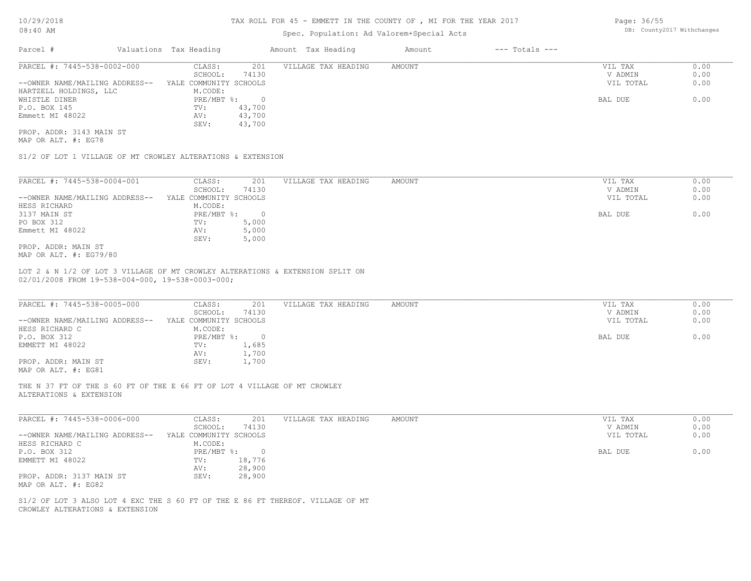# TAX ROLL FOR 45 - EMMETT IN THE COUNTY OF , MI FOR THE YEAR 2017

Spec. Population: Ad Valorem+Special Acts

| Parcel # | Valuations | Tax Heading | Amount | Tax Heading | Amount | --- Totals --- |
|---|---|---|---|---|---|---|

---

PARCEL #: 7445-538-0002-000

CLASS: 201
SCHOOL: 74130
YALE COMMUNITY SCHOOLS
M.CODE:
PRE/MBT %: 0
TV: 43,700
AV: 43,700
SEV: 43,700

--OWNER NAME/MAILING ADDRESS--
HARTZELL HOLDINGS, LLC
WHISTLE DINER
P.O. BOX 145
Emmett MI 48022

PROP. ADDR: 3143 MAIN ST
MAP OR ALT. #: EG78

| VILLAGE TAX HEADING | AMOUNT |
|---|---|

| VIL TAX | 0.00 |
|---|---|
| V ADMIN | 0.00 |
| VIL TOTAL | 0.00 |
| BAL DUE | 0.00 |

S1/2 OF LOT 1 VILLAGE OF MT CROWLEY ALTERATIONS & EXTENSION

---

PARCEL #: 7445-538-0004-001

CLASS: 201
SCHOOL: 74130
YALE COMMUNITY SCHOOLS
M.CODE:
PRE/MBT %: 0
TV: 5,000
AV: 5,000
SEV: 5,000

--OWNER NAME/MAILING ADDRESS--
HESS RICHARD
3137 MAIN ST
PO BOX 312
Emmett MI 48022

PROP. ADDR: MAIN ST
MAP OR ALT. #: EG79/80

| VILLAGE TAX HEADING | AMOUNT |
|---|---|

| VIL TAX | 0.00 |
|---|---|
| V ADMIN | 0.00 |
| VIL TOTAL | 0.00 |
| BAL DUE | 0.00 |

LOT 2 & N 1/2 OF LOT 3 VILLAGE OF MT CROWLEY ALTERATIONS & EXTENSION SPLIT ON 02/01/2008 FROM 19-538-004-000, 19-538-0003-000;

---

PARCEL #: 7445-538-0005-000

CLASS: 201
SCHOOL: 74130
YALE COMMUNITY SCHOOLS
M.CODE:
PRE/MBT %: 0
TV: 1,685
AV: 1,700
SEV: 1,700

--OWNER NAME/MAILING ADDRESS--
HESS RICHARD C
P.O. BOX 312
EMMETT MI 48022

PROP. ADDR: MAIN ST
MAP OR ALT. #: EG81

| VILLAGE TAX HEADING | AMOUNT |
|---|---|

| VIL TAX | 0.00 |
|---|---|
| V ADMIN | 0.00 |
| VIL TOTAL | 0.00 |
| BAL DUE | 0.00 |

THE N 37 FT OF THE S 60 FT OF THE E 66 FT OF LOT 4 VILLAGE OF MT CROWLEY ALTERATIONS & EXTENSION

---

PARCEL #: 7445-538-0006-000

CLASS: 201
SCHOOL: 74130
YALE COMMUNITY SCHOOLS
M.CODE:
PRE/MBT %: 0
TV: 18,776
AV: 28,900
SEV: 28,900

--OWNER NAME/MAILING ADDRESS--
HESS RICHARD C
P.O. BOX 312
EMMETT MI 48022

PROP. ADDR: 3137 MAIN ST
MAP OR ALT. #: EG82

| VILLAGE TAX HEADING | AMOUNT |
|---|---|

| VIL TAX | 0.00 |
|---|---|
| V ADMIN | 0.00 |
| VIL TOTAL | 0.00 |
| BAL DUE | 0.00 |

S1/2 OF LOT 3 ALSO LOT 4 EXC THE S 60 FT OF THE E 86 FT THEREOF. VILLAGE OF MT CROWLEY ALTERATIONS & EXTENSION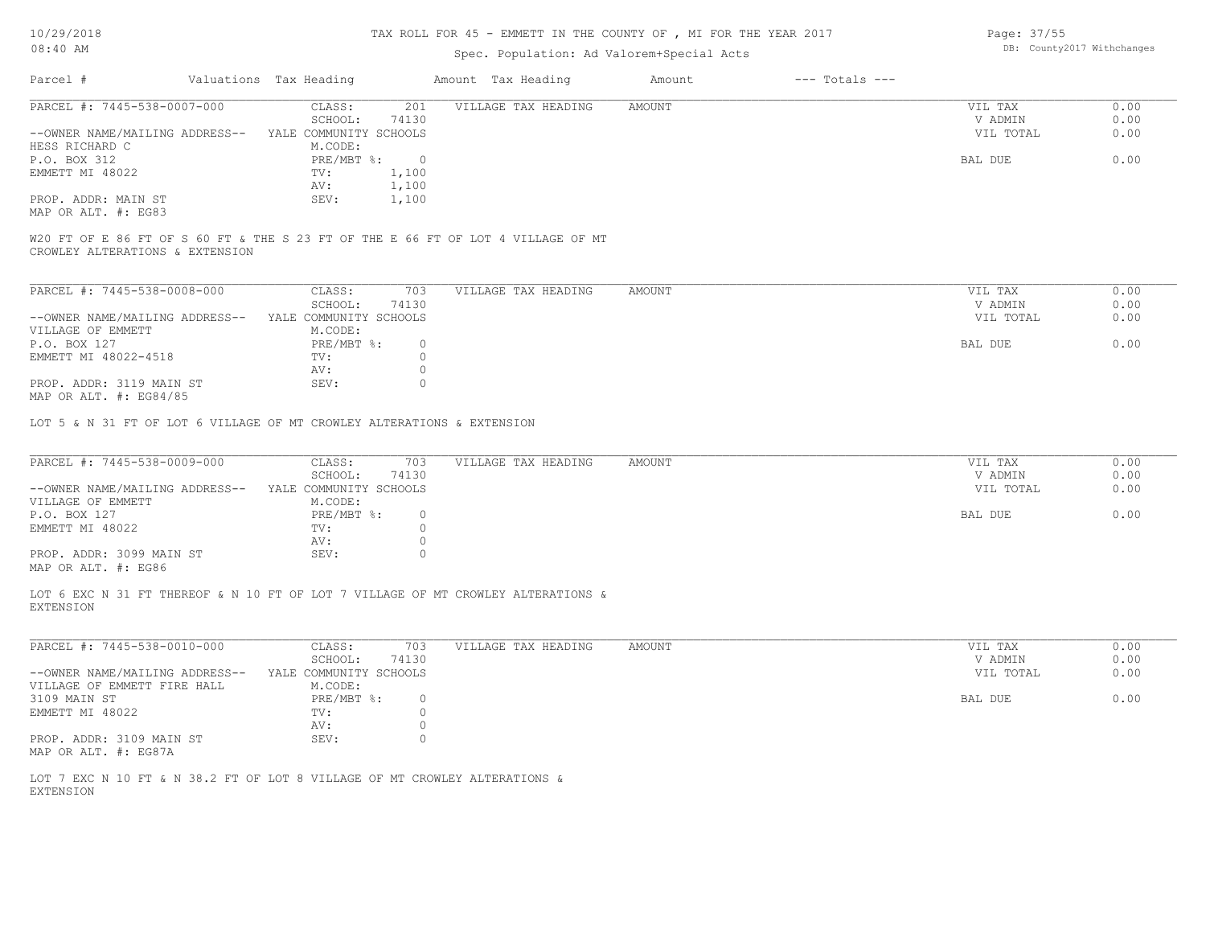TAX ROLL FOR 45 - EMMETT IN THE COUNTY OF , MI FOR THE YEAR 2017

Spec. Population: Ad Valorem+Special Acts

| Parcel # | Valuations Tax Heading | | Amount Tax Heading | Amount | --- Totals --- | |
|---|---|---|---|---|---|---|
| PARCEL #: 7445-538-0007-000 | CLASS: | 201 | VILLAGE TAX HEADING | AMOUNT | VIL TAX | 0.00 |
| | SCHOOL: | 74130 | | | V ADMIN | 0.00 |
| --OWNER NAME/MAILING ADDRESS-- | YALE COMMUNITY SCHOOLS | | | | VIL TOTAL | 0.00 |
| HESS RICHARD C | M.CODE: | | | | | |
| P.O. BOX 312 | PRE/MBT %: | 0 | | | BAL DUE | 0.00 |
| EMMETT MI 48022 | TV: | 1,100 | | | | |
| | AV: | 1,100 | | | | |
| PROP. ADDR: MAIN ST | SEV: | 1,100 | | | | |
| MAP OR ALT. #: EG83 | | | | | | |

W20 FT OF E 86 FT OF S 60 FT & THE S 23 FT OF THE E 66 FT OF LOT 4 VILLAGE OF MT CROWLEY ALTERATIONS & EXTENSION

| Parcel # | Valuations Tax Heading | | Amount Tax Heading | Amount | --- Totals --- | |
|---|---|---|---|---|---|---|
| PARCEL #: 7445-538-0008-000 | CLASS: | 703 | VILLAGE TAX HEADING | AMOUNT | VIL TAX | 0.00 |
| | SCHOOL: | 74130 | | | V ADMIN | 0.00 |
| --OWNER NAME/MAILING ADDRESS-- | YALE COMMUNITY SCHOOLS | | | | VIL TOTAL | 0.00 |
| VILLAGE OF EMMETT | M.CODE: | | | | | |
| P.O. BOX 127 | PRE/MBT %: | 0 | | | BAL DUE | 0.00 |
| EMMETT MI 48022-4518 | TV: | 0 | | | | |
| | AV: | 0 | | | | |
| PROP. ADDR: 3119 MAIN ST | SEV: | 0 | | | | |
| MAP OR ALT. #: EG84/85 | | | | | | |

LOT 5 & N 31 FT OF LOT 6 VILLAGE OF MT CROWLEY ALTERATIONS & EXTENSION

| Parcel # | Valuations Tax Heading | | Amount Tax Heading | Amount | --- Totals --- | |
|---|---|---|---|---|---|---|
| PARCEL #: 7445-538-0009-000 | CLASS: | 703 | VILLAGE TAX HEADING | AMOUNT | VIL TAX | 0.00 |
| | SCHOOL: | 74130 | | | V ADMIN | 0.00 |
| --OWNER NAME/MAILING ADDRESS-- | YALE COMMUNITY SCHOOLS | | | | VIL TOTAL | 0.00 |
| VILLAGE OF EMMETT | M.CODE: | | | | | |
| P.O. BOX 127 | PRE/MBT %: | 0 | | | BAL DUE | 0.00 |
| EMMETT MI 48022 | TV: | 0 | | | | |
| | AV: | 0 | | | | |
| PROP. ADDR: 3099 MAIN ST | SEV: | 0 | | | | |
| MAP OR ALT. #: EG86 | | | | | | |

LOT 6 EXC N 31 FT THEREOF & N 10 FT OF LOT 7 VILLAGE OF MT CROWLEY ALTERATIONS & EXTENSION

| Parcel # | Valuations Tax Heading | | Amount Tax Heading | Amount | --- Totals --- | |
|---|---|---|---|---|---|---|
| PARCEL #: 7445-538-0010-000 | CLASS: | 703 | VILLAGE TAX HEADING | AMOUNT | VIL TAX | 0.00 |
| | SCHOOL: | 74130 | | | V ADMIN | 0.00 |
| --OWNER NAME/MAILING ADDRESS-- | YALE COMMUNITY SCHOOLS | | | | VIL TOTAL | 0.00 |
| VILLAGE OF EMMETT FIRE HALL | M.CODE: | | | | | |
| 3109 MAIN ST | PRE/MBT %: | 0 | | | BAL DUE | 0.00 |
| EMMETT MI 48022 | TV: | 0 | | | | |
| | AV: | 0 | | | | |
| PROP. ADDR: 3109 MAIN ST | SEV: | 0 | | | | |
| MAP OR ALT. #: EG87A | | | | | | |

LOT 7 EXC N 10 FT & N 38.2 FT OF LOT 8 VILLAGE OF MT CROWLEY ALTERATIONS & EXTENSION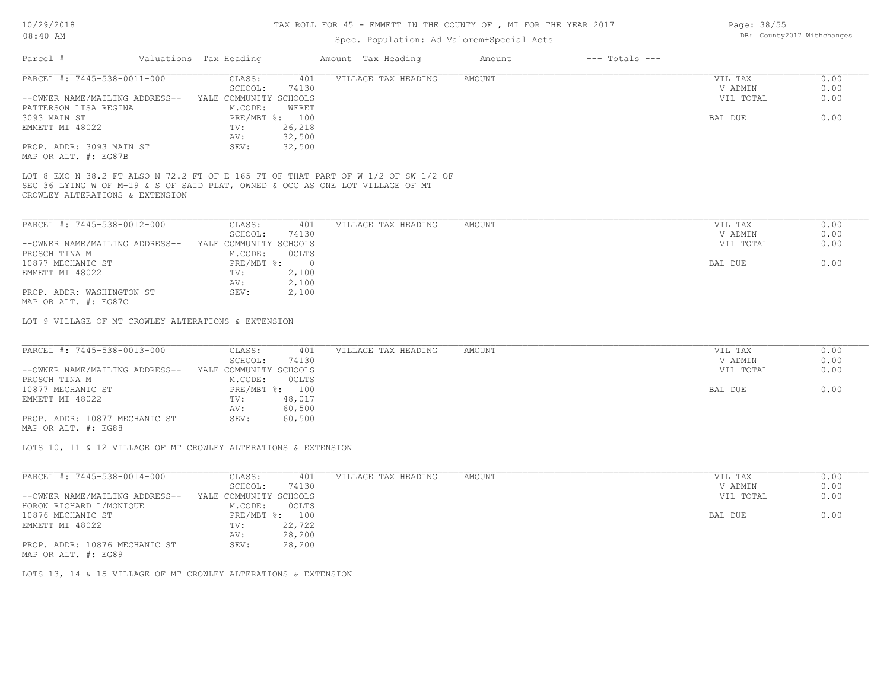# TAX ROLL FOR 45 - EMMETT IN THE COUNTY OF , MI FOR THE YEAR 2017

Spec. Population: Ad Valorem+Special Acts

10/29/2018
08:40 AM

DB: County2017 Withchanges

| Parcel # | Valuations | Tax Heading | Amount | Tax Heading | Amount | --- Totals --- | |
|---|---|---|---|---|---|---|---|

**PARCEL #: 7445-538-0011-000**

| | | | |
|---|---|---|---|
| CLASS: 401 | VILLAGE TAX HEADING | AMOUNT | VIL TAX 0.00 |
| SCHOOL: 74130 | | | V ADMIN 0.00 |
| YALE COMMUNITY SCHOOLS | | | VIL TOTAL 0.00 |
| M.CODE: WFRET | | | |
| PRE/MBT %: 100 | | | BAL DUE 0.00 |
| TV: 26,218 | | | |
| AV: 32,500 | | | |
| SEV: 32,500 | | | |

--OWNER NAME/MAILING ADDRESS--
PATTERSON LISA REGINA
3093 MAIN ST
EMMETT MI 48022

PROP. ADDR: 3093 MAIN ST
MAP OR ALT. #: EG87B

LOT 8 EXC N 38.2 FT ALSO N 72.2 FT OF E 165 FT OF THAT PART OF W 1/2 OF SW 1/2 OF SEC 36 LYING W OF M-19 & S OF SAID PLAT, OWNED & OCC AS ONE LOT VILLAGE OF MT CROWLEY ALTERATIONS & EXTENSION

**PARCEL #: 7445-538-0012-000**

| | | | |
|---|---|---|---|
| CLASS: 401 | VILLAGE TAX HEADING | AMOUNT | VIL TAX 0.00 |
| SCHOOL: 74130 | | | V ADMIN 0.00 |
| YALE COMMUNITY SCHOOLS | | | VIL TOTAL 0.00 |
| M.CODE: 0CLTS | | | |
| PRE/MBT %: 0 | | | BAL DUE 0.00 |
| TV: 2,100 | | | |
| AV: 2,100 | | | |
| SEV: 2,100 | | | |

--OWNER NAME/MAILING ADDRESS--
PROSCH TINA M
10877 MECHANIC ST
EMMETT MI 48022

PROP. ADDR: WASHINGTON ST
MAP OR ALT. #: EG87C

LOT 9 VILLAGE OF MT CROWLEY ALTERATIONS & EXTENSION

**PARCEL #: 7445-538-0013-000**

| | | | |
|---|---|---|---|
| CLASS: 401 | VILLAGE TAX HEADING | AMOUNT | VIL TAX 0.00 |
| SCHOOL: 74130 | | | V ADMIN 0.00 |
| YALE COMMUNITY SCHOOLS | | | VIL TOTAL 0.00 |
| M.CODE: 0CLTS | | | |
| PRE/MBT %: 100 | | | BAL DUE 0.00 |
| TV: 48,017 | | | |
| AV: 60,500 | | | |
| SEV: 60,500 | | | |

--OWNER NAME/MAILING ADDRESS--
PROSCH TINA M
10877 MECHANIC ST
EMMETT MI 48022

PROP. ADDR: 10877 MECHANIC ST
MAP OR ALT. #: EG88

LOTS 10, 11 & 12 VILLAGE OF MT CROWLEY ALTERATIONS & EXTENSION

**PARCEL #: 7445-538-0014-000**

| | | | |
|---|---|---|---|
| CLASS: 401 | VILLAGE TAX HEADING | AMOUNT | VIL TAX 0.00 |
| SCHOOL: 74130 | | | V ADMIN 0.00 |
| YALE COMMUNITY SCHOOLS | | | VIL TOTAL 0.00 |
| M.CODE: 0CLTS | | | |
| PRE/MBT %: 100 | | | BAL DUE 0.00 |
| TV: 22,722 | | | |
| AV: 28,200 | | | |
| SEV: 28,200 | | | |

--OWNER NAME/MAILING ADDRESS--
HORON RICHARD L/MONIQUE
10876 MECHANIC ST
EMMETT MI 48022

PROP. ADDR: 10876 MECHANIC ST
MAP OR ALT. #: EG89

LOTS 13, 14 & 15 VILLAGE OF MT CROWLEY ALTERATIONS & EXTENSION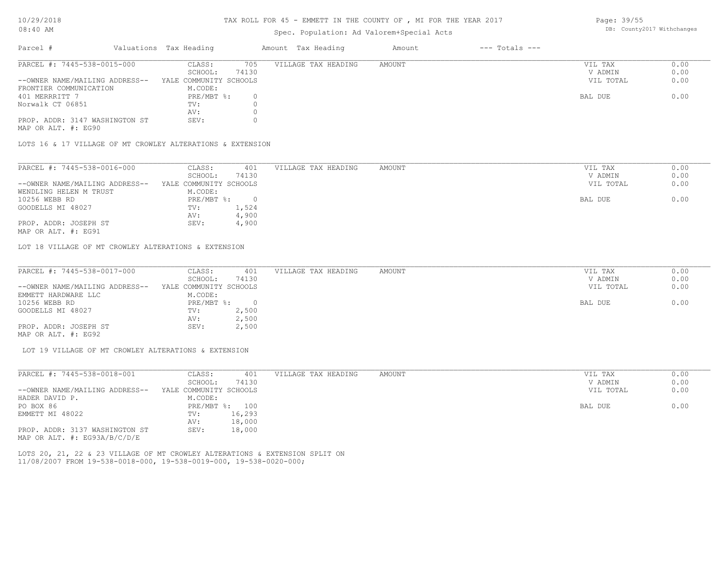# TAX ROLL FOR 45 - EMMETT IN THE COUNTY OF , MI FOR THE YEAR 2017

Spec. Population: Ad Valorem+Special Acts

| Parcel # | Valuations Tax Heading | | Amount Tax Heading | Amount | --- Totals --- | |
|---|---|---|---|---|---|---|

---

**PARCEL #: 7445-538-0015-000**

| | | | | | | |
|---|---|---|---|---|---|---|
| --OWNER NAME/MAILING ADDRESS-- | CLASS: | 705 | VILLAGE TAX HEADING | AMOUNT | VIL TAX | 0.00 |
| FRONTIER COMMUNICATION | SCHOOL: | 74130 | | | V ADMIN | 0.00 |
| 401 MERRRITT 7 | YALE COMMUNITY SCHOOLS | | | | VIL TOTAL | 0.00 |
| Norwalk CT 06851 | M.CODE: | | | | | |
| | PRE/MBT %: | 0 | | | BAL DUE | 0.00 |
| | TV: | 0 | | | | |
| | AV: | 0 | | | | |
| PROP. ADDR: 3147 WASHINGTON ST | SEV: | 0 | | | | |
| MAP OR ALT. #: EG90 | | | | | | |

LOTS 16 & 17 VILLAGE OF MT CROWLEY ALTERATIONS & EXTENSION

---

**PARCEL #: 7445-538-0016-000**

| | | | | | | |
|---|---|---|---|---|---|---|
| --OWNER NAME/MAILING ADDRESS-- | CLASS: | 401 | VILLAGE TAX HEADING | AMOUNT | VIL TAX | 0.00 |
| WENDLING HELEN M TRUST | SCHOOL: | 74130 | | | V ADMIN | 0.00 |
| 10256 WEBB RD | YALE COMMUNITY SCHOOLS | | | | VIL TOTAL | 0.00 |
| GOODELLS MI 48027 | M.CODE: | | | | | |
| | PRE/MBT %: | 0 | | | BAL DUE | 0.00 |
| | TV: | 1,524 | | | | |
| | AV: | 4,900 | | | | |
| PROP. ADDR: JOSEPH ST | SEV: | 4,900 | | | | |
| MAP OR ALT. #: EG91 | | | | | | |

LOT 18 VILLAGE OF MT CROWLEY ALTERATIONS & EXTENSION

---

**PARCEL #: 7445-538-0017-000**

| | | | | | | |
|---|---|---|---|---|---|---|
| --OWNER NAME/MAILING ADDRESS-- | CLASS: | 401 | VILLAGE TAX HEADING | AMOUNT | VIL TAX | 0.00 |
| EMMETT HARDWARE LLC | SCHOOL: | 74130 | | | V ADMIN | 0.00 |
| 10256 WEBB RD | YALE COMMUNITY SCHOOLS | | | | VIL TOTAL | 0.00 |
| GOODELLS MI 48027 | M.CODE: | | | | | |
| | PRE/MBT %: | 0 | | | BAL DUE | 0.00 |
| | TV: | 2,500 | | | | |
| | AV: | 2,500 | | | | |
| PROP. ADDR: JOSEPH ST | SEV: | 2,500 | | | | |
| MAP OR ALT. #: EG92 | | | | | | |

LOT 19 VILLAGE OF MT CROWLEY ALTERATIONS & EXTENSION

---

**PARCEL #: 7445-538-0018-001**

| | | | | | | |
|---|---|---|---|---|---|---|
| --OWNER NAME/MAILING ADDRESS-- | CLASS: | 401 | VILLAGE TAX HEADING | AMOUNT | VIL TAX | 0.00 |
| HADER DAVID P. | SCHOOL: | 74130 | | | V ADMIN | 0.00 |
| PO BOX 86 | YALE COMMUNITY SCHOOLS | | | | VIL TOTAL | 0.00 |
| EMMETT MI 48022 | M.CODE: | | | | | |
| | PRE/MBT %: | 100 | | | BAL DUE | 0.00 |
| | TV: | 16,293 | | | | |
| | AV: | 18,000 | | | | |
| PROP. ADDR: 3137 WASHINGTON ST | SEV: | 18,000 | | | | |
| MAP OR ALT. #: EG93A/B/C/D/E | | | | | | |

LOTS 20, 21, 22 & 23 VILLAGE OF MT CROWLEY ALTERATIONS & EXTENSION SPLIT ON 11/08/2007 FROM 19-538-0018-000, 19-538-0019-000, 19-538-0020-000;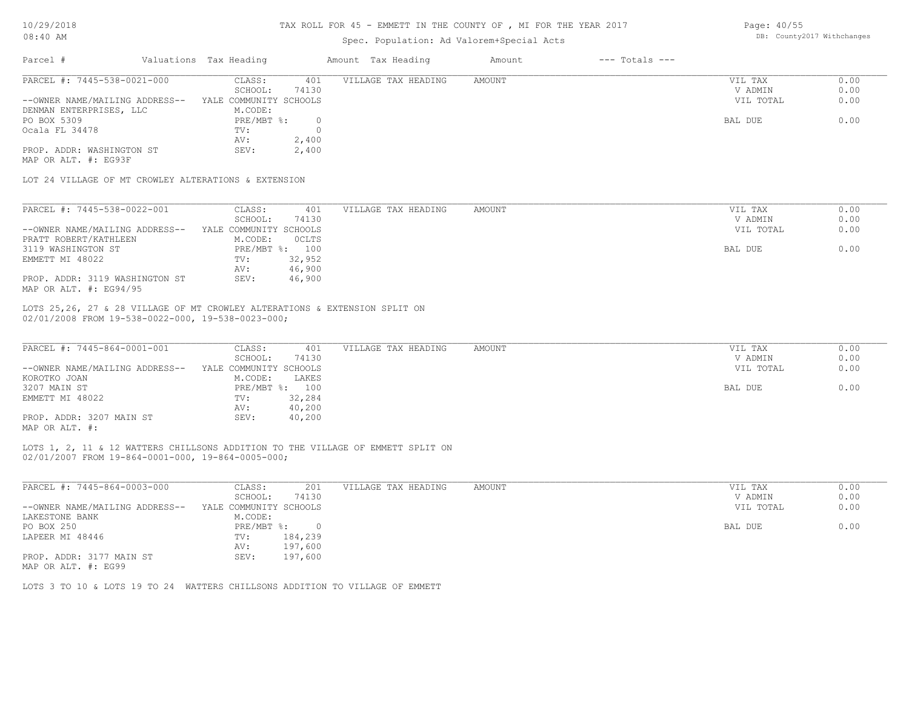# TAX ROLL FOR 45 - EMMETT IN THE COUNTY OF , MI FOR THE YEAR 2017

Spec. Population: Ad Valorem+Special Acts

| Parcel # | Valuations | Tax Heading | Amount | Tax Heading | Amount | --- Totals --- |
|---|---|---|---|---|---|---|

---

**PARCEL #: 7445-538-0021-000**

| | | | | | |
|---|---|---|---|---|---|
| --OWNER NAME/MAILING ADDRESS-- | CLASS: 401 | VILLAGE TAX HEADING | AMOUNT | VIL TAX | 0.00 |
| DENMAN ENTERPRISES, LLC | SCHOOL: 74130 | | | V ADMIN | 0.00 |
| PO BOX 5309 | YALE COMMUNITY SCHOOLS | | | VIL TOTAL | 0.00 |
| Ocala FL 34478 | M.CODE: | | | | |
| | PRE/MBT %: 0 | | | BAL DUE | 0.00 |
| | TV: 0 | | | | |
| | AV: 2,400 | | | | |
| PROP. ADDR: WASHINGTON ST | SEV: 2,400 | | | | |
| MAP OR ALT. #: EG93F | | | | | |

LOT 24 VILLAGE OF MT CROWLEY ALTERATIONS & EXTENSION

---

**PARCEL #: 7445-538-0022-001**

| | | | | | |
|---|---|---|---|---|---|
| --OWNER NAME/MAILING ADDRESS-- | CLASS: 401 | VILLAGE TAX HEADING | AMOUNT | VIL TAX | 0.00 |
| PRATT ROBERT/KATHLEEN | SCHOOL: 74130 | | | V ADMIN | 0.00 |
| 3119 WASHINGTON ST | YALE COMMUNITY SCHOOLS | | | VIL TOTAL | 0.00 |
| EMMETT MI 48022 | M.CODE: 0CLTS | | | | |
| | PRE/MBT %: 100 | | | BAL DUE | 0.00 |
| | TV: 32,952 | | | | |
| | AV: 46,900 | | | | |
| PROP. ADDR: 3119 WASHINGTON ST | SEV: 46,900 | | | | |
| MAP OR ALT. #: EG94/95 | | | | | |

LOTS 25,26, 27 & 28 VILLAGE OF MT CROWLEY ALTERATIONS & EXTENSION SPLIT ON 02/01/2008 FROM 19-538-0022-000, 19-538-0023-000;

---

**PARCEL #: 7445-864-0001-001**

| | | | | | |
|---|---|---|---|---|---|
| --OWNER NAME/MAILING ADDRESS-- | CLASS: 401 | VILLAGE TAX HEADING | AMOUNT | VIL TAX | 0.00 |
| KOROTKO JOAN | SCHOOL: 74130 | | | V ADMIN | 0.00 |
| 3207 MAIN ST | YALE COMMUNITY SCHOOLS | | | VIL TOTAL | 0.00 |
| EMMETT MI 48022 | M.CODE: LAKES | | | | |
| | PRE/MBT %: 100 | | | BAL DUE | 0.00 |
| | TV: 32,284 | | | | |
| | AV: 40,200 | | | | |
| PROP. ADDR: 3207 MAIN ST | SEV: 40,200 | | | | |
| MAP OR ALT. #: | | | | | |

LOTS 1, 2, 11 & 12 WATTERS CHILLSONS ADDITION TO THE VILLAGE OF EMMETT SPLIT ON 02/01/2007 FROM 19-864-0001-000, 19-864-0005-000;

---

**PARCEL #: 7445-864-0003-000**

| | | | | | |
|---|---|---|---|---|---|
| --OWNER NAME/MAILING ADDRESS-- | CLASS: 201 | VILLAGE TAX HEADING | AMOUNT | VIL TAX | 0.00 |
| LAKESTONE BANK | SCHOOL: 74130 | | | V ADMIN | 0.00 |
| PO BOX 250 | YALE COMMUNITY SCHOOLS | | | VIL TOTAL | 0.00 |
| LAPEER MI 48446 | M.CODE: | | | | |
| | PRE/MBT %: 0 | | | BAL DUE | 0.00 |
| | TV: 184,239 | | | | |
| | AV: 197,600 | | | | |
| PROP. ADDR: 3177 MAIN ST | SEV: 197,600 | | | | |
| MAP OR ALT. #: EG99 | | | | | |

LOTS 3 TO 10 & LOTS 19 TO 24 WATTERS CHILLSONS ADDITION TO VILLAGE OF EMMETT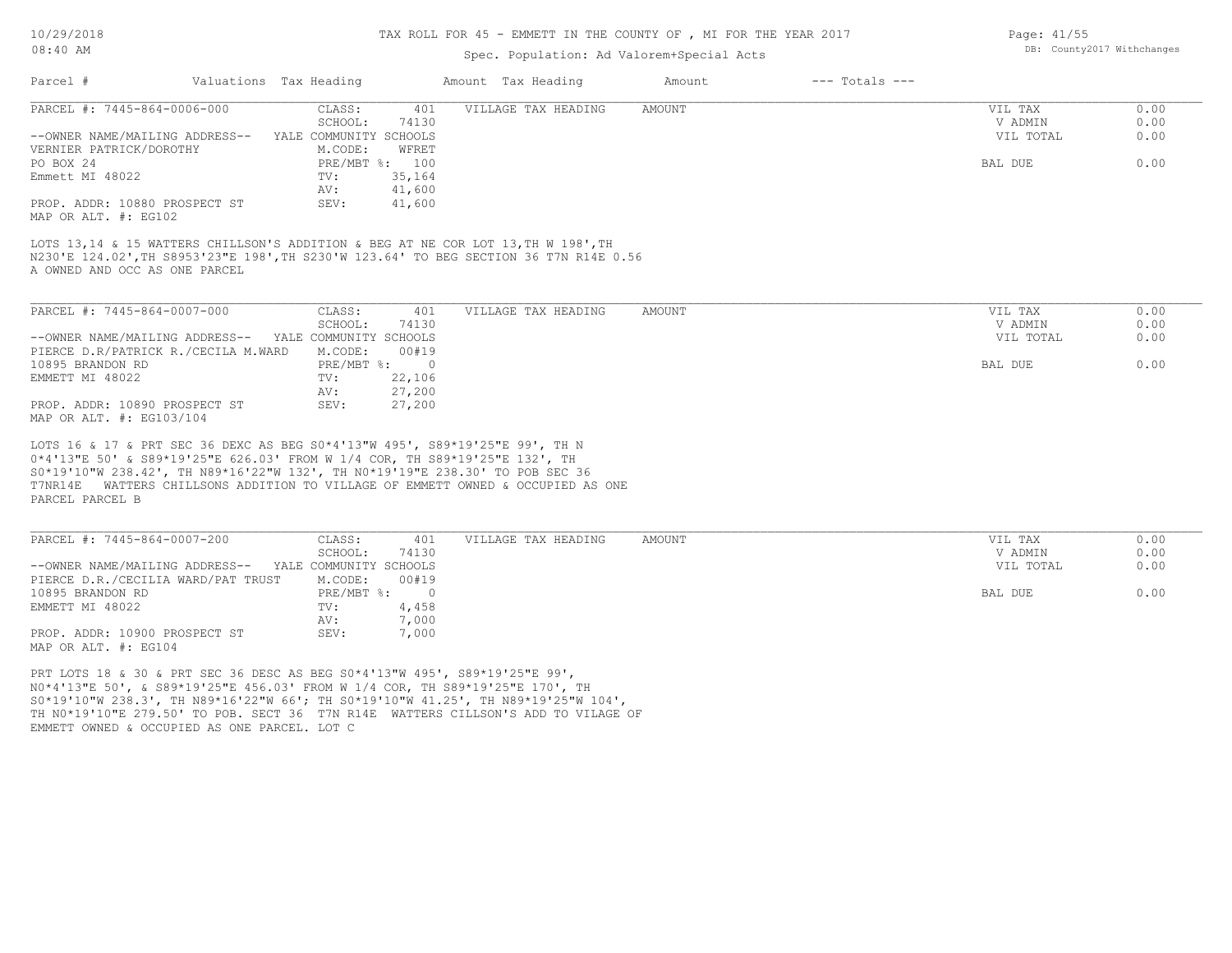# TAX ROLL FOR 45 - EMMETT IN THE COUNTY OF , MI FOR THE YEAR 2017

Spec. Population: Ad Valorem+Special Acts

DB: County2017 Withchanges

| Parcel # | Valuations | Tax Heading | Amount | Tax Heading | Amount | --- Totals --- | |
|---|---|---|---|---|---|---|---|

## PARCEL #: 7445-864-0006-000

| | | | | | |
|---|---|---|---|---|---|
| CLASS: | 401 | VILLAGE TAX HEADING | AMOUNT | VIL TAX | 0.00 |
| SCHOOL: | 74130 | | | V ADMIN | 0.00 |
| YALE COMMUNITY SCHOOLS | | | | VIL TOTAL | 0.00 |
| M.CODE: | WFRET | | | | |
| PRE/MBT %: | 100 | | | BAL DUE | 0.00 |
| TV: | 35,164 | | | | |
| AV: | 41,600 | | | | |
| SEV: | 41,600 | | | | |

--OWNER NAME/MAILING ADDRESS--
VERNIER PATRICK/DOROTHY
PO BOX 24
Emmett MI 48022

PROP. ADDR: 10880 PROSPECT ST
MAP OR ALT. #: EG102

LOTS 13,14 & 15 WATTERS CHILLSON'S ADDITION & BEG AT NE COR LOT 13,TH W 198',TH N230'E 124.02',TH S8953'23"E 198',TH S230'W 123.64' TO BEG SECTION 36 T7N R14E 0.56 A OWNED AND OCC AS ONE PARCEL

## PARCEL #: 7445-864-0007-000

| | | | | | |
|---|---|---|---|---|---|
| CLASS: | 401 | VILLAGE TAX HEADING | AMOUNT | VIL TAX | 0.00 |
| SCHOOL: | 74130 | | | V ADMIN | 0.00 |
| YALE COMMUNITY SCHOOLS | | | | VIL TOTAL | 0.00 |
| M.CODE: | 00#19 | | | | |
| PRE/MBT %: | 0 | | | BAL DUE | 0.00 |
| TV: | 22,106 | | | | |
| AV: | 27,200 | | | | |
| SEV: | 27,200 | | | | |

--OWNER NAME/MAILING ADDRESS--
PIERCE D.R/PATRICK R./CECILA M.WARD
10895 BRANDON RD
EMMETT MI 48022

PROP. ADDR: 10890 PROSPECT ST
MAP OR ALT. #: EG103/104

LOTS 16 & 17 & PRT SEC 36 DEXC AS BEG S0*4'13"W 495', S89*19'25"E 99', TH N 0*4'13"E 50' & S89*19'25"E 626.03' FROM W 1/4 COR, TH S89*19'25"E 132', TH S0*19'10"W 238.42', TH N89*16'22"W 132', TH N0*19'19"E 238.30' TO POB SEC 36 T7NR14E WATTERS CHILLSONS ADDITION TO VILLAGE OF EMMETT OWNED & OCCUPIED AS ONE PARCEL PARCEL B

## PARCEL #: 7445-864-0007-200

| | | | | | |
|---|---|---|---|---|---|
| CLASS: | 401 | VILLAGE TAX HEADING | AMOUNT | VIL TAX | 0.00 |
| SCHOOL: | 74130 | | | V ADMIN | 0.00 |
| YALE COMMUNITY SCHOOLS | | | | VIL TOTAL | 0.00 |
| M.CODE: | 00#19 | | | | |
| PRE/MBT %: | 0 | | | BAL DUE | 0.00 |
| TV: | 4,458 | | | | |
| AV: | 7,000 | | | | |
| SEV: | 7,000 | | | | |

--OWNER NAME/MAILING ADDRESS--
PIERCE D.R./CECILIA WARD/PAT TRUST
10895 BRANDON RD
EMMETT MI 48022

PROP. ADDR: 10900 PROSPECT ST
MAP OR ALT. #: EG104

PRT LOTS 18 & 30 & PRT SEC 36 DESC AS BEG S0*4'13"W 495', S89*19'25"E 99', N0*4'13"E 50', & S89*19'25"E 456.03' FROM W 1/4 COR, TH S89*19'25"E 170', TH S0*19'10"W 238.3', TH N89*16'22"W 66'; TH S0*19'10"W 41.25', TH N89*19'25"W 104', TH N0*19'10"E 279.50' TO POB. SECT 36 T7N R14E WATTERS CILLSON'S ADD TO VILAGE OF EMMETT OWNED & OCCUPIED AS ONE PARCEL. LOT C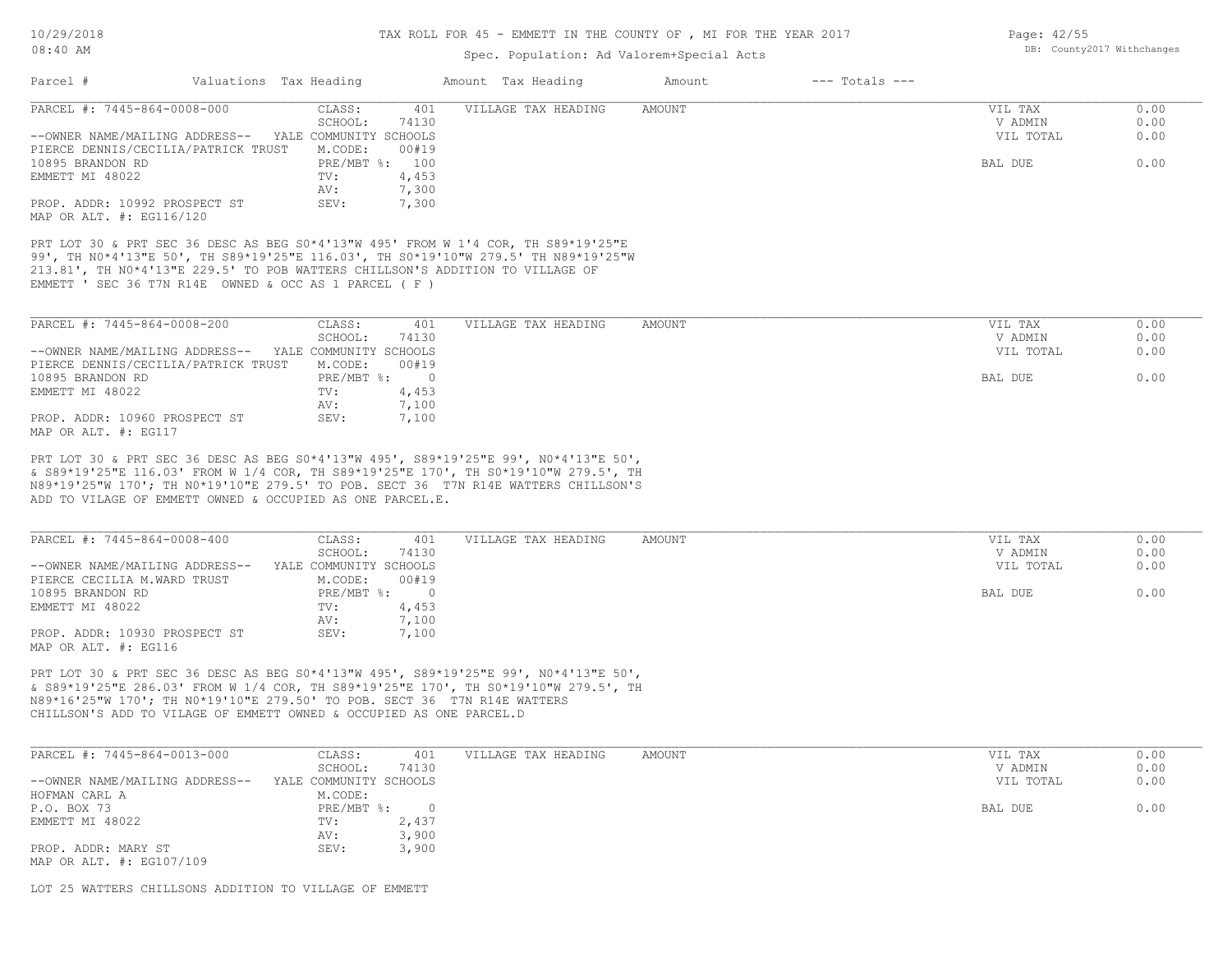# TAX ROLL FOR 45 - EMMETT IN THE COUNTY OF , MI FOR THE YEAR 2017

Spec. Population: Ad Valorem+Special Acts

| Parcel # | Valuations | Tax Heading | Amount | Tax Heading | Amount | --- Totals --- | |
|---|---|---|---|---|---|---|---|

---

PARCEL #: 7445-864-0008-000

CLASS: 401
SCHOOL: 74130 YALE COMMUNITY SCHOOLS
M.CODE: 00#19
PRE/MBT %: 100
TV: 4,453
AV: 7,300
SEV: 7,300

--OWNER NAME/MAILING ADDRESS--
PIERCE DENNIS/CECILIA/PATRICK TRUST
10895 BRANDON RD
EMMETT MI 48022

PROP. ADDR: 10992 PROSPECT ST
MAP OR ALT. #: EG116/120

VILLAGE TAX HEADING AMOUNT

| | |
|---|---|
| VIL TAX | 0.00 |
| V ADMIN | 0.00 |
| VIL TOTAL | 0.00 |
| BAL DUE | 0.00 |

PRT LOT 30 & PRT SEC 36 DESC AS BEG S0*4'13"W 495' FROM W 1'4 COR, TH S89*19'25"E 99', TH N0*4'13"E 50', TH S89*19'25"E 116.03', TH S0*19'10"W 279.5' TH N89*19'25"W 213.81', TH N0*4'13"E 229.5' TO POB WATTERS CHILLSON'S ADDITION TO VILLAGE OF EMMETT ' SEC 36 T7N R14E OWNED & OCC AS 1 PARCEL ( F )

---

PARCEL #: 7445-864-0008-200

CLASS: 401
SCHOOL: 74130 YALE COMMUNITY SCHOOLS
M.CODE: 00#19
PRE/MBT %: 0
TV: 4,453
AV: 7,100
SEV: 7,100

--OWNER NAME/MAILING ADDRESS--
PIERCE DENNIS/CECILIA/PATRICK TRUST
10895 BRANDON RD
EMMETT MI 48022

PROP. ADDR: 10960 PROSPECT ST
MAP OR ALT. #: EG117

VILLAGE TAX HEADING AMOUNT

| | |
|---|---|
| VIL TAX | 0.00 |
| V ADMIN | 0.00 |
| VIL TOTAL | 0.00 |
| BAL DUE | 0.00 |

PRT LOT 30 & PRT SEC 36 DESC AS BEG S0*4'13"W 495', S89*19'25"E 99', N0*4'13"E 50', & S89*19'25"E 116.03' FROM W 1/4 COR, TH S89*19'25"E 170', TH S0*19'10"W 279.5', TH N89*19'25"W 170'; TH N0*19'10"E 279.5' TO POB. SECT 36 T7N R14E WATTERS CHILLSON'S ADD TO VILAGE OF EMMETT OWNED & OCCUPIED AS ONE PARCEL.E.

---

PARCEL #: 7445-864-0008-400

CLASS: 401
SCHOOL: 74130 YALE COMMUNITY SCHOOLS
M.CODE: 00#19
PRE/MBT %: 0
TV: 4,453
AV: 7,100
SEV: 7,100

--OWNER NAME/MAILING ADDRESS--
PIERCE CECILIA M.WARD TRUST
10895 BRANDON RD
EMMETT MI 48022

PROP. ADDR: 10930 PROSPECT ST
MAP OR ALT. #: EG116

VILLAGE TAX HEADING AMOUNT

| | |
|---|---|
| VIL TAX | 0.00 |
| V ADMIN | 0.00 |
| VIL TOTAL | 0.00 |
| BAL DUE | 0.00 |

PRT LOT 30 & PRT SEC 36 DESC AS BEG S0*4'13"W 495', S89*19'25"E 99', N0*4'13"E 50', & S89*19'25"E 286.03' FROM W 1/4 COR, TH S89*19'25"E 170', TH S0*19'10"W 279.5', TH N89*16'25"W 170'; TH N0*19'10"E 279.50' TO POB. SECT 36 T7N R14E WATTERS CHILLSON'S ADD TO VILAGE OF EMMETT OWNED & OCCUPIED AS ONE PARCEL.D

---

PARCEL #: 7445-864-0013-000

CLASS: 401
SCHOOL: 74130 YALE COMMUNITY SCHOOLS
M.CODE:
PRE/MBT %: 0
TV: 2,437
AV: 3,900
SEV: 3,900

--OWNER NAME/MAILING ADDRESS--
HOFMAN CARL A
P.O. BOX 73
EMMETT MI 48022

PROP. ADDR: MARY ST
MAP OR ALT. #: EG107/109

VILLAGE TAX HEADING AMOUNT

| | |
|---|---|
| VIL TAX | 0.00 |
| V ADMIN | 0.00 |
| VIL TOTAL | 0.00 |
| BAL DUE | 0.00 |

LOT 25 WATTERS CHILLSONS ADDITION TO VILLAGE OF EMMETT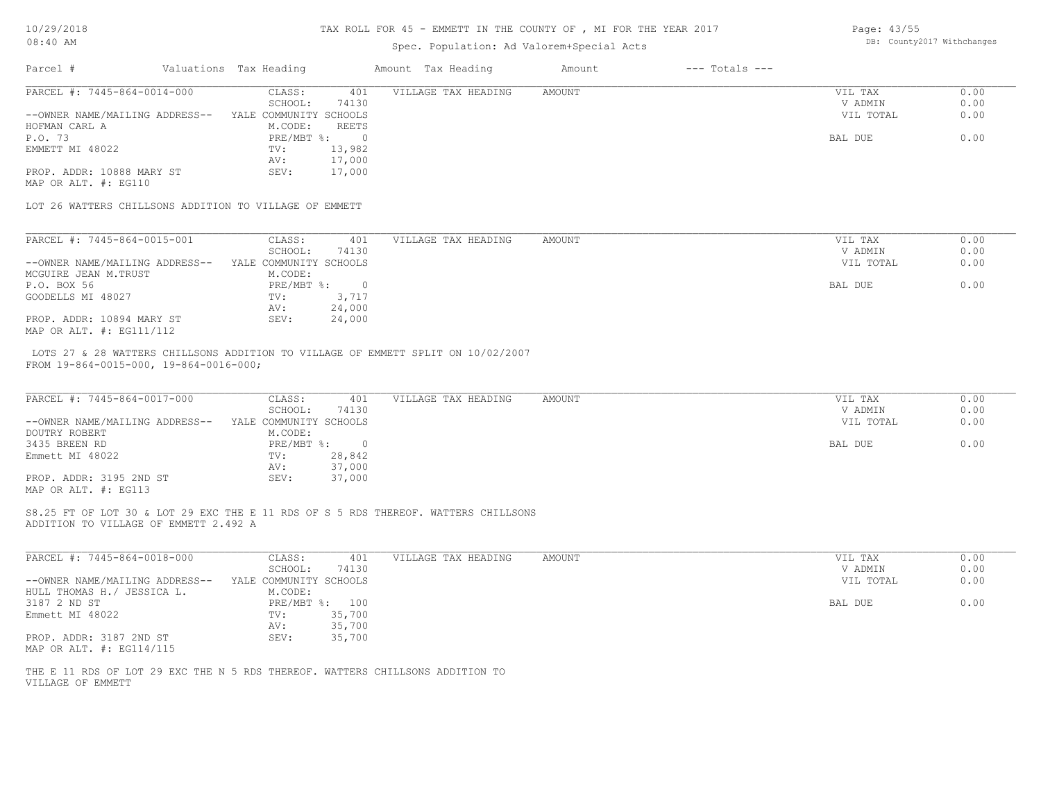Spec. Population: Ad Valorem+Special Acts

| Parcel # | Valuations | Tax Heading | Amount | Tax Heading | Amount | --- Totals --- |
|---|---|---|---|---|---|---|

PARCEL #: 7445-864-0014-000
CLASS: 401
SCHOOL: 74130
--OWNER NAME/MAILING ADDRESS-- YALE COMMUNITY SCHOOLS
HOFMAN CARL A
M.CODE: REETS
P.O. 73
PRE/MBT %: 0
EMMETT MI 48022
TV: 13,982
AV: 17,000
PROP. ADDR: 10888 MARY ST
SEV: 17,000
MAP OR ALT. #: EG110

VILLAGE TAX HEADING AMOUNT

| | |
|---|---|
| VIL TAX | 0.00 |
| V ADMIN | 0.00 |
| VIL TOTAL | 0.00 |
| BAL DUE | 0.00 |

LOT 26 WATTERS CHILLSONS ADDITION TO VILLAGE OF EMMETT

---

PARCEL #: 7445-864-0015-001
CLASS: 401
SCHOOL: 74130
--OWNER NAME/MAILING ADDRESS-- YALE COMMUNITY SCHOOLS
MCGUIRE JEAN M.TRUST
M.CODE:
P.O. BOX 56
PRE/MBT %: 0
GOODELLS MI 48027
TV: 3,717
AV: 24,000
PROP. ADDR: 10894 MARY ST
SEV: 24,000
MAP OR ALT. #: EG111/112

VILLAGE TAX HEADING AMOUNT

| | |
|---|---|
| VIL TAX | 0.00 |
| V ADMIN | 0.00 |
| VIL TOTAL | 0.00 |
| BAL DUE | 0.00 |

LOTS 27 & 28 WATTERS CHILLSONS ADDITION TO VILLAGE OF EMMETT SPLIT ON 10/02/2007
FROM 19-864-0015-000, 19-864-0016-000;

---

PARCEL #: 7445-864-0017-000
CLASS: 401
SCHOOL: 74130
--OWNER NAME/MAILING ADDRESS-- YALE COMMUNITY SCHOOLS
DOUTRY ROBERT
M.CODE:
3435 BREEN RD
PRE/MBT %: 0
Emmett MI 48022
TV: 28,842
AV: 37,000
PROP. ADDR: 3195 2ND ST
SEV: 37,000
MAP OR ALT. #: EG113

VILLAGE TAX HEADING AMOUNT

| | |
|---|---|
| VIL TAX | 0.00 |
| V ADMIN | 0.00 |
| VIL TOTAL | 0.00 |
| BAL DUE | 0.00 |

S8.25 FT OF LOT 30 & LOT 29 EXC THE E 11 RDS OF S 5 RDS THEREOF. WATTERS CHILLSONS
ADDITION TO VILLAGE OF EMMETT 2.492 A

---

PARCEL #: 7445-864-0018-000
CLASS: 401
SCHOOL: 74130
--OWNER NAME/MAILING ADDRESS-- YALE COMMUNITY SCHOOLS
HULL THOMAS H./ JESSICA L.
M.CODE:
3187 2 ND ST
PRE/MBT %: 100
Emmett MI 48022
TV: 35,700
AV: 35,700
PROP. ADDR: 3187 2ND ST
SEV: 35,700
MAP OR ALT. #: EG114/115

VILLAGE TAX HEADING AMOUNT

| | |
|---|---|
| VIL TAX | 0.00 |
| V ADMIN | 0.00 |
| VIL TOTAL | 0.00 |
| BAL DUE | 0.00 |

THE E 11 RDS OF LOT 29 EXC THE N 5 RDS THEREOF. WATTERS CHILLSONS ADDITION TO
VILLAGE OF EMMETT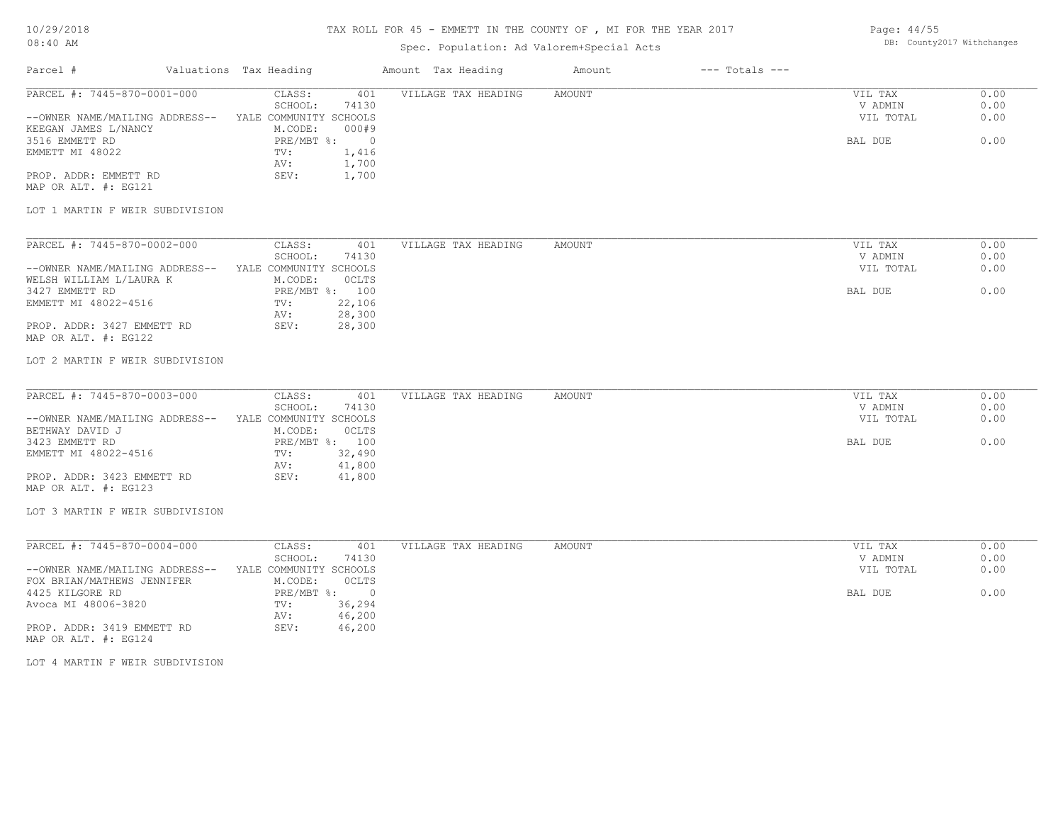# TAX ROLL FOR 45 - EMMETT IN THE COUNTY OF , MI FOR THE YEAR 2017

Spec. Population: Ad Valorem+Special Acts

10/29/2018
08:40 AM

DB: County2017 Withchanges

| Parcel # | Valuations Tax Heading | | Amount Tax Heading | Amount | --- Totals --- | |
|---|---|---|---|---|---|---|

---

PARCEL #: 7445-870-0001-000
--OWNER NAME/MAILING ADDRESS--
KEEGAN JAMES L/NANCY
3516 EMMETT RD
EMMETT MI 48022

PROP. ADDR: EMMETT RD
MAP OR ALT. #: EG121

| | |
|---|---|
| CLASS: | 401 |
| SCHOOL: | 74130 |
| YALE COMMUNITY SCHOOLS | |
| M.CODE: | 000#9 |
| PRE/MBT %: | 0 |
| TV: | 1,416 |
| AV: | 1,700 |
| SEV: | 1,700 |

VILLAGE TAX HEADING AMOUNT

| | |
|---|---|
| VIL TAX | 0.00 |
| V ADMIN | 0.00 |
| VIL TOTAL | 0.00 |
| BAL DUE | 0.00 |

LOT 1 MARTIN F WEIR SUBDIVISION

---

PARCEL #: 7445-870-0002-000
--OWNER NAME/MAILING ADDRESS--
WELSH WILLIAM L/LAURA K
3427 EMMETT RD
EMMETT MI 48022-4516

PROP. ADDR: 3427 EMMETT RD
MAP OR ALT. #: EG122

| | |
|---|---|
| CLASS: | 401 |
| SCHOOL: | 74130 |
| YALE COMMUNITY SCHOOLS | |
| M.CODE: | 0CLTS |
| PRE/MBT %: | 100 |
| TV: | 22,106 |
| AV: | 28,300 |
| SEV: | 28,300 |

VILLAGE TAX HEADING AMOUNT

| | |
|---|---|
| VIL TAX | 0.00 |
| V ADMIN | 0.00 |
| VIL TOTAL | 0.00 |
| BAL DUE | 0.00 |

LOT 2 MARTIN F WEIR SUBDIVISION

---

PARCEL #: 7445-870-0003-000
--OWNER NAME/MAILING ADDRESS--
BETHWAY DAVID J
3423 EMMETT RD
EMMETT MI 48022-4516

PROP. ADDR: 3423 EMMETT RD
MAP OR ALT. #: EG123

| | |
|---|---|
| CLASS: | 401 |
| SCHOOL: | 74130 |
| YALE COMMUNITY SCHOOLS | |
| M.CODE: | 0CLTS |
| PRE/MBT %: | 100 |
| TV: | 32,490 |
| AV: | 41,800 |
| SEV: | 41,800 |

VILLAGE TAX HEADING AMOUNT

| | |
|---|---|
| VIL TAX | 0.00 |
| V ADMIN | 0.00 |
| VIL TOTAL | 0.00 |
| BAL DUE | 0.00 |

LOT 3 MARTIN F WEIR SUBDIVISION

---

PARCEL #: 7445-870-0004-000
--OWNER NAME/MAILING ADDRESS--
FOX BRIAN/MATHEWS JENNIFER
4425 KILGORE RD
Avoca MI 48006-3820

PROP. ADDR: 3419 EMMETT RD
MAP OR ALT. #: EG124

| | |
|---|---|
| CLASS: | 401 |
| SCHOOL: | 74130 |
| YALE COMMUNITY SCHOOLS | |
| M.CODE: | 0CLTS |
| PRE/MBT %: | 0 |
| TV: | 36,294 |
| AV: | 46,200 |
| SEV: | 46,200 |

VILLAGE TAX HEADING AMOUNT

| | |
|---|---|
| VIL TAX | 0.00 |
| V ADMIN | 0.00 |
| VIL TOTAL | 0.00 |
| BAL DUE | 0.00 |

LOT 4 MARTIN F WEIR SUBDIVISION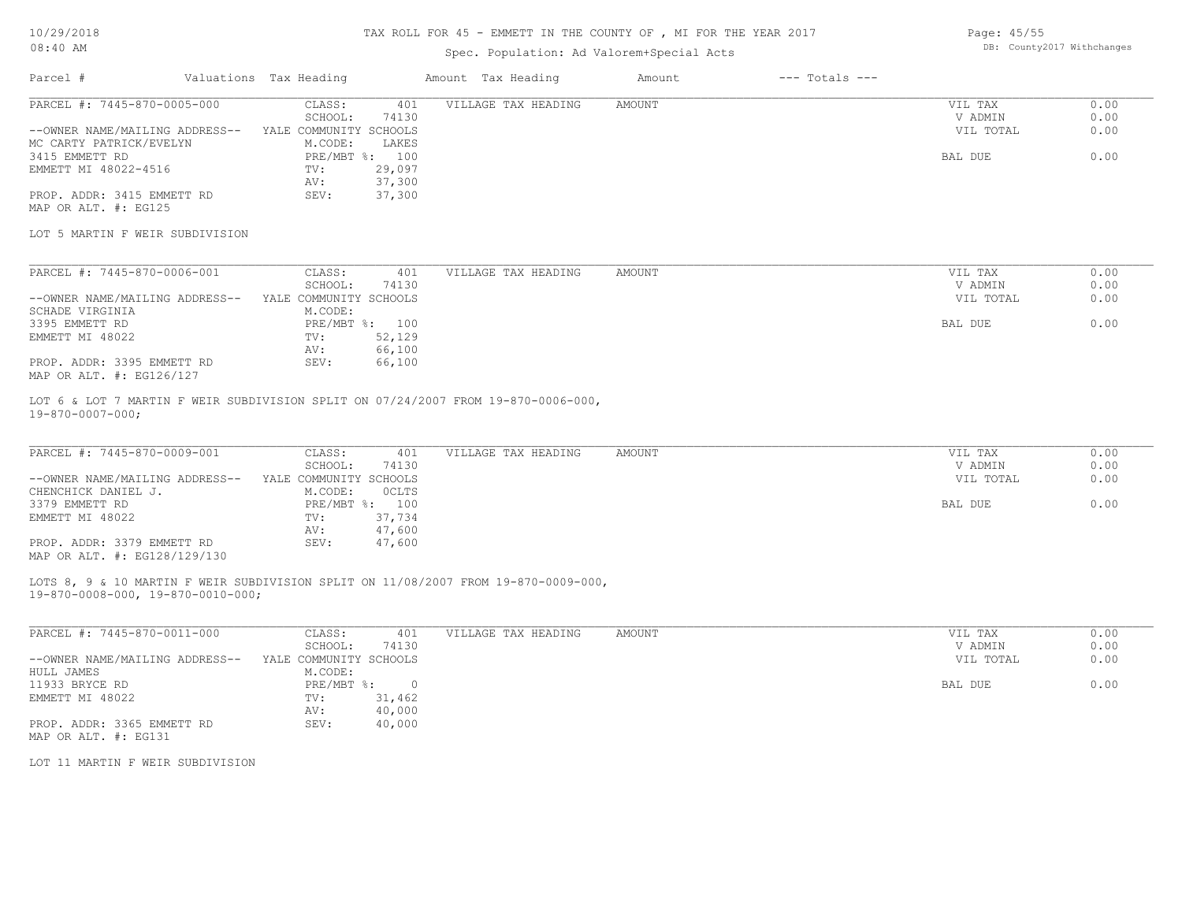# TAX ROLL FOR 45 - EMMETT IN THE COUNTY OF , MI FOR THE YEAR 2017

Spec. Population: Ad Valorem+Special Acts

10/29/2018
08:40 AM

DB: County2017 Withchanges

| Parcel # | Valuations | Tax Heading | Amount | Tax Heading | Amount | --- Totals --- | |
|---|---|---|---|---|---|---|---|

---

PARCEL #: 7445-870-0005-000

| | | | | | |
|---|---|---|---|---|---|
| CLASS: | 401 | VILLAGE TAX HEADING | AMOUNT | VIL TAX | 0.00 |
| SCHOOL: | 74130 | | | V ADMIN | 0.00 |
| YALE COMMUNITY SCHOOLS | | | | VIL TOTAL | 0.00 |
| M.CODE: | LAKES | | | | |
| PRE/MBT %: | 100 | | | BAL DUE | 0.00 |
| TV: | 29,097 | | | | |
| AV: | 37,300 | | | | |
| SEV: | 37,300 | | | | |

--OWNER NAME/MAILING ADDRESS--
MC CARTY PATRICK/EVELYN
3415 EMMETT RD
EMMETT MI 48022-4516

PROP. ADDR: 3415 EMMETT RD
MAP OR ALT. #: EG125

LOT 5 MARTIN F WEIR SUBDIVISION

---

PARCEL #: 7445-870-0006-001

| | | | | | |
|---|---|---|---|---|---|
| CLASS: | 401 | VILLAGE TAX HEADING | AMOUNT | VIL TAX | 0.00 |
| SCHOOL: | 74130 | | | V ADMIN | 0.00 |
| YALE COMMUNITY SCHOOLS | | | | VIL TOTAL | 0.00 |
| M.CODE: | | | | | |
| PRE/MBT %: | 100 | | | BAL DUE | 0.00 |
| TV: | 52,129 | | | | |
| AV: | 66,100 | | | | |
| SEV: | 66,100 | | | | |

--OWNER NAME/MAILING ADDRESS--
SCHADE VIRGINIA
3395 EMMETT RD
EMMETT MI 48022

PROP. ADDR: 3395 EMMETT RD
MAP OR ALT. #: EG126/127

LOT 6 & LOT 7 MARTIN F WEIR SUBDIVISION SPLIT ON 07/24/2007 FROM 19-870-0006-000, 19-870-0007-000;

---

PARCEL #: 7445-870-0009-001

| | | | | | |
|---|---|---|---|---|---|
| CLASS: | 401 | VILLAGE TAX HEADING | AMOUNT | VIL TAX | 0.00 |
| SCHOOL: | 74130 | | | V ADMIN | 0.00 |
| YALE COMMUNITY SCHOOLS | | | | VIL TOTAL | 0.00 |
| M.CODE: | 0CLTS | | | | |
| PRE/MBT %: | 100 | | | BAL DUE | 0.00 |
| TV: | 37,734 | | | | |
| AV: | 47,600 | | | | |
| SEV: | 47,600 | | | | |

--OWNER NAME/MAILING ADDRESS--
CHENCHICK DANIEL J.
3379 EMMETT RD
EMMETT MI 48022

PROP. ADDR: 3379 EMMETT RD
MAP OR ALT. #: EG128/129/130

LOTS 8, 9 & 10 MARTIN F WEIR SUBDIVISION SPLIT ON 11/08/2007 FROM 19-870-0009-000, 19-870-0008-000, 19-870-0010-000;

---

PARCEL #: 7445-870-0011-000

| | | | | | |
|---|---|---|---|---|---|
| CLASS: | 401 | VILLAGE TAX HEADING | AMOUNT | VIL TAX | 0.00 |
| SCHOOL: | 74130 | | | V ADMIN | 0.00 |
| YALE COMMUNITY SCHOOLS | | | | VIL TOTAL | 0.00 |
| M.CODE: | | | | | |
| PRE/MBT %: | 0 | | | BAL DUE | 0.00 |
| TV: | 31,462 | | | | |
| AV: | 40,000 | | | | |
| SEV: | 40,000 | | | | |

--OWNER NAME/MAILING ADDRESS--
HULL JAMES
11933 BRYCE RD
EMMETT MI 48022

PROP. ADDR: 3365 EMMETT RD
MAP OR ALT. #: EG131

LOT 11 MARTIN F WEIR SUBDIVISION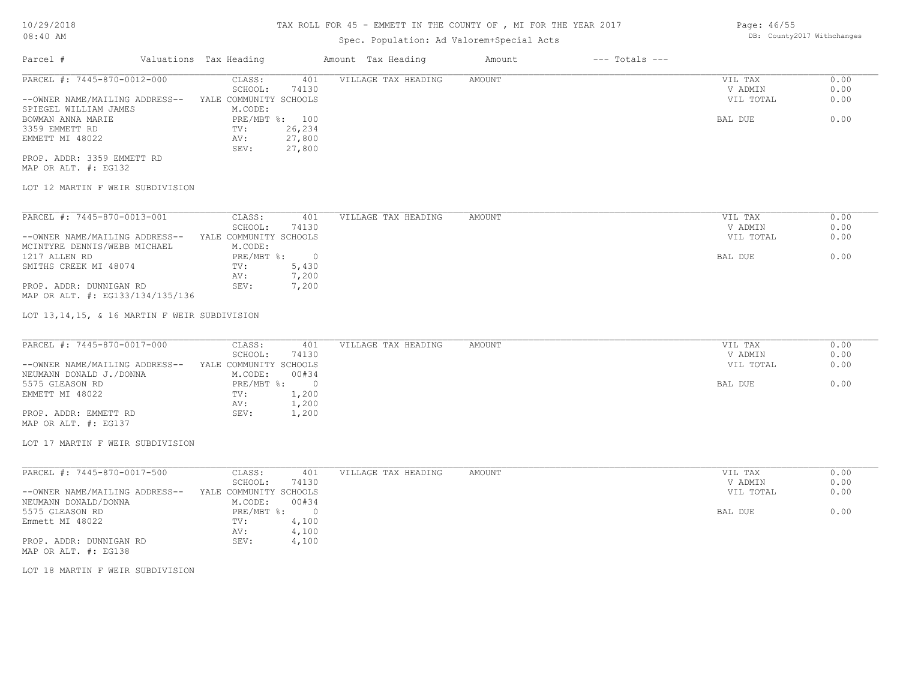# TAX ROLL FOR 45 - EMMETT IN THE COUNTY OF , MI FOR THE YEAR 2017

Spec. Population: Ad Valorem+Special Acts

10/29/2018 08:40 AM

DB: County2017 Withchanges

| Parcel # | Valuations | Tax Heading | Amount | Tax Heading | Amount | --- Totals --- |
|---|---|---|---|---|---|---|

---

**PARCEL #: 7445-870-0012-000**

CLASS: 401
SCHOOL: 74130
YALE COMMUNITY SCHOOLS
M.CODE:
PRE/MBT %: 100
TV: 26,234
AV: 27,800
SEV: 27,800

--OWNER NAME/MAILING ADDRESS--
SPIEGEL WILLIAM JAMES
BOWMAN ANNA MARIE
3359 EMMETT RD
EMMETT MI 48022

PROP. ADDR: 3359 EMMETT RD
MAP OR ALT. #: EG132

LOT 12 MARTIN F WEIR SUBDIVISION

VILLAGE TAX HEADING AMOUNT

| | |
|---|---|
| VIL TAX | 0.00 |
| V ADMIN | 0.00 |
| VIL TOTAL | 0.00 |
| BAL DUE | 0.00 |

---

**PARCEL #: 7445-870-0013-001**

CLASS: 401
SCHOOL: 74130
YALE COMMUNITY SCHOOLS
M.CODE:
PRE/MBT %: 0
TV: 5,430
AV: 7,200
SEV: 7,200

--OWNER NAME/MAILING ADDRESS--
MCINTYRE DENNIS/WEBB MICHAEL
1217 ALLEN RD
SMITHS CREEK MI 48074

PROP. ADDR: DUNNIGAN RD
MAP OR ALT. #: EG133/134/135/136

LOT 13,14,15, & 16 MARTIN F WEIR SUBDIVISION

VILLAGE TAX HEADING AMOUNT

| | |
|---|---|
| VIL TAX | 0.00 |
| V ADMIN | 0.00 |
| VIL TOTAL | 0.00 |
| BAL DUE | 0.00 |

---

**PARCEL #: 7445-870-0017-000**

CLASS: 401
SCHOOL: 74130
YALE COMMUNITY SCHOOLS
M.CODE: 00#34
PRE/MBT %: 0
TV: 1,200
AV: 1,200
SEV: 1,200

--OWNER NAME/MAILING ADDRESS--
NEUMANN DONALD J./DONNA
5575 GLEASON RD
EMMETT MI 48022

PROP. ADDR: EMMETT RD
MAP OR ALT. #: EG137

LOT 17 MARTIN F WEIR SUBDIVISION

VILLAGE TAX HEADING AMOUNT

| | |
|---|---|
| VIL TAX | 0.00 |
| V ADMIN | 0.00 |
| VIL TOTAL | 0.00 |
| BAL DUE | 0.00 |

---

**PARCEL #: 7445-870-0017-500**

CLASS: 401
SCHOOL: 74130
YALE COMMUNITY SCHOOLS
M.CODE: 00#34
PRE/MBT %: 0
TV: 4,100
AV: 4,100
SEV: 4,100

--OWNER NAME/MAILING ADDRESS--
NEUMANN DONALD/DONNA
5575 GLEASON RD
Emmett MI 48022

PROP. ADDR: DUNNIGAN RD
MAP OR ALT. #: EG138

LOT 18 MARTIN F WEIR SUBDIVISION

VILLAGE TAX HEADING AMOUNT

| | |
|---|---|
| VIL TAX | 0.00 |
| V ADMIN | 0.00 |
| VIL TOTAL | 0.00 |
| BAL DUE | 0.00 |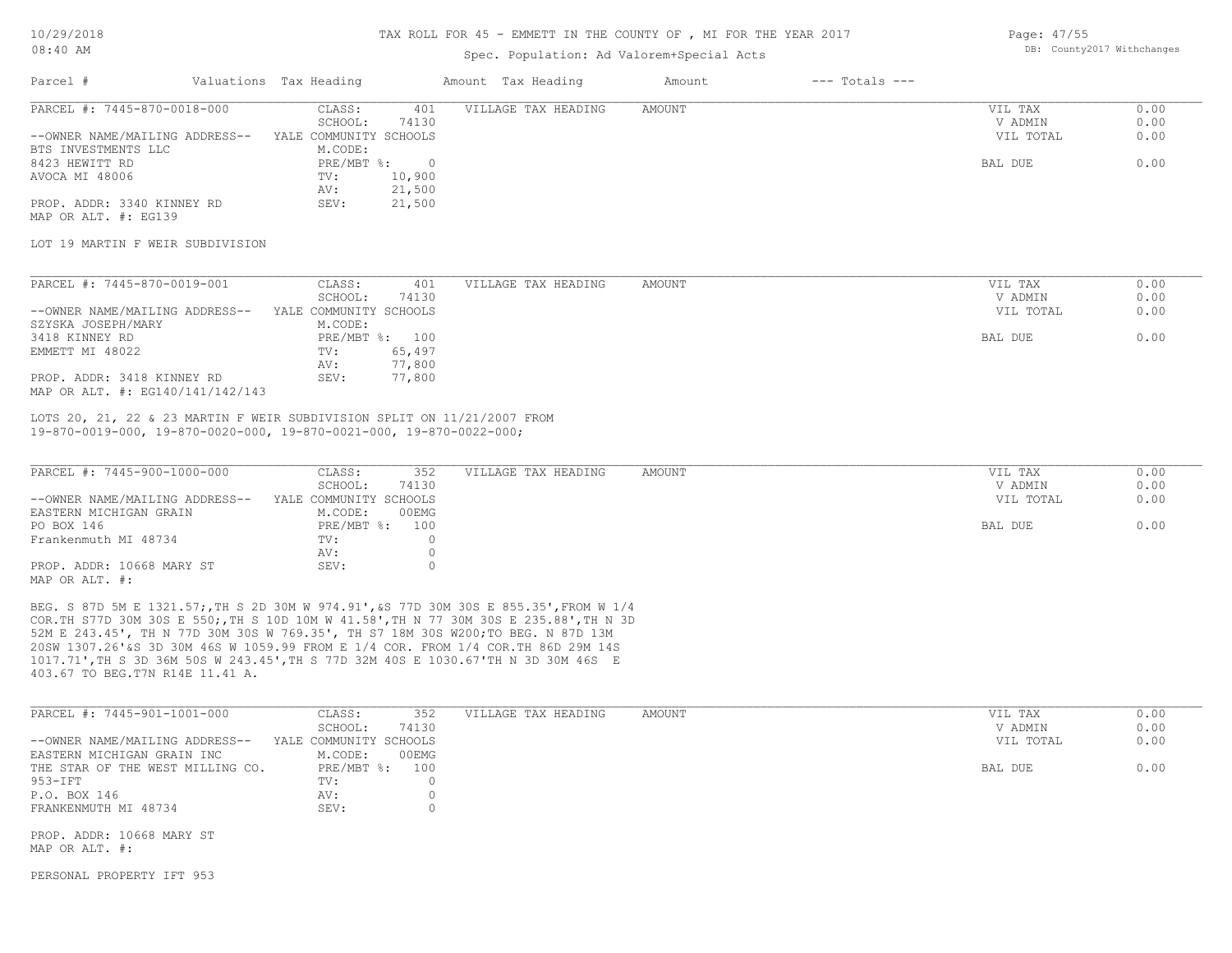# TAX ROLL FOR 45 - EMMETT IN THE COUNTY OF , MI FOR THE YEAR 2017

Spec. Population: Ad Valorem+Special Acts

| Parcel # | Valuations Tax Heading | Amount Tax Heading | Amount | --- Totals --- |
|---|---|---|---|---|

---

**PARCEL #: 7445-870-0018-000**

| | | | |
|---|---|---|---|
| CLASS: 401 | VILLAGE TAX HEADING | AMOUNT | VIL TAX 0.00 |
| SCHOOL: 74130 | | | V ADMIN 0.00 |
| YALE COMMUNITY SCHOOLS | | | VIL TOTAL 0.00 |
| M.CODE: | | | |
| PRE/MBT %: 0 | | | BAL DUE 0.00 |
| TV: 10,900 | | | |
| AV: 21,500 | | | |
| SEV: 21,500 | | | |

--OWNER NAME/MAILING ADDRESS--
BTS INVESTMENTS LLC
8423 HEWITT RD
AVOCA MI 48006

PROP. ADDR: 3340 KINNEY RD
MAP OR ALT. #: EG139

LOT 19 MARTIN F WEIR SUBDIVISION

---

**PARCEL #: 7445-870-0019-001**

| | | | |
|---|---|---|---|
| CLASS: 401 | VILLAGE TAX HEADING | AMOUNT | VIL TAX 0.00 |
| SCHOOL: 74130 | | | V ADMIN 0.00 |
| YALE COMMUNITY SCHOOLS | | | VIL TOTAL 0.00 |
| M.CODE: | | | |
| PRE/MBT %: 100 | | | BAL DUE 0.00 |
| TV: 65,497 | | | |
| AV: 77,800 | | | |
| SEV: 77,800 | | | |

--OWNER NAME/MAILING ADDRESS--
SZYSKA JOSEPH/MARY
3418 KINNEY RD
EMMETT MI 48022

PROP. ADDR: 3418 KINNEY RD
MAP OR ALT. #: EG140/141/142/143

LOTS 20, 21, 22 & 23 MARTIN F WEIR SUBDIVISION SPLIT ON 11/21/2007 FROM 19-870-0019-000, 19-870-0020-000, 19-870-0021-000, 19-870-0022-000;

---

**PARCEL #: 7445-900-1000-000**

| | | | |
|---|---|---|---|
| CLASS: 352 | VILLAGE TAX HEADING | AMOUNT | VIL TAX 0.00 |
| SCHOOL: 74130 | | | V ADMIN 0.00 |
| YALE COMMUNITY SCHOOLS | | | VIL TOTAL 0.00 |
| M.CODE: 00EMG | | | |
| PRE/MBT %: 100 | | | BAL DUE 0.00 |
| TV: 0 | | | |
| AV: 0 | | | |
| SEV: 0 | | | |

--OWNER NAME/MAILING ADDRESS--
EASTERN MICHIGAN GRAIN
PO BOX 146
Frankenmuth MI 48734

PROP. ADDR: 10668 MARY ST
MAP OR ALT. #:

BEG. S 87D 5M E 1321.57;,TH S 2D 30M W 974.91',&S 77D 30M 30S E 855.35',FROM W 1/4 COR.TH S77D 30M 30S E 550;,TH S 10D 10M W 41.58',TH N 77 30M 30S E 235.88',TH N 3D 52M E 243.45', TH N 77D 30M 30S W 769.35', TH S7 18M 30S W200;TO BEG. N 87D 13M 20SW 1307.26'&S 3D 30M 46S W 1059.99 FROM E 1/4 COR. FROM 1/4 COR.TH 86D 29M 14S 1017.71',TH S 3D 36M 50S W 243.45',TH S 77D 32M 40S E 1030.67'TH N 3D 30M 46S E 403.67 TO BEG.T7N R14E 11.41 A.

---

**PARCEL #: 7445-901-1001-000**

| | | | |
|---|---|---|---|
| CLASS: 352 | VILLAGE TAX HEADING | AMOUNT | VIL TAX 0.00 |
| SCHOOL: 74130 | | | V ADMIN 0.00 |
| YALE COMMUNITY SCHOOLS | | | VIL TOTAL 0.00 |
| M.CODE: 00EMG | | | |
| PRE/MBT %: 100 | | | BAL DUE 0.00 |
| TV: 0 | | | |
| AV: 0 | | | |
| SEV: 0 | | | |

--OWNER NAME/MAILING ADDRESS--
EASTERN MICHIGAN GRAIN INC
THE STAR OF THE WEST MILLING CO.
953-IFT
P.O. BOX 146
FRANKENMUTH MI 48734

PROP. ADDR: 10668 MARY ST
MAP OR ALT. #:

PERSONAL PROPERTY IFT 953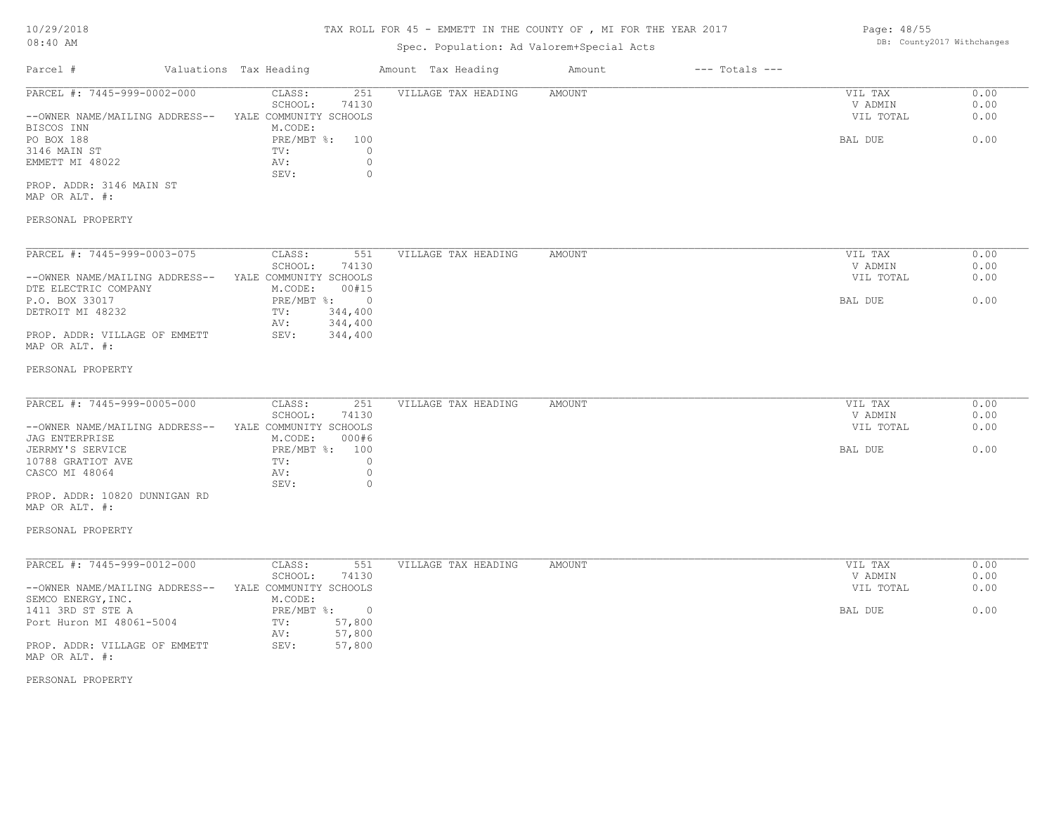# TAX ROLL FOR 45 - EMMETT IN THE COUNTY OF , MI FOR THE YEAR 2017

Spec. Population: Ad Valorem+Special Acts

DB: County2017 Withchanges

10/29/2018
08:40 AM

| Parcel # | Valuations | Tax Heading | Amount | Tax Heading | Amount | --- Totals --- | |
|---|---|---|---|---|---|---|---|

---

**PARCEL #: 7445-999-0002-000**

| | | | | | |
|---|---|---|---|---|---|
| CLASS: | 251 | VILLAGE TAX HEADING | AMOUNT | VIL TAX | 0.00 |
| SCHOOL: | 74130 | | | V ADMIN | 0.00 |
| YALE COMMUNITY SCHOOLS | | | | VIL TOTAL | 0.00 |
| M.CODE: | | | | | |
| PRE/MBT %: | 100 | | | BAL DUE | 0.00 |
| TV: | 0 | | | | |
| AV: | 0 | | | | |
| SEV: | 0 | | | | |

--OWNER NAME/MAILING ADDRESS--
BISCOS INN
PO BOX 188
3146 MAIN ST
EMMETT MI 48022

PROP. ADDR: 3146 MAIN ST
MAP OR ALT. #:

PERSONAL PROPERTY

---

**PARCEL #: 7445-999-0003-075**

| | | | | | |
|---|---|---|---|---|---|
| CLASS: | 551 | VILLAGE TAX HEADING | AMOUNT | VIL TAX | 0.00 |
| SCHOOL: | 74130 | | | V ADMIN | 0.00 |
| YALE COMMUNITY SCHOOLS | | | | VIL TOTAL | 0.00 |
| M.CODE: | 00#15 | | | | |
| PRE/MBT %: | 0 | | | BAL DUE | 0.00 |
| TV: | 344,400 | | | | |
| AV: | 344,400 | | | | |
| SEV: | 344,400 | | | | |

--OWNER NAME/MAILING ADDRESS--
DTE ELECTRIC COMPANY
P.O. BOX 33017
DETROIT MI 48232

PROP. ADDR: VILLAGE OF EMMETT
MAP OR ALT. #:

PERSONAL PROPERTY

---

**PARCEL #: 7445-999-0005-000**

| | | | | | |
|---|---|---|---|---|---|
| CLASS: | 251 | VILLAGE TAX HEADING | AMOUNT | VIL TAX | 0.00 |
| SCHOOL: | 74130 | | | V ADMIN | 0.00 |
| YALE COMMUNITY SCHOOLS | | | | VIL TOTAL | 0.00 |
| M.CODE: | 000#6 | | | | |
| PRE/MBT %: | 100 | | | BAL DUE | 0.00 |
| TV: | 0 | | | | |
| AV: | 0 | | | | |
| SEV: | 0 | | | | |

--OWNER NAME/MAILING ADDRESS--
JAG ENTERPRISE
JERRMY'S SERVICE
10788 GRATIOT AVE
CASCO MI 48064

PROP. ADDR: 10820 DUNNIGAN RD
MAP OR ALT. #:

PERSONAL PROPERTY

---

**PARCEL #: 7445-999-0012-000**

| | | | | | |
|---|---|---|---|---|---|
| CLASS: | 551 | VILLAGE TAX HEADING | AMOUNT | VIL TAX | 0.00 |
| SCHOOL: | 74130 | | | V ADMIN | 0.00 |
| YALE COMMUNITY SCHOOLS | | | | VIL TOTAL | 0.00 |
| M.CODE: | | | | | |
| PRE/MBT %: | 0 | | | BAL DUE | 0.00 |
| TV: | 57,800 | | | | |
| AV: | 57,800 | | | | |
| SEV: | 57,800 | | | | |

--OWNER NAME/MAILING ADDRESS--
SEMCO ENERGY,INC.
1411 3RD ST STE A
Port Huron MI 48061-5004

PROP. ADDR: VILLAGE OF EMMETT
MAP OR ALT. #:

PERSONAL PROPERTY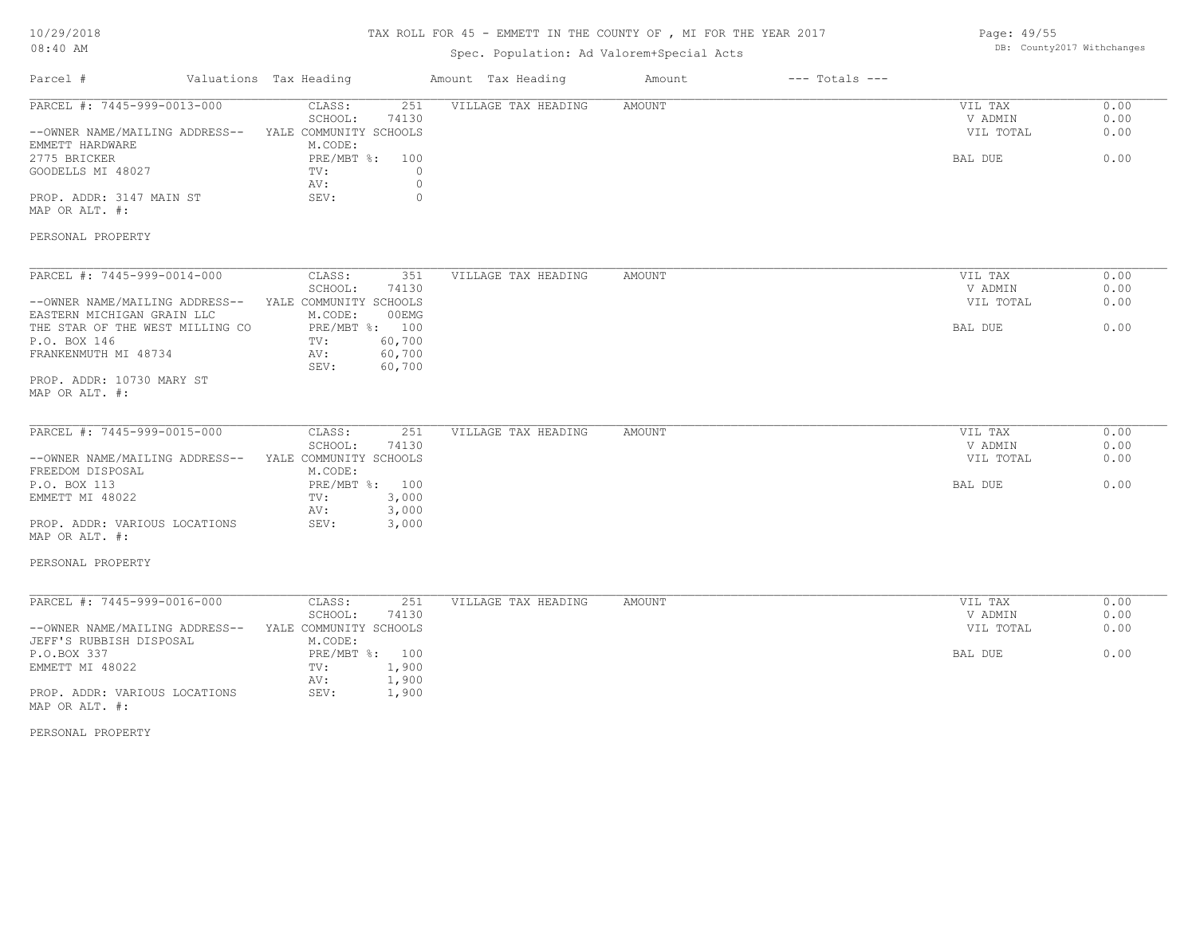# TAX ROLL FOR 45 - EMMETT IN THE COUNTY OF , MI FOR THE YEAR 2017

Spec. Population: Ad Valorem+Special Acts

DB: County2017 Withchanges

| Parcel # | Valuations Tax Heading | | Amount Tax Heading | Amount | --- Totals --- | |
|---|---|---|---|---|---|---|

---

PARCEL #: 7445-999-0013-000

--OWNER NAME/MAILING ADDRESS--
EMMETT HARDWARE
2775 BRICKER
GOODELLS MI 48027

PROP. ADDR: 3147 MAIN ST
MAP OR ALT. #:

| | | | | | |
|---|---|---|---|---|---|
| CLASS: | 251 | VILLAGE TAX HEADING | AMOUNT | VIL TAX | 0.00 |
| SCHOOL: | 74130 | | | V ADMIN | 0.00 |
| YALE COMMUNITY SCHOOLS | | | | VIL TOTAL | 0.00 |
| M.CODE: | | | | | |
| PRE/MBT %: | 100 | | | BAL DUE | 0.00 |
| TV: | 0 | | | | |
| AV: | 0 | | | | |
| SEV: | 0 | | | | |

PERSONAL PROPERTY

---

PARCEL #: 7445-999-0014-000

--OWNER NAME/MAILING ADDRESS--
EASTERN MICHIGAN GRAIN LLC
THE STAR OF THE WEST MILLING CO
P.O. BOX 146
FRANKENMUTH MI 48734

PROP. ADDR: 10730 MARY ST
MAP OR ALT. #:

| | | | | | |
|---|---|---|---|---|---|
| CLASS: | 351 | VILLAGE TAX HEADING | AMOUNT | VIL TAX | 0.00 |
| SCHOOL: | 74130 | | | V ADMIN | 0.00 |
| YALE COMMUNITY SCHOOLS | | | | VIL TOTAL | 0.00 |
| M.CODE: | 00EMG | | | | |
| PRE/MBT %: | 100 | | | BAL DUE | 0.00 |
| TV: | 60,700 | | | | |
| AV: | 60,700 | | | | |
| SEV: | 60,700 | | | | |

---

PARCEL #: 7445-999-0015-000

--OWNER NAME/MAILING ADDRESS--
FREEDOM DISPOSAL
P.O. BOX 113
EMMETT MI 48022

PROP. ADDR: VARIOUS LOCATIONS
MAP OR ALT. #:

| | | | | | |
|---|---|---|---|---|---|
| CLASS: | 251 | VILLAGE TAX HEADING | AMOUNT | VIL TAX | 0.00 |
| SCHOOL: | 74130 | | | V ADMIN | 0.00 |
| YALE COMMUNITY SCHOOLS | | | | VIL TOTAL | 0.00 |
| M.CODE: | | | | | |
| PRE/MBT %: | 100 | | | BAL DUE | 0.00 |
| TV: | 3,000 | | | | |
| AV: | 3,000 | | | | |
| SEV: | 3,000 | | | | |

PERSONAL PROPERTY

---

PARCEL #: 7445-999-0016-000

--OWNER NAME/MAILING ADDRESS--
JEFF'S RUBBISH DISPOSAL
P.O.BOX 337
EMMETT MI 48022

PROP. ADDR: VARIOUS LOCATIONS
MAP OR ALT. #:

| | | | | | |
|---|---|---|---|---|---|
| CLASS: | 251 | VILLAGE TAX HEADING | AMOUNT | VIL TAX | 0.00 |
| SCHOOL: | 74130 | | | V ADMIN | 0.00 |
| YALE COMMUNITY SCHOOLS | | | | VIL TOTAL | 0.00 |
| M.CODE: | | | | | |
| PRE/MBT %: | 100 | | | BAL DUE | 0.00 |
| TV: | 1,900 | | | | |
| AV: | 1,900 | | | | |
| SEV: | 1,900 | | | | |

PERSONAL PROPERTY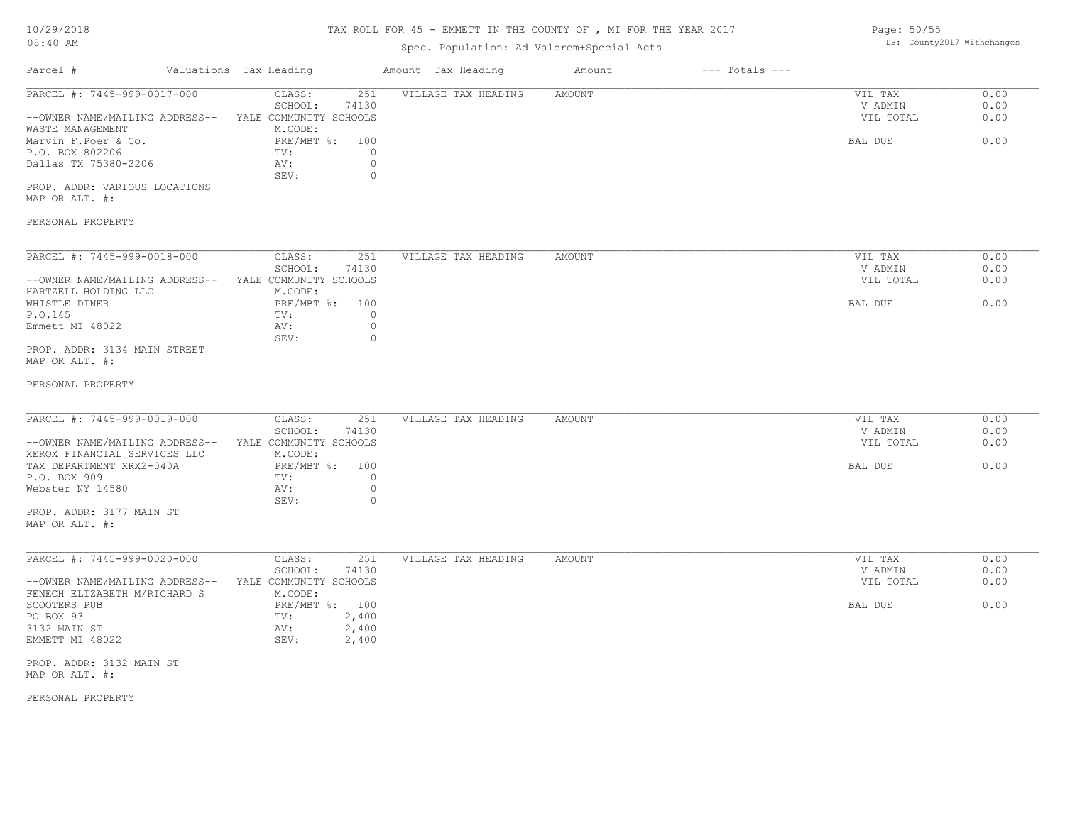# TAX ROLL FOR 45 - EMMETT IN THE COUNTY OF , MI FOR THE YEAR 2017

Spec. Population: Ad Valorem+Special Acts

DB: County2017 Withchanges

| Parcel # | Valuations | Tax Heading | Amount | Tax Heading | Amount | --- Totals --- | |
|---|---|---|---|---|---|---|---|
| PARCEL #: 7445-999-0017-000 | CLASS: | 251 | VILLAGE TAX HEADING | AMOUNT | | VIL TAX | 0.00 |
| | SCHOOL: | 74130 | | | | V ADMIN | 0.00 |
| --OWNER NAME/MAILING ADDRESS-- | YALE COMMUNITY SCHOOLS | | | | | VIL TOTAL | 0.00 |
| WASTE MANAGEMENT | M.CODE: | | | | | | |
| Marvin F.Poer & Co. | PRE/MBT %: | 100 | | | | BAL DUE | 0.00 |
| P.O. BOX 802206 | TV: | 0 | | | | | |
| Dallas TX 75380-2206 | AV: | 0 | | | | | |
| | SEV: | 0 | | | | | |

PROP. ADDR: VARIOUS LOCATIONS
MAP OR ALT. #:

PERSONAL PROPERTY

| Parcel # | Valuations | Tax Heading | Amount | Tax Heading | Amount | --- Totals --- | |
|---|---|---|---|---|---|---|---|
| PARCEL #: 7445-999-0018-000 | CLASS: | 251 | VILLAGE TAX HEADING | AMOUNT | | VIL TAX | 0.00 |
| | SCHOOL: | 74130 | | | | V ADMIN | 0.00 |
| --OWNER NAME/MAILING ADDRESS-- | YALE COMMUNITY SCHOOLS | | | | | VIL TOTAL | 0.00 |
| HARTZELL HOLDING LLC | M.CODE: | | | | | | |
| WHISTLE DINER | PRE/MBT %: | 100 | | | | BAL DUE | 0.00 |
| P.O.145 | TV: | 0 | | | | | |
| Emmett MI 48022 | AV: | 0 | | | | | |
| | SEV: | 0 | | | | | |

PROP. ADDR: 3134 MAIN STREET
MAP OR ALT. #:

PERSONAL PROPERTY

| Parcel # | Valuations | Tax Heading | Amount | Tax Heading | Amount | --- Totals --- | |
|---|---|---|---|---|---|---|---|
| PARCEL #: 7445-999-0019-000 | CLASS: | 251 | VILLAGE TAX HEADING | AMOUNT | | VIL TAX | 0.00 |
| | SCHOOL: | 74130 | | | | V ADMIN | 0.00 |
| --OWNER NAME/MAILING ADDRESS-- | YALE COMMUNITY SCHOOLS | | | | | VIL TOTAL | 0.00 |
| XEROX FINANCIAL SERVICES LLC | M.CODE: | | | | | | |
| TAX DEPARTMENT XRX2-040A | PRE/MBT %: | 100 | | | | BAL DUE | 0.00 |
| P.O. BOX 909 | TV: | 0 | | | | | |
| Webster NY 14580 | AV: | 0 | | | | | |
| | SEV: | 0 | | | | | |

PROP. ADDR: 3177 MAIN ST
MAP OR ALT. #:

| Parcel # | Valuations | Tax Heading | Amount | Tax Heading | Amount | --- Totals --- | |
|---|---|---|---|---|---|---|---|
| PARCEL #: 7445-999-0020-000 | CLASS: | 251 | VILLAGE TAX HEADING | AMOUNT | | VIL TAX | 0.00 |
| | SCHOOL: | 74130 | | | | V ADMIN | 0.00 |
| --OWNER NAME/MAILING ADDRESS-- | YALE COMMUNITY SCHOOLS | | | | | VIL TOTAL | 0.00 |
| FENECH ELIZABETH M/RICHARD S | M.CODE: | | | | | | |
| SCOOTERS PUB | PRE/MBT %: | 100 | | | | BAL DUE | 0.00 |
| PO BOX 93 | TV: | 2,400 | | | | | |
| 3132 MAIN ST | AV: | 2,400 | | | | | |
| EMMETT MI 48022 | SEV: | 2,400 | | | | | |

PROP. ADDR: 3132 MAIN ST
MAP OR ALT. #:

PERSONAL PROPERTY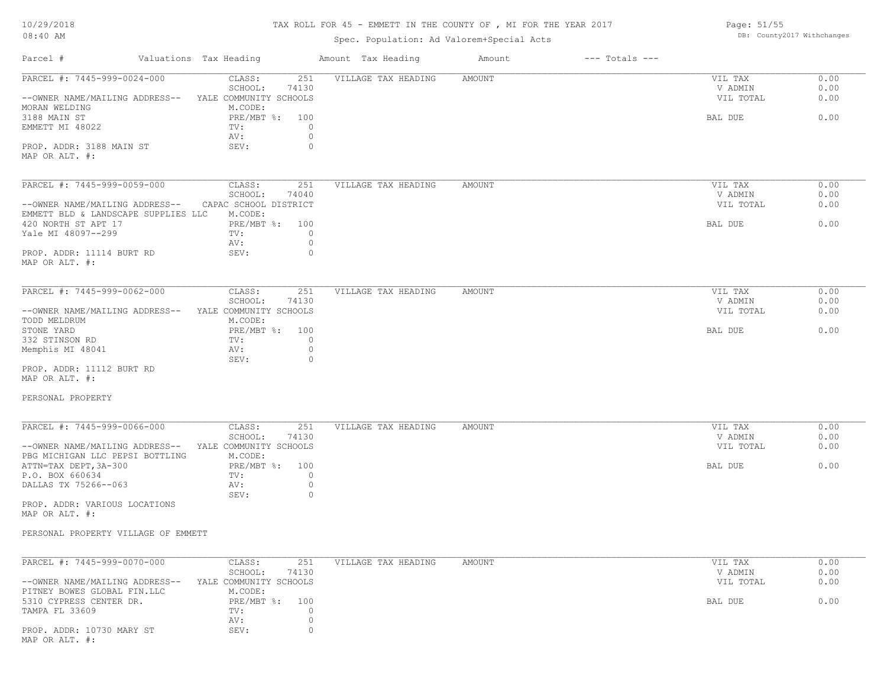| Parcel # | Valuations | Tax Heading | Amount | Tax Heading | Amount | --- Totals --- | |
|---|---|---|---|---|---|---|---|

**PARCEL #: 7445-999-0024-000**

CLASS: 251
SCHOOL: 74130 YALE COMMUNITY SCHOOLS
M.CODE:
PRE/MBT %: 100
TV: 0
AV: 0
SEV: 0

--OWNER NAME/MAILING ADDRESS--
MORAN WELDING
3188 MAIN ST
EMMETT MI 48022

PROP. ADDR: 3188 MAIN ST
MAP OR ALT. #:

| VILLAGE TAX HEADING | AMOUNT |
|---|---|

| | |
|---|---|
| VIL TAX | 0.00 |
| V ADMIN | 0.00 |
| VIL TOTAL | 0.00 |
| BAL DUE | 0.00 |

---

**PARCEL #: 7445-999-0059-000**

CLASS: 251
SCHOOL: 74040 CAPAC SCHOOL DISTRICT
M.CODE:
PRE/MBT %: 100
TV: 0
AV: 0
SEV: 0

--OWNER NAME/MAILING ADDRESS--
EMMETT BLD & LANDSCAPE SUPPLIES LLC
420 NORTH ST APT 17
Yale MI 48097--299

PROP. ADDR: 11114 BURT RD
MAP OR ALT. #:

| VILLAGE TAX HEADING | AMOUNT |
|---|---|

| | |
|---|---|
| VIL TAX | 0.00 |
| V ADMIN | 0.00 |
| VIL TOTAL | 0.00 |
| BAL DUE | 0.00 |

---

**PARCEL #: 7445-999-0062-000**

CLASS: 251
SCHOOL: 74130 YALE COMMUNITY SCHOOLS
M.CODE:
PRE/MBT %: 100
TV: 0
AV: 0
SEV: 0

--OWNER NAME/MAILING ADDRESS--
TODD MELDRUM
STONE YARD
332 STINSON RD
Memphis MI 48041

PROP. ADDR: 11112 BURT RD
MAP OR ALT. #:

PERSONAL PROPERTY

| VILLAGE TAX HEADING | AMOUNT |
|---|---|

| | |
|---|---|
| VIL TAX | 0.00 |
| V ADMIN | 0.00 |
| VIL TOTAL | 0.00 |
| BAL DUE | 0.00 |

---

**PARCEL #: 7445-999-0066-000**

CLASS: 251
SCHOOL: 74130 YALE COMMUNITY SCHOOLS
M.CODE:
PRE/MBT %: 100
TV: 0
AV: 0
SEV: 0

--OWNER NAME/MAILING ADDRESS--
PBG MICHIGAN LLC PEPSI BOTTLING
ATTN=TAX DEPT,3A-300
P.O. BOX 660634
DALLAS TX 75266--063

PROP. ADDR: VARIOUS LOCATIONS
MAP OR ALT. #:

PERSONAL PROPERTY VILLAGE OF EMMETT

| VILLAGE TAX HEADING | AMOUNT |
|---|---|

| | |
|---|---|
| VIL TAX | 0.00 |
| V ADMIN | 0.00 |
| VIL TOTAL | 0.00 |
| BAL DUE | 0.00 |

---

**PARCEL #: 7445-999-0070-000**

CLASS: 251
SCHOOL: 74130 YALE COMMUNITY SCHOOLS
M.CODE:
PRE/MBT %: 100
TV: 0
AV: 0
SEV: 0

--OWNER NAME/MAILING ADDRESS--
PITNEY BOWES GLOBAL FIN.LLC
5310 CYPRESS CENTER DR.
TAMPA FL 33609

PROP. ADDR: 10730 MARY ST
MAP OR ALT. #:

| VILLAGE TAX HEADING | AMOUNT |
|---|---|

| | |
|---|---|
| VIL TAX | 0.00 |
| V ADMIN | 0.00 |
| VIL TOTAL | 0.00 |
| BAL DUE | 0.00 |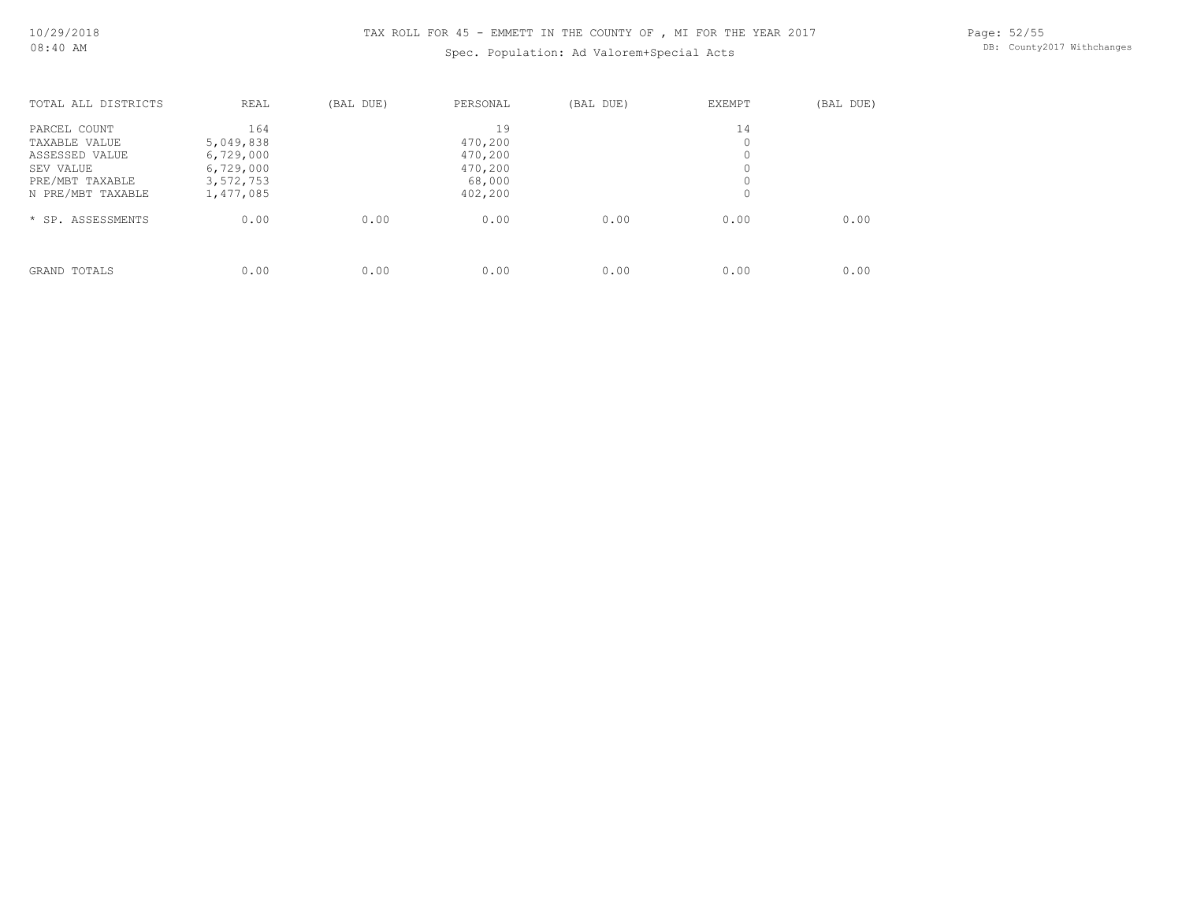TAX ROLL FOR 45 - EMMETT IN THE COUNTY OF , MI FOR THE YEAR 2017

Spec. Population: Ad Valorem+Special Acts

| TOTAL ALL DISTRICTS | REAL | (BAL DUE) | PERSONAL | (BAL DUE) | EXEMPT | (BAL DUE) |
|---|---|---|---|---|---|---|
| PARCEL COUNT | 164 | | 19 | | 14 | |
| TAXABLE VALUE | 5,049,838 | | 470,200 | | 0 | |
| ASSESSED VALUE | 6,729,000 | | 470,200 | | 0 | |
| SEV VALUE | 6,729,000 | | 470,200 | | 0 | |
| PRE/MBT TAXABLE | 3,572,753 | | 68,000 | | 0 | |
| N PRE/MBT TAXABLE | 1,477,085 | | 402,200 | | 0 | |
| * SP. ASSESSMENTS | 0.00 | 0.00 | 0.00 | 0.00 | 0.00 | 0.00 |
| GRAND TOTALS | 0.00 | 0.00 | 0.00 | 0.00 | 0.00 | 0.00 |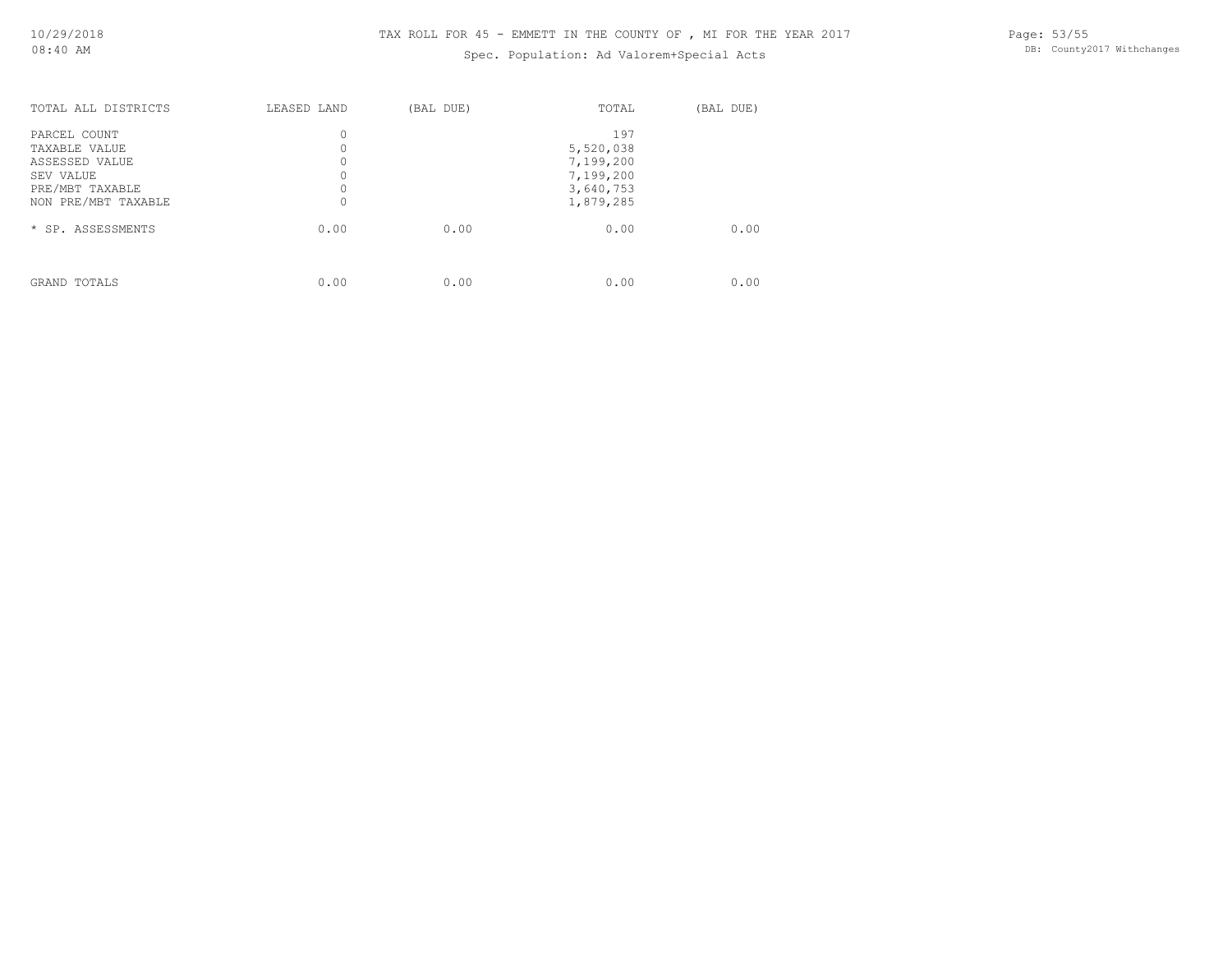# TAX ROLL FOR 45 - EMMETT IN THE COUNTY OF , MI FOR THE YEAR 2017

Spec. Population: Ad Valorem+Special Acts

| TOTAL ALL DISTRICTS | LEASED LAND | (BAL DUE) | TOTAL | (BAL DUE) |
|---|---|---|---|---|
| PARCEL COUNT | 0 | | 197 | |
| TAXABLE VALUE | 0 | | 5,520,038 | |
| ASSESSED VALUE | 0 | | 7,199,200 | |
| SEV VALUE | 0 | | 7,199,200 | |
| PRE/MBT TAXABLE | 0 | | 3,640,753 | |
| NON PRE/MBT TAXABLE | 0 | | 1,879,285 | |
| * SP. ASSESSMENTS | 0.00 | 0.00 | 0.00 | 0.00 |
| GRAND TOTALS | 0.00 | 0.00 | 0.00 | 0.00 |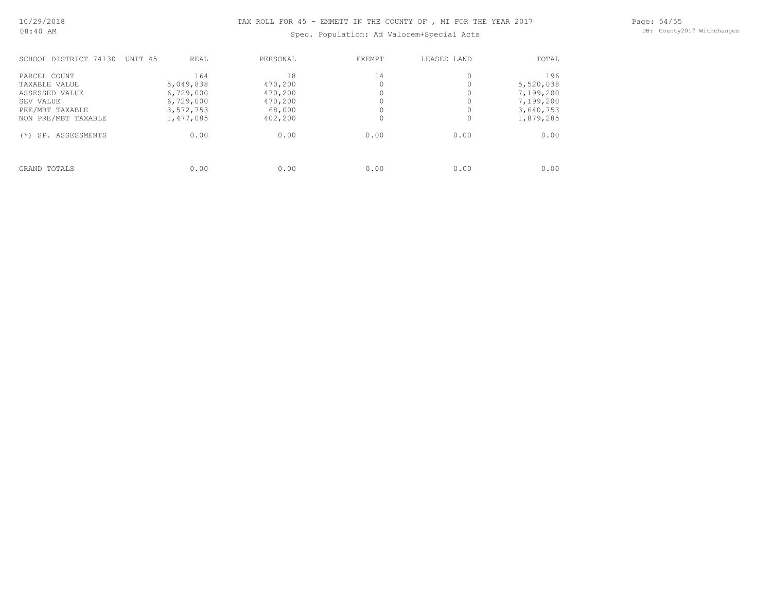# TAX ROLL FOR 45 - EMMETT IN THE COUNTY OF , MI FOR THE YEAR 2017

Spec. Population: Ad Valorem+Special Acts

| SCHOOL DISTRICT 74130 UNIT 45 | REAL | PERSONAL | EXEMPT | LEASED LAND | TOTAL |
|---|---|---|---|---|---|
| PARCEL COUNT | 164 | 18 | 14 | 0 | 196 |
| TAXABLE VALUE | 5,049,838 | 470,200 | 0 | 0 | 5,520,038 |
| ASSESSED VALUE | 6,729,000 | 470,200 | 0 | 0 | 7,199,200 |
| SEV VALUE | 6,729,000 | 470,200 | 0 | 0 | 7,199,200 |
| PRE/MBT TAXABLE | 3,572,753 | 68,000 | 0 | 0 | 3,640,753 |
| NON PRE/MBT TAXABLE | 1,477,085 | 402,200 | 0 | 0 | 1,879,285 |
| (*) SP. ASSESSMENTS | 0.00 | 0.00 | 0.00 | 0.00 | 0.00 |
| GRAND TOTALS | 0.00 | 0.00 | 0.00 | 0.00 | 0.00 |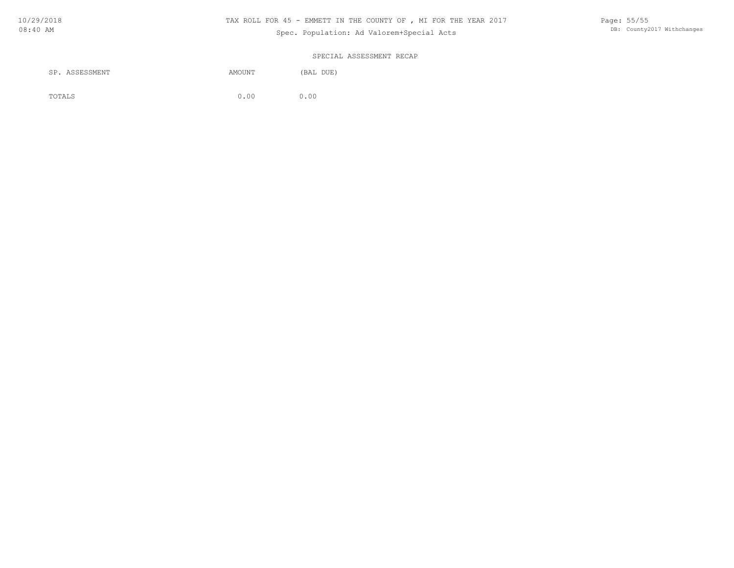## SPECIAL ASSESSMENT RECAP

| SP. ASSESSMENT | AMOUNT | (BAL DUE) |
|---|---|---|
| TOTALS | 0.00 | 0.00 |